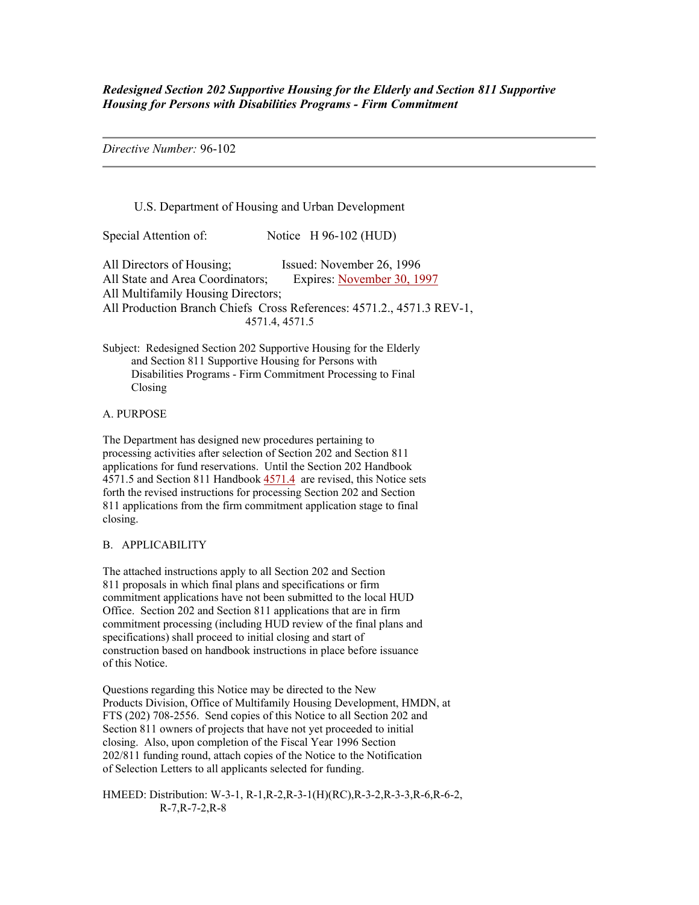***Redesigned Section 202 Supportive Housing for the Elderly and Section 811 Supportive Housing for Persons with Disabilities Programs - Firm Commitment***

---

*Directive Number:* 96-102

---

U.S. Department of Housing and Urban Development

Special Attention of: Notice H 96-102 (HUD)

All Directors of Housing; Issued: November 26, 1996
All State and Area Coordinators; Expires: November 30, 1997
All Multifamily Housing Directors;
All Production Branch Chiefs Cross References: 4571.2., 4571.3 REV-1, 4571.4, 4571.5

Subject: Redesigned Section 202 Supportive Housing for the Elderly and Section 811 Supportive Housing for Persons with Disabilities Programs - Firm Commitment Processing to Final Closing

A. PURPOSE

The Department has designed new procedures pertaining to processing activities after selection of Section 202 and Section 811 applications for fund reservations. Until the Section 202 Handbook 4571.5 and Section 811 Handbook 4571.4 are revised, this Notice sets forth the revised instructions for processing Section 202 and Section 811 applications from the firm commitment application stage to final closing.

B. APPLICABILITY

The attached instructions apply to all Section 202 and Section 811 proposals in which final plans and specifications or firm commitment applications have not been submitted to the local HUD Office. Section 202 and Section 811 applications that are in firm commitment processing (including HUD review of the final plans and specifications) shall proceed to initial closing and start of construction based on handbook instructions in place before issuance of this Notice.

Questions regarding this Notice may be directed to the New Products Division, Office of Multifamily Housing Development, HMDN, at FTS (202) 708-2556. Send copies of this Notice to all Section 202 and Section 811 owners of projects that have not yet proceeded to initial closing. Also, upon completion of the Fiscal Year 1996 Section 202/811 funding round, attach copies of the Notice to the Notification of Selection Letters to all applicants selected for funding.

HMEED: Distribution: W-3-1, R-1,R-2,R-3-1(H)(RC),R-3-2,R-3-3,R-6,R-6-2, R-7,R-7-2,R-8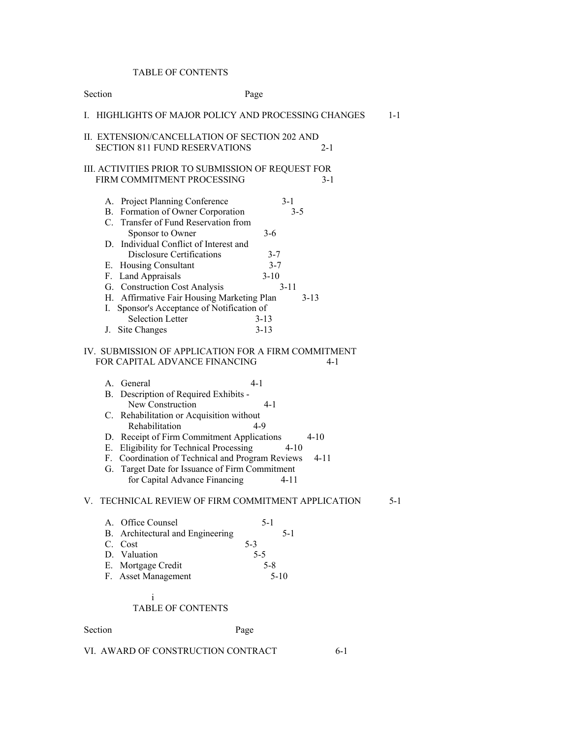# TABLE OF CONTENTS

| Section | Page |
|---|---|
| I. HIGHLIGHTS OF MAJOR POLICY AND PROCESSING CHANGES | 1-1 |
| II. EXTENSION/CANCELLATION OF SECTION 202 AND SECTION 811 FUND RESERVATIONS | 2-1 |
| III. ACTIVITIES PRIOR TO SUBMISSION OF REQUEST FOR FIRM COMMITMENT PROCESSING | 3-1 |
| A. Project Planning Conference | 3-1 |
| B. Formation of Owner Corporation | 3-5 |
| C. Transfer of Fund Reservation from Sponsor to Owner | 3-6 |
| D. Individual Conflict of Interest and Disclosure Certifications | 3-7 |
| E. Housing Consultant | 3-7 |
| F. Land Appraisals | 3-10 |
| G. Construction Cost Analysis | 3-11 |
| H. Affirmative Fair Housing Marketing Plan | 3-13 |
| I. Sponsor's Acceptance of Notification of Selection Letter | 3-13 |
| J. Site Changes | 3-13 |
| IV. SUBMISSION OF APPLICATION FOR A FIRM COMMITMENT FOR CAPITAL ADVANCE FINANCING | 4-1 |
| A. General | 4-1 |
| B. Description of Required Exhibits - New Construction | 4-1 |
| C. Rehabilitation or Acquisition without Rehabilitation | 4-9 |
| D. Receipt of Firm Commitment Applications | 4-10 |
| E. Eligibility for Technical Processing | 4-10 |
| F. Coordination of Technical and Program Reviews | 4-11 |
| G. Target Date for Issuance of Firm Commitment for Capital Advance Financing | 4-11 |
| V. TECHNICAL REVIEW OF FIRM COMMITMENT APPLICATION | 5-1 |
| A. Office Counsel | 5-1 |
| B. Architectural and Engineering | 5-1 |
| C. Cost | 5-3 |
| D. Valuation | 5-5 |
| E. Mortgage Credit | 5-8 |
| F. Asset Management | 5-10 |

# TABLE OF CONTENTS

| Section | Page |
|---|---|
| VI. AWARD OF CONSTRUCTION CONTRACT | 6-1 |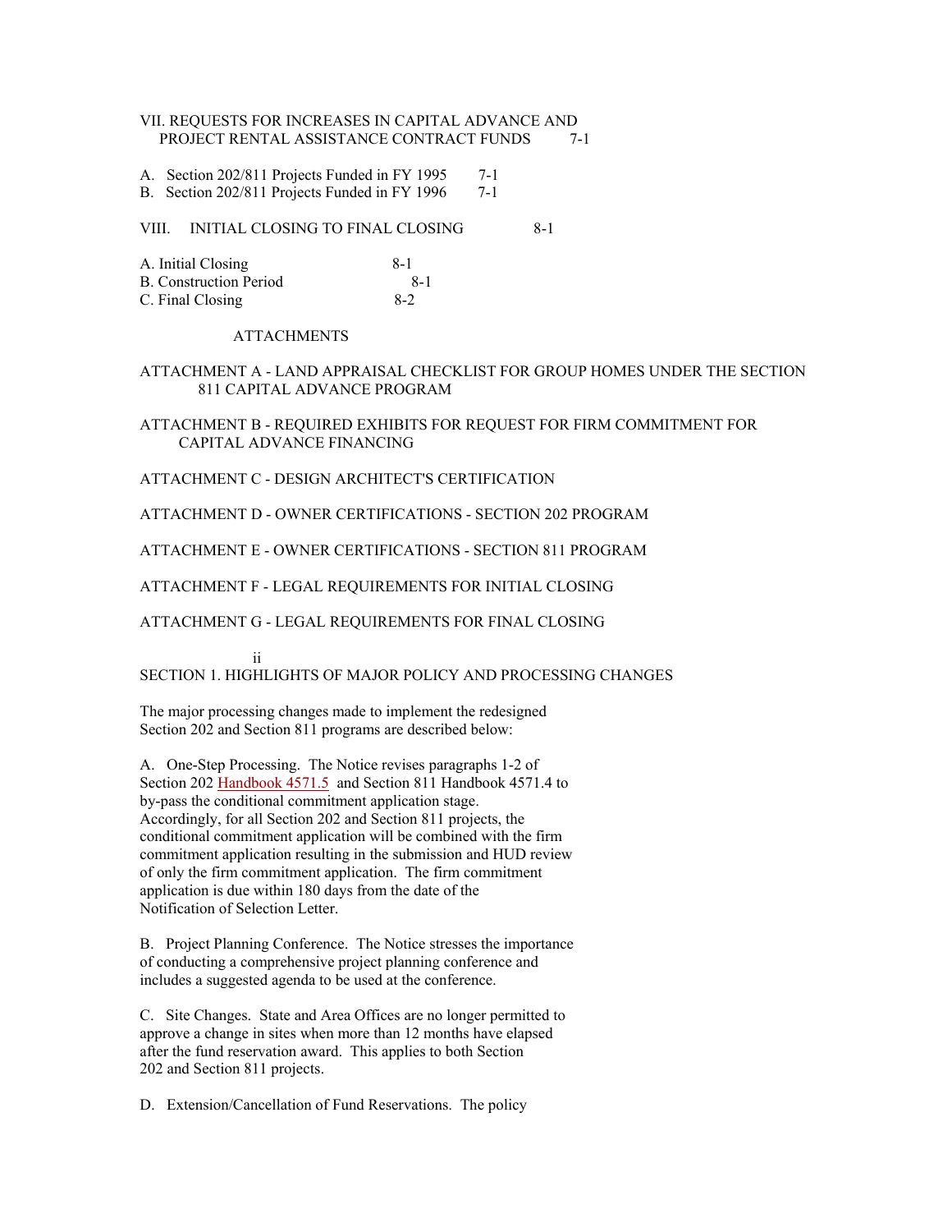VII. REQUESTS FOR INCREASES IN CAPITAL ADVANCE AND PROJECT RENTAL ASSISTANCE CONTRACT FUNDS 7-1

A. Section 202/811 Projects Funded in FY 1995 7-1
B. Section 202/811 Projects Funded in FY 1996 7-1

VIII. INITIAL CLOSING TO FINAL CLOSING 8-1

A. Initial Closing 8-1
B. Construction Period 8-1
C. Final Closing 8-2

ATTACHMENTS

ATTACHMENT A - LAND APPRAISAL CHECKLIST FOR GROUP HOMES UNDER THE SECTION 811 CAPITAL ADVANCE PROGRAM

ATTACHMENT B - REQUIRED EXHIBITS FOR REQUEST FOR FIRM COMMITMENT FOR CAPITAL ADVANCE FINANCING

ATTACHMENT C - DESIGN ARCHITECT'S CERTIFICATION

ATTACHMENT D - OWNER CERTIFICATIONS - SECTION 202 PROGRAM

ATTACHMENT E - OWNER CERTIFICATIONS - SECTION 811 PROGRAM

ATTACHMENT F - LEGAL REQUIREMENTS FOR INITIAL CLOSING

ATTACHMENT G - LEGAL REQUIREMENTS FOR FINAL CLOSING

## SECTION 1. HIGHLIGHTS OF MAJOR POLICY AND PROCESSING CHANGES

The major processing changes made to implement the redesigned Section 202 and Section 811 programs are described below:

A. One-Step Processing. The Notice revises paragraphs 1-2 of Section 202 Handbook 4571.5 and Section 811 Handbook 4571.4 to by-pass the conditional commitment application stage. Accordingly, for all Section 202 and Section 811 projects, the conditional commitment application will be combined with the firm commitment application resulting in the submission and HUD review of only the firm commitment application. The firm commitment application is due within 180 days from the date of the Notification of Selection Letter.

B. Project Planning Conference. The Notice stresses the importance of conducting a comprehensive project planning conference and includes a suggested agenda to be used at the conference.

C. Site Changes. State and Area Offices are no longer permitted to approve a change in sites when more than 12 months have elapsed after the fund reservation award. This applies to both Section 202 and Section 811 projects.

D. Extension/Cancellation of Fund Reservations. The policy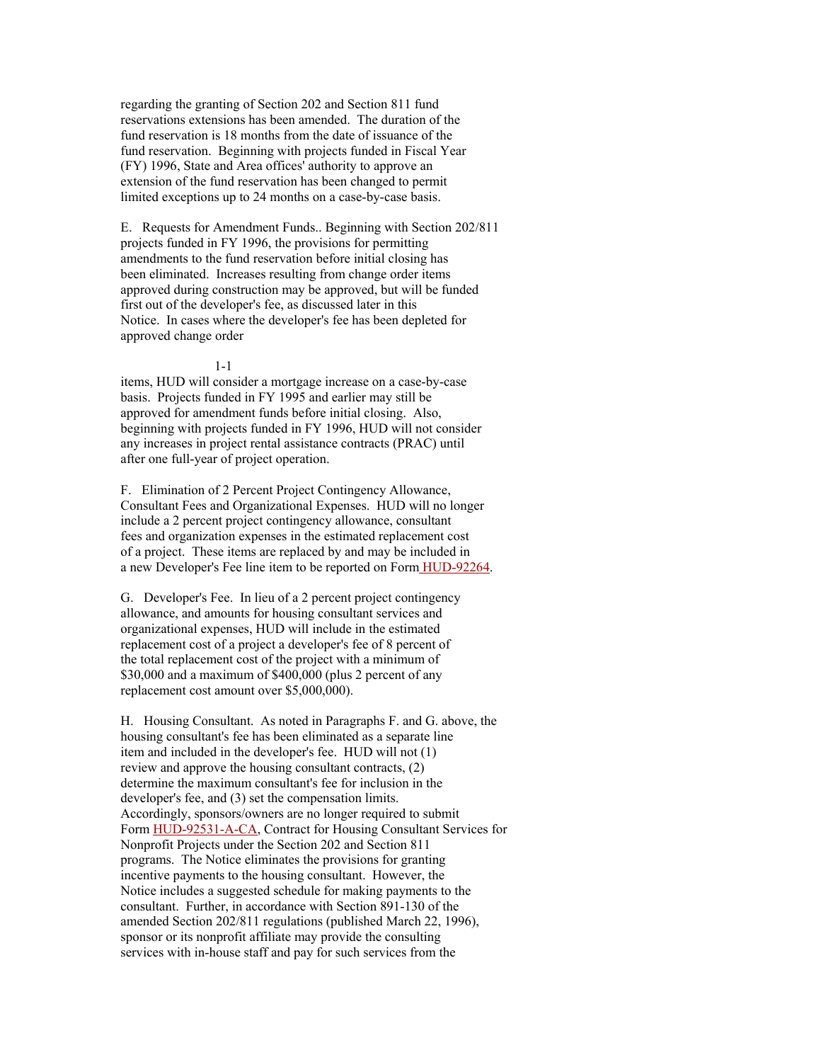regarding the granting of Section 202 and Section 811 fund reservations extensions has been amended. The duration of the fund reservation is 18 months from the date of issuance of the fund reservation. Beginning with projects funded in Fiscal Year (FY) 1996, State and Area offices' authority to approve an extension of the fund reservation has been changed to permit limited exceptions up to 24 months on a case-by-case basis.

E. Requests for Amendment Funds.. Beginning with Section 202/811 projects funded in FY 1996, the provisions for permitting amendments to the fund reservation before initial closing has been eliminated. Increases resulting from change order items approved during construction may be approved, but will be funded first out of the developer's fee, as discussed later in this Notice. In cases where the developer's fee has been depleted for approved change order items, HUD will consider a mortgage increase on a case-by-case basis. Projects funded in FY 1995 and earlier may still be approved for amendment funds before initial closing. Also, beginning with projects funded in FY 1996, HUD will not consider any increases in project rental assistance contracts (PRAC) until after one full-year of project operation.

F. Elimination of 2 Percent Project Contingency Allowance, Consultant Fees and Organizational Expenses. HUD will no longer include a 2 percent project contingency allowance, consultant fees and organization expenses in the estimated replacement cost of a project. These items are replaced by and may be included in a new Developer's Fee line item to be reported on Form HUD-92264.

G. Developer's Fee. In lieu of a 2 percent project contingency allowance, and amounts for housing consultant services and organizational expenses, HUD will include in the estimated replacement cost of a project a developer's fee of 8 percent of the total replacement cost of the project with a minimum of $30,000 and a maximum of $400,000 (plus 2 percent of any replacement cost amount over $5,000,000).

H. Housing Consultant. As noted in Paragraphs F. and G. above, the housing consultant's fee has been eliminated as a separate line item and included in the developer's fee. HUD will not (1) review and approve the housing consultant contracts, (2) determine the maximum consultant's fee for inclusion in the developer's fee, and (3) set the compensation limits. Accordingly, sponsors/owners are no longer required to submit Form HUD-92531-A-CA, Contract for Housing Consultant Services for Nonprofit Projects under the Section 202 and Section 811 programs. The Notice eliminates the provisions for granting incentive payments to the housing consultant. However, the Notice includes a suggested schedule for making payments to the consultant. Further, in accordance with Section 891-130 of the amended Section 202/811 regulations (published March 22, 1996), sponsor or its nonprofit affiliate may provide the consulting services with in-house staff and pay for such services from the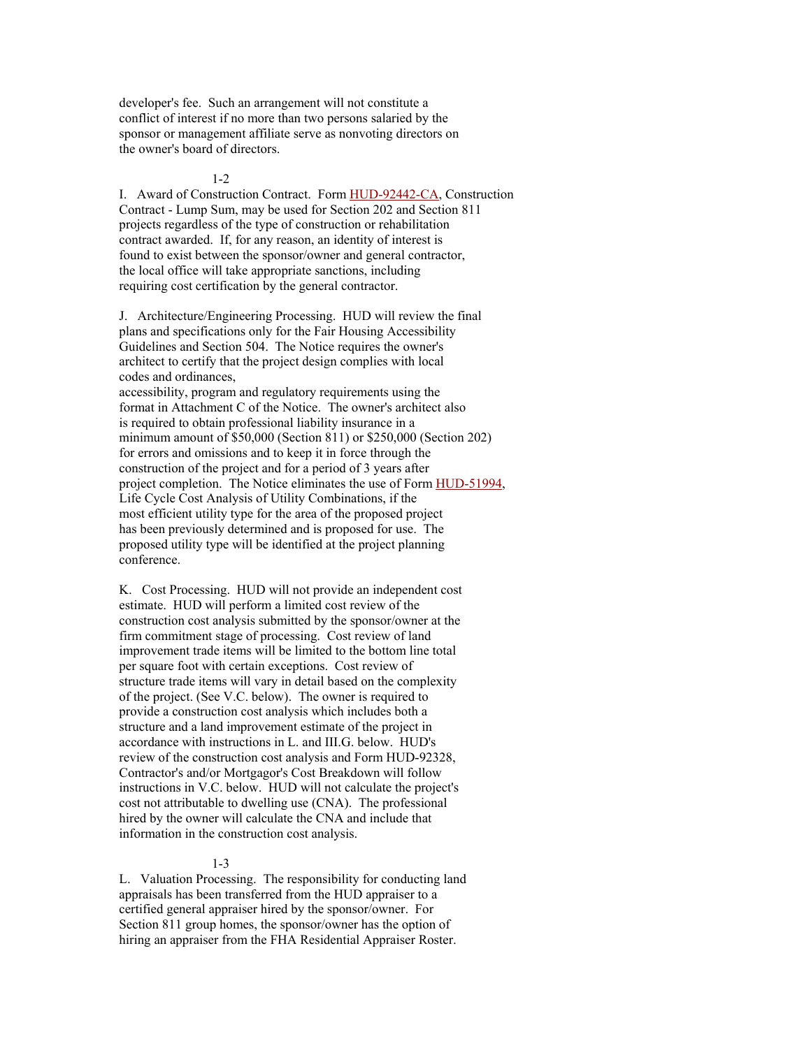developer's fee. Such an arrangement will not constitute a conflict of interest if no more than two persons salaried by the sponsor or management affiliate serve as nonvoting directors on the owner's board of directors.

I. Award of Construction Contract. Form HUD-92442-CA, Construction Contract - Lump Sum, may be used for Section 202 and Section 811 projects regardless of the type of construction or rehabilitation contract awarded. If, for any reason, an identity of interest is found to exist between the sponsor/owner and general contractor, the local office will take appropriate sanctions, including requiring cost certification by the general contractor.

J. Architecture/Engineering Processing. HUD will review the final plans and specifications only for the Fair Housing Accessibility Guidelines and Section 504. The Notice requires the owner's architect to certify that the project design complies with local codes and ordinances, accessibility, program and regulatory requirements using the format in Attachment C of the Notice. The owner's architect also is required to obtain professional liability insurance in a minimum amount of $50,000 (Section 811) or $250,000 (Section 202) for errors and omissions and to keep it in force through the construction of the project and for a period of 3 years after project completion. The Notice eliminates the use of Form HUD-51994, Life Cycle Cost Analysis of Utility Combinations, if the most efficient utility type for the area of the proposed project has been previously determined and is proposed for use. The proposed utility type will be identified at the project planning conference.

K. Cost Processing. HUD will not provide an independent cost estimate. HUD will perform a limited cost review of the construction cost analysis submitted by the sponsor/owner at the firm commitment stage of processing. Cost review of land improvement trade items will be limited to the bottom line total per square foot with certain exceptions. Cost review of structure trade items will vary in detail based on the complexity of the project. (See V.C. below). The owner is required to provide a construction cost analysis which includes both a structure and a land improvement estimate of the project in accordance with instructions in L. and III.G. below. HUD's review of the construction cost analysis and Form HUD-92328, Contractor's and/or Mortgagor's Cost Breakdown will follow instructions in V.C. below. HUD will not calculate the project's cost not attributable to dwelling use (CNA). The professional hired by the owner will calculate the CNA and include that information in the construction cost analysis.

L. Valuation Processing. The responsibility for conducting land appraisals has been transferred from the HUD appraiser to a certified general appraiser hired by the sponsor/owner. For Section 811 group homes, the sponsor/owner has the option of hiring an appraiser from the FHA Residential Appraiser Roster.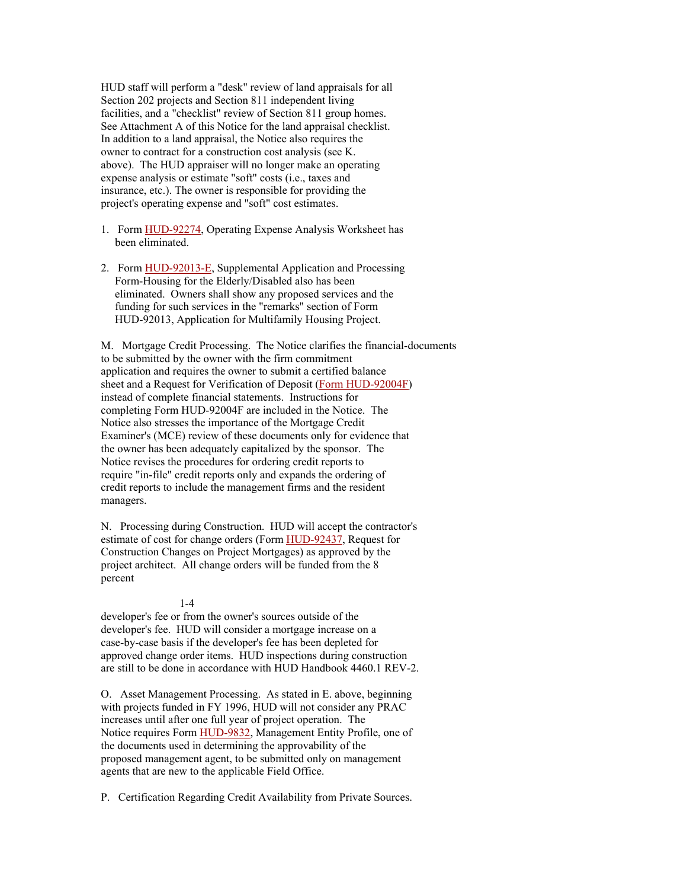HUD staff will perform a "desk" review of land appraisals for all Section 202 projects and Section 811 independent living facilities, and a "checklist" review of Section 811 group homes. See Attachment A of this Notice for the land appraisal checklist. In addition to a land appraisal, the Notice also requires the owner to contract for a construction cost analysis (see K. above). The HUD appraiser will no longer make an operating expense analysis or estimate "soft" costs (i.e., taxes and insurance, etc.). The owner is responsible for providing the project's operating expense and "soft" cost estimates.

1. Form HUD-92274, Operating Expense Analysis Worksheet has been eliminated.

2. Form HUD-92013-E, Supplemental Application and Processing Form-Housing for the Elderly/Disabled also has been eliminated. Owners shall show any proposed services and the funding for such services in the "remarks" section of Form HUD-92013, Application for Multifamily Housing Project.

M. Mortgage Credit Processing. The Notice clarifies the financial-documents to be submitted by the owner with the firm commitment application and requires the owner to submit a certified balance sheet and a Request for Verification of Deposit (Form HUD-92004F) instead of complete financial statements. Instructions for completing Form HUD-92004F are included in the Notice. The Notice also stresses the importance of the Mortgage Credit Examiner's (MCE) review of these documents only for evidence that the owner has been adequately capitalized by the sponsor. The Notice revises the procedures for ordering credit reports to require "in-file" credit reports only and expands the ordering of credit reports to include the management firms and the resident managers.

N. Processing during Construction. HUD will accept the contractor's estimate of cost for change orders (Form HUD-92437, Request for Construction Changes on Project Mortgages) as approved by the project architect. All change orders will be funded from the 8 percent developer's fee or from the owner's sources outside of the developer's fee. HUD will consider a mortgage increase on a case-by-case basis if the developer's fee has been depleted for approved change order items. HUD inspections during construction are still to be done in accordance with HUD Handbook 4460.1 REV-2.

O. Asset Management Processing. As stated in E. above, beginning with projects funded in FY 1996, HUD will not consider any PRAC increases until after one full year of project operation. The Notice requires Form HUD-9832, Management Entity Profile, one of the documents used in determining the approvability of the proposed management agent, to be submitted only on management agents that are new to the applicable Field Office.

P. Certification Regarding Credit Availability from Private Sources.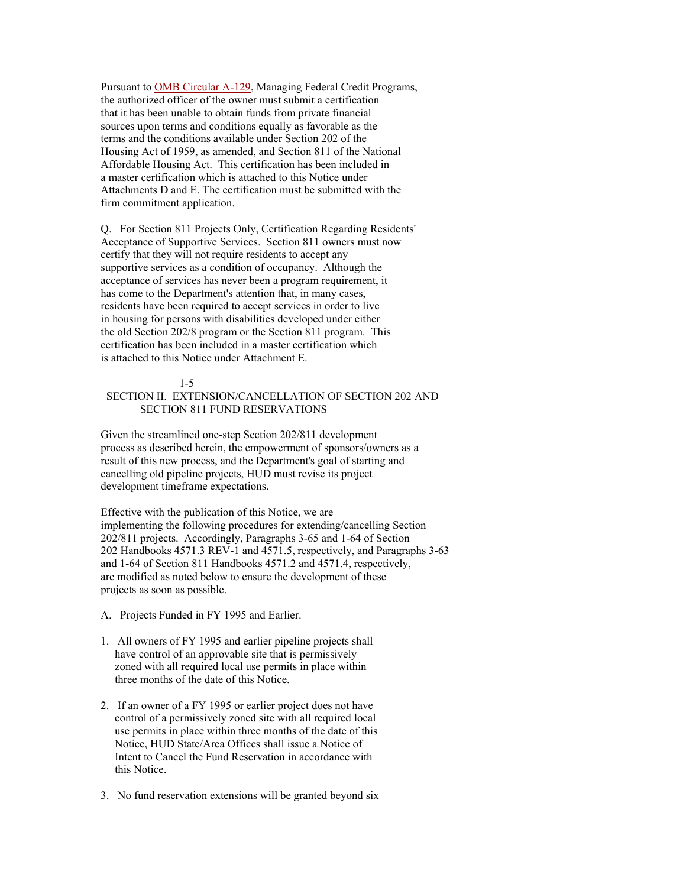Pursuant to OMB Circular A-129, Managing Federal Credit Programs, the authorized officer of the owner must submit a certification that it has been unable to obtain funds from private financial sources upon terms and conditions equally as favorable as the terms and the conditions available under Section 202 of the Housing Act of 1959, as amended, and Section 811 of the National Affordable Housing Act. This certification has been included in a master certification which is attached to this Notice under Attachments D and E. The certification must be submitted with the firm commitment application.

Q. For Section 811 Projects Only, Certification Regarding Residents' Acceptance of Supportive Services. Section 811 owners must now certify that they will not require residents to accept any supportive services as a condition of occupancy. Although the acceptance of services has never been a program requirement, it has come to the Department's attention that, in many cases, residents have been required to accept services in order to live in housing for persons with disabilities developed under either the old Section 202/8 program or the Section 811 program. This certification has been included in a master certification which is attached to this Notice under Attachment E.

## SECTION II. EXTENSION/CANCELLATION OF SECTION 202 AND SECTION 811 FUND RESERVATIONS

Given the streamlined one-step Section 202/811 development process as described herein, the empowerment of sponsors/owners as a result of this new process, and the Department's goal of starting and cancelling old pipeline projects, HUD must revise its project development timeframe expectations.

Effective with the publication of this Notice, we are implementing the following procedures for extending/cancelling Section 202/811 projects. Accordingly, Paragraphs 3-65 and 1-64 of Section 202 Handbooks 4571.3 REV-1 and 4571.5, respectively, and Paragraphs 3-63 and 1-64 of Section 811 Handbooks 4571.2 and 4571.4, respectively, are modified as noted below to ensure the development of these projects as soon as possible.

A. Projects Funded in FY 1995 and Earlier.

1. All owners of FY 1995 and earlier pipeline projects shall have control of an approvable site that is permissively zoned with all required local use permits in place within three months of the date of this Notice.

2. If an owner of a FY 1995 or earlier project does not have control of a permissively zoned site with all required local use permits in place within three months of the date of this Notice, HUD State/Area Offices shall issue a Notice of Intent to Cancel the Fund Reservation in accordance with this Notice.

3. No fund reservation extensions will be granted beyond six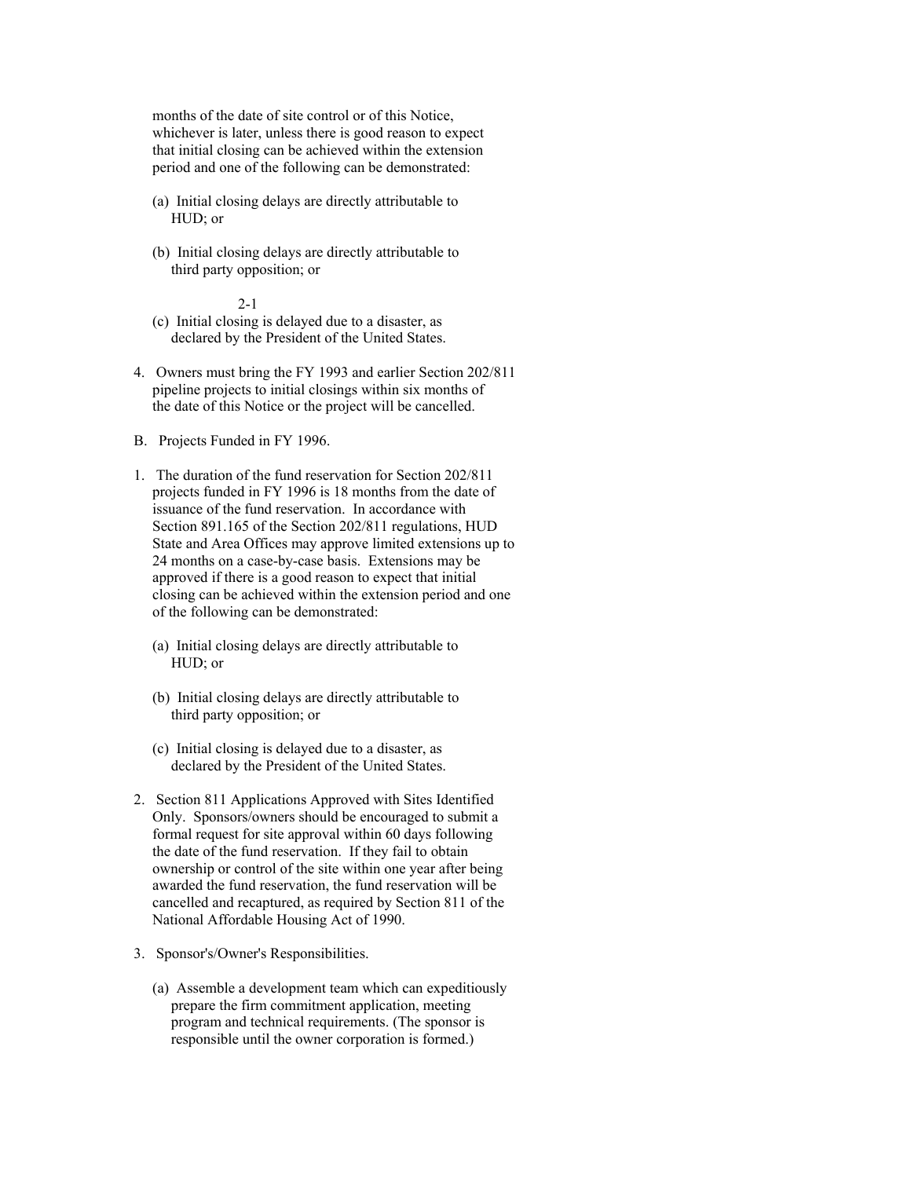months of the date of site control or of this Notice, whichever is later, unless there is good reason to expect that initial closing can be achieved within the extension period and one of the following can be demonstrated:

(a) Initial closing delays are directly attributable to HUD; or

(b) Initial closing delays are directly attributable to third party opposition; or

(c) Initial closing is delayed due to a disaster, as declared by the President of the United States.

4. Owners must bring the FY 1993 and earlier Section 202/811 pipeline projects to initial closings within six months of the date of this Notice or the project will be cancelled.

B. Projects Funded in FY 1996.

1. The duration of the fund reservation for Section 202/811 projects funded in FY 1996 is 18 months from the date of issuance of the fund reservation. In accordance with Section 891.165 of the Section 202/811 regulations, HUD State and Area Offices may approve limited extensions up to 24 months on a case-by-case basis. Extensions may be approved if there is a good reason to expect that initial closing can be achieved within the extension period and one of the following can be demonstrated:

   (a) Initial closing delays are directly attributable to HUD; or

   (b) Initial closing delays are directly attributable to third party opposition; or

   (c) Initial closing is delayed due to a disaster, as declared by the President of the United States.

2. Section 811 Applications Approved with Sites Identified Only. Sponsors/owners should be encouraged to submit a formal request for site approval within 60 days following the date of the fund reservation. If they fail to obtain ownership or control of the site within one year after being awarded the fund reservation, the fund reservation will be cancelled and recaptured, as required by Section 811 of the National Affordable Housing Act of 1990.

3. Sponsor's/Owner's Responsibilities.

   (a) Assemble a development team which can expeditiously prepare the firm commitment application, meeting program and technical requirements. (The sponsor is responsible until the owner corporation is formed.)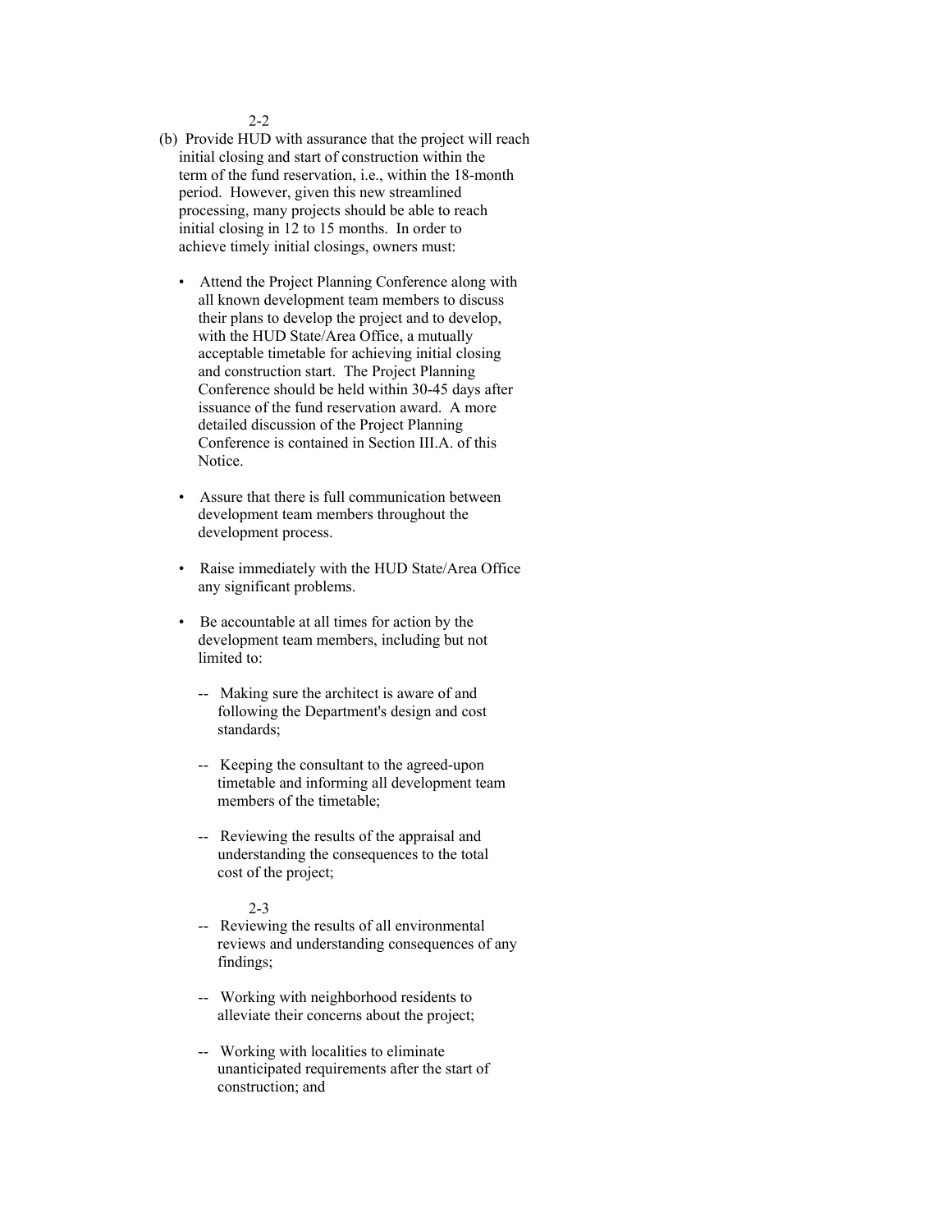(b) Provide HUD with assurance that the project will reach initial closing and start of construction within the term of the fund reservation, i.e., within the 18-month period. However, given this new streamlined processing, many projects should be able to reach initial closing in 12 to 15 months. In order to achieve timely initial closings, owners must:

- Attend the Project Planning Conference along with all known development team members to discuss their plans to develop the project and to develop, with the HUD State/Area Office, a mutually acceptable timetable for achieving initial closing and construction start. The Project Planning Conference should be held within 30-45 days after issuance of the fund reservation award. A more detailed discussion of the Project Planning Conference is contained in Section III.A. of this Notice.

- Assure that there is full communication between development team members throughout the development process.

- Raise immediately with the HUD State/Area Office any significant problems.

- Be accountable at all times for action by the development team members, including but not limited to:

  -- Making sure the architect is aware of and following the Department's design and cost standards;

  -- Keeping the consultant to the agreed-upon timetable and informing all development team members of the timetable;

  -- Reviewing the results of the appraisal and understanding the consequences to the total cost of the project;

  -- Reviewing the results of all environmental reviews and understanding consequences of any findings;

  -- Working with neighborhood residents to alleviate their concerns about the project;

  -- Working with localities to eliminate unanticipated requirements after the start of construction; and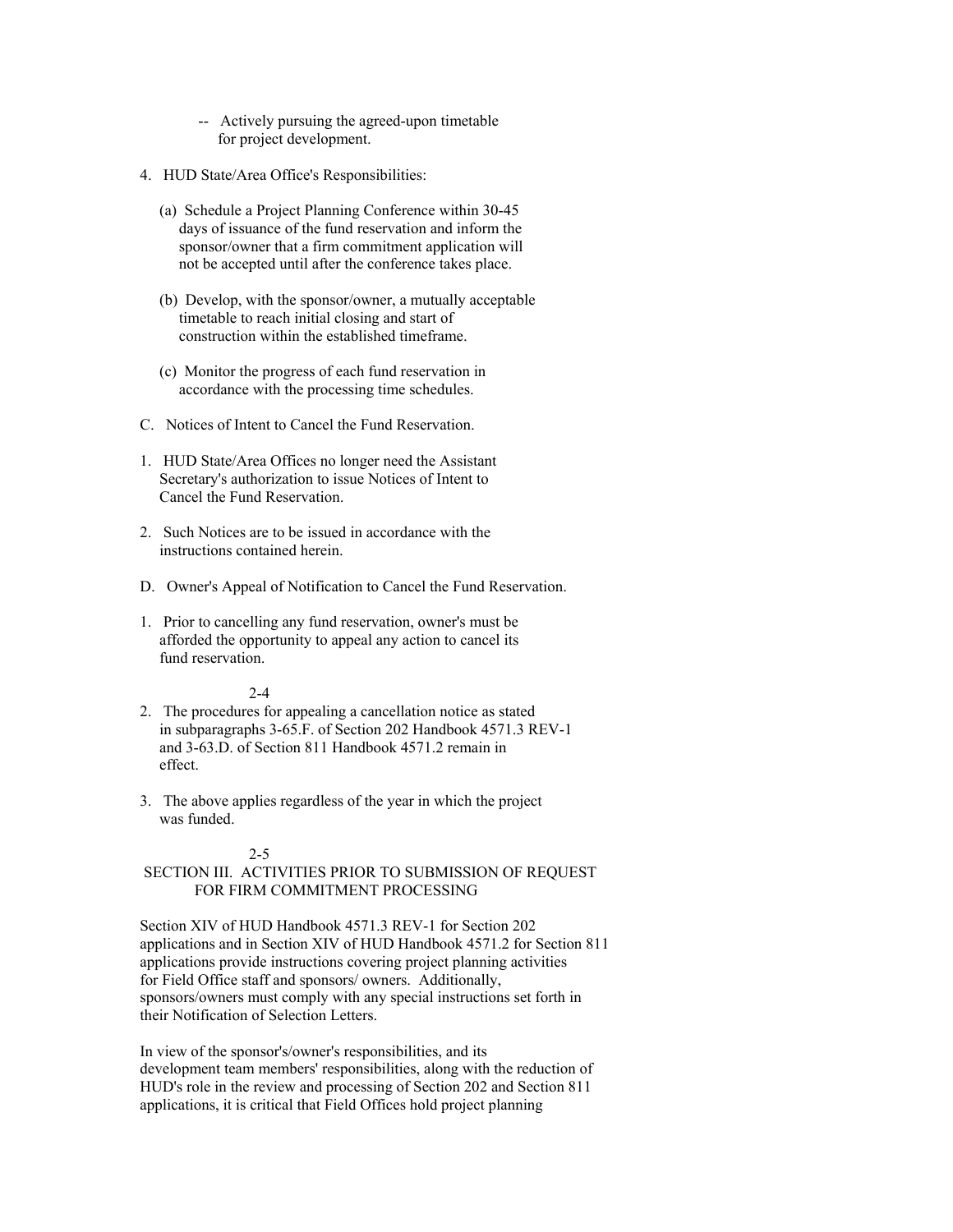-- Actively pursuing the agreed-upon timetable for project development.

4. HUD State/Area Office's Responsibilities:

   (a) Schedule a Project Planning Conference within 30-45 days of issuance of the fund reservation and inform the sponsor/owner that a firm commitment application will not be accepted until after the conference takes place.

   (b) Develop, with the sponsor/owner, a mutually acceptable timetable to reach initial closing and start of construction within the established timeframe.

   (c) Monitor the progress of each fund reservation in accordance with the processing time schedules.

C. Notices of Intent to Cancel the Fund Reservation.

1. HUD State/Area Offices no longer need the Assistant Secretary's authorization to issue Notices of Intent to Cancel the Fund Reservation.

2. Such Notices are to be issued in accordance with the instructions contained herein.

D. Owner's Appeal of Notification to Cancel the Fund Reservation.

1. Prior to cancelling any fund reservation, owner's must be afforded the opportunity to appeal any action to cancel its fund reservation.

2. The procedures for appealing a cancellation notice as stated in subparagraphs 3-65.F. of Section 202 Handbook 4571.3 REV-1 and 3-63.D. of Section 811 Handbook 4571.2 remain in effect.

3. The above applies regardless of the year in which the project was funded.

## SECTION III. ACTIVITIES PRIOR TO SUBMISSION OF REQUEST FOR FIRM COMMITMENT PROCESSING

Section XIV of HUD Handbook 4571.3 REV-1 for Section 202 applications and in Section XIV of HUD Handbook 4571.2 for Section 811 applications provide instructions covering project planning activities for Field Office staff and sponsors/ owners. Additionally, sponsors/owners must comply with any special instructions set forth in their Notification of Selection Letters.

In view of the sponsor's/owner's responsibilities, and its development team members' responsibilities, along with the reduction of HUD's role in the review and processing of Section 202 and Section 811 applications, it is critical that Field Offices hold project planning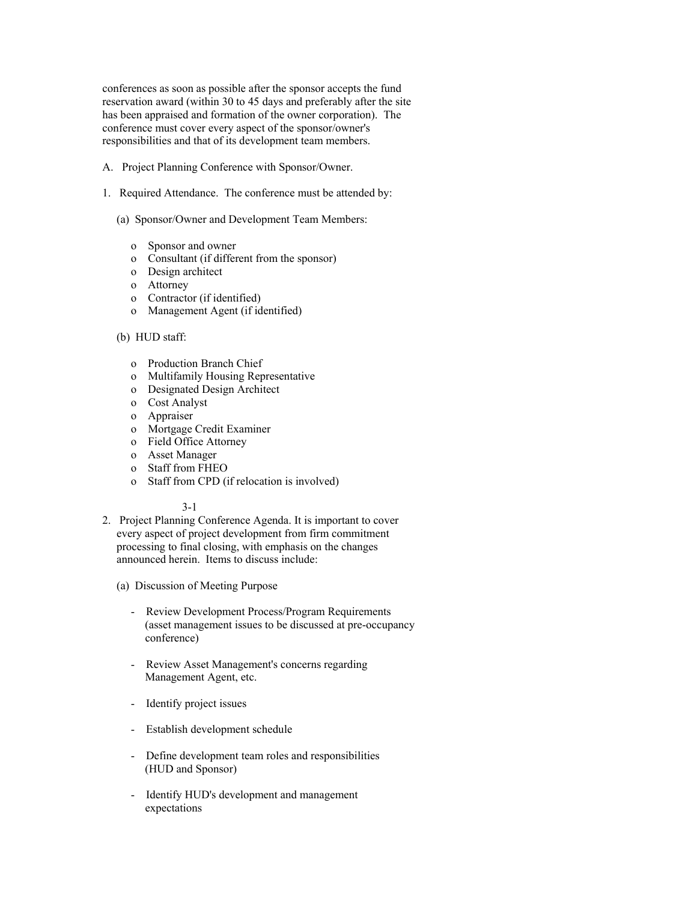conferences as soon as possible after the sponsor accepts the fund reservation award (within 30 to 45 days and preferably after the site has been appraised and formation of the owner corporation). The conference must cover every aspect of the sponsor/owner's responsibilities and that of its development team members.

A. Project Planning Conference with Sponsor/Owner.

1. Required Attendance. The conference must be attended by:

   (a) Sponsor/Owner and Development Team Members:

   - Sponsor and owner
   - Consultant (if different from the sponsor)
   - Design architect
   - Attorney
   - Contractor (if identified)
   - Management Agent (if identified)

   (b) HUD staff:

   - Production Branch Chief
   - Multifamily Housing Representative
   - Designated Design Architect
   - Cost Analyst
   - Appraiser
   - Mortgage Credit Examiner
   - Field Office Attorney
   - Asset Manager
   - Staff from FHEO
   - Staff from CPD (if relocation is involved)

2. Project Planning Conference Agenda. It is important to cover every aspect of project development from firm commitment processing to final closing, with emphasis on the changes announced herein. Items to discuss include:

   (a) Discussion of Meeting Purpose

   - Review Development Process/Program Requirements (asset management issues to be discussed at pre-occupancy conference)

   - Review Asset Management's concerns regarding Management Agent, etc.

   - Identify project issues

   - Establish development schedule

   - Define development team roles and responsibilities (HUD and Sponsor)

   - Identify HUD's development and management expectations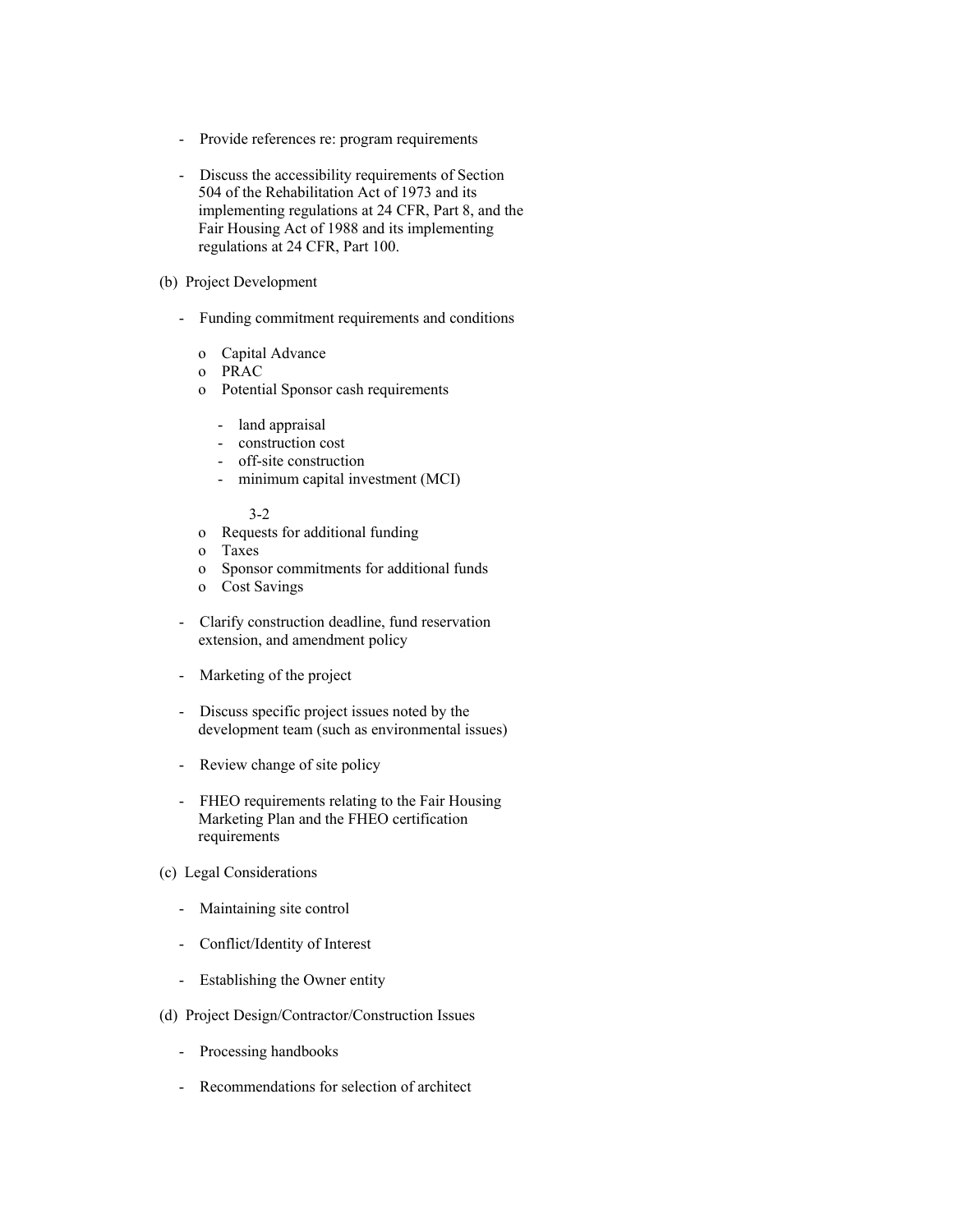- Provide references re: program requirements

- Discuss the accessibility requirements of Section 504 of the Rehabilitation Act of 1973 and its implementing regulations at 24 CFR, Part 8, and the Fair Housing Act of 1988 and its implementing regulations at 24 CFR, Part 100.

(b) Project Development

- Funding commitment requirements and conditions

  - Capital Advance
  - PRAC
  - Potential Sponsor cash requirements

    - land appraisal
    - construction cost
    - off-site construction
    - minimum capital investment (MCI)

  - Requests for additional funding
  - Taxes
  - Sponsor commitments for additional funds
  - Cost Savings

- Clarify construction deadline, fund reservation extension, and amendment policy

- Marketing of the project

- Discuss specific project issues noted by the development team (such as environmental issues)

- Review change of site policy

- FHEO requirements relating to the Fair Housing Marketing Plan and the FHEO certification requirements

(c) Legal Considerations

- Maintaining site control

- Conflict/Identity of Interest

- Establishing the Owner entity

(d) Project Design/Contractor/Construction Issues

- Processing handbooks

- Recommendations for selection of architect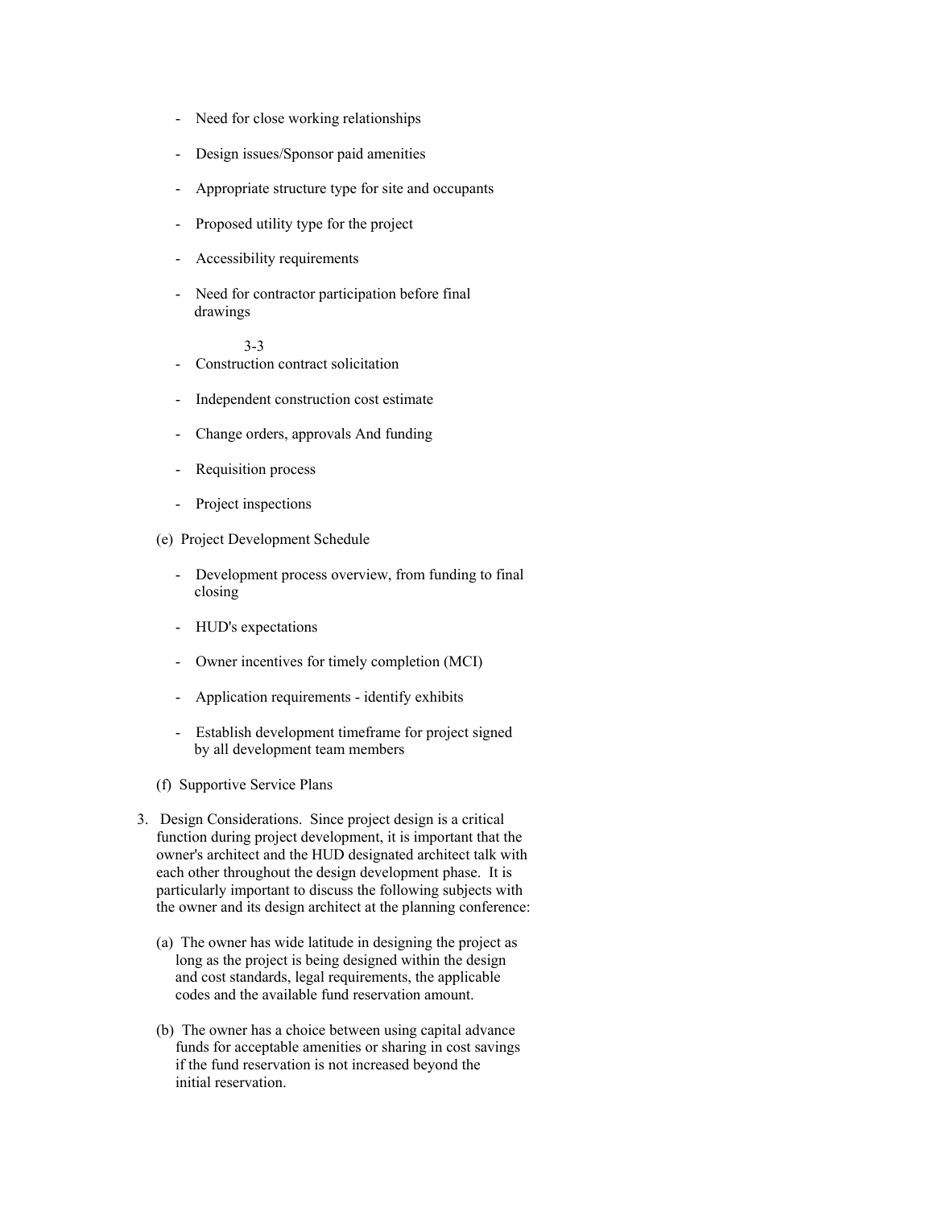- Need for close working relationships
- Design issues/Sponsor paid amenities
- Appropriate structure type for site and occupants
- Proposed utility type for the project
- Accessibility requirements
- Need for contractor participation before final drawings
- Construction contract solicitation
- Independent construction cost estimate
- Change orders, approvals And funding
- Requisition process
- Project inspections

(e) Project Development Schedule

- Development process overview, from funding to final closing
- HUD's expectations
- Owner incentives for timely completion (MCI)
- Application requirements - identify exhibits
- Establish development timeframe for project signed by all development team members

(f) Supportive Service Plans

3. Design Considerations. Since project design is a critical function during project development, it is important that the owner's architect and the HUD designated architect talk with each other throughout the design development phase. It is particularly important to discuss the following subjects with the owner and its design architect at the planning conference:

   (a) The owner has wide latitude in designing the project as long as the project is being designed within the design and cost standards, legal requirements, the applicable codes and the available fund reservation amount.

   (b) The owner has a choice between using capital advance funds for acceptable amenities or sharing in cost savings if the fund reservation is not increased beyond the initial reservation.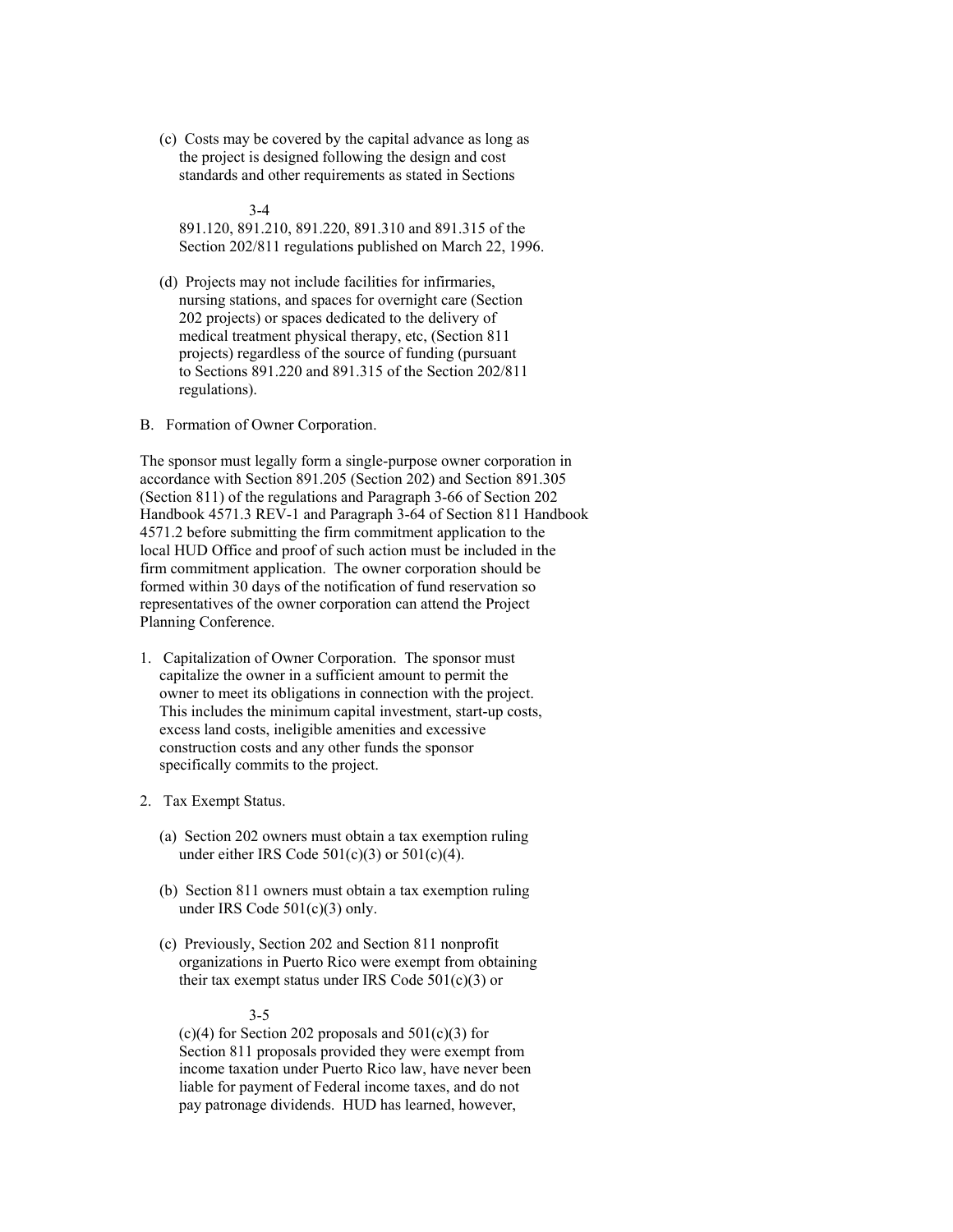(c) Costs may be covered by the capital advance as long as the project is designed following the design and cost standards and other requirements as stated in Sections 891.120, 891.210, 891.220, 891.310 and 891.315 of the Section 202/811 regulations published on March 22, 1996.

(d) Projects may not include facilities for infirmaries, nursing stations, and spaces for overnight care (Section 202 projects) or spaces dedicated to the delivery of medical treatment physical therapy, etc, (Section 811 projects) regardless of the source of funding (pursuant to Sections 891.220 and 891.315 of the Section 202/811 regulations).

B. Formation of Owner Corporation.

The sponsor must legally form a single-purpose owner corporation in accordance with Section 891.205 (Section 202) and Section 891.305 (Section 811) of the regulations and Paragraph 3-66 of Section 202 Handbook 4571.3 REV-1 and Paragraph 3-64 of Section 811 Handbook 4571.2 before submitting the firm commitment application to the local HUD Office and proof of such action must be included in the firm commitment application. The owner corporation should be formed within 30 days of the notification of fund reservation so representatives of the owner corporation can attend the Project Planning Conference.

1. Capitalization of Owner Corporation. The sponsor must capitalize the owner in a sufficient amount to permit the owner to meet its obligations in connection with the project. This includes the minimum capital investment, start-up costs, excess land costs, ineligible amenities and excessive construction costs and any other funds the sponsor specifically commits to the project.

2. Tax Exempt Status.

   (a) Section 202 owners must obtain a tax exemption ruling under either IRS Code 501(c)(3) or 501(c)(4).

   (b) Section 811 owners must obtain a tax exemption ruling under IRS Code 501(c)(3) only.

   (c) Previously, Section 202 and Section 811 nonprofit organizations in Puerto Rico were exempt from obtaining their tax exempt status under IRS Code 501(c)(3) or (c)(4) for Section 202 proposals and 501(c)(3) for Section 811 proposals provided they were exempt from income taxation under Puerto Rico law, have never been liable for payment of Federal income taxes, and do not pay patronage dividends. HUD has learned, however,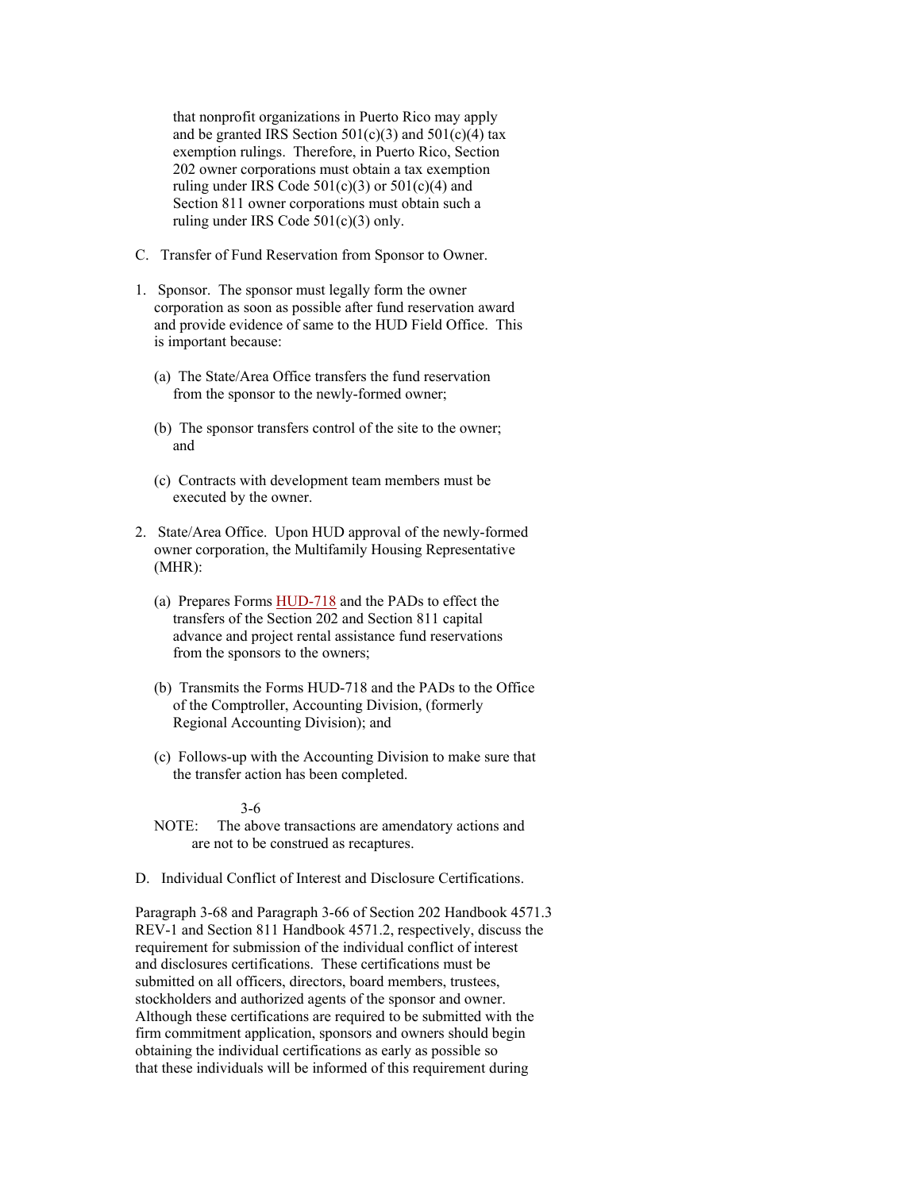that nonprofit organizations in Puerto Rico may apply and be granted IRS Section 501(c)(3) and 501(c)(4) tax exemption rulings. Therefore, in Puerto Rico, Section 202 owner corporations must obtain a tax exemption ruling under IRS Code 501(c)(3) or 501(c)(4) and Section 811 owner corporations must obtain such a ruling under IRS Code 501(c)(3) only.

C. Transfer of Fund Reservation from Sponsor to Owner.

1. Sponsor. The sponsor must legally form the owner corporation as soon as possible after fund reservation award and provide evidence of same to the HUD Field Office. This is important because:

   (a) The State/Area Office transfers the fund reservation from the sponsor to the newly-formed owner;

   (b) The sponsor transfers control of the site to the owner; and

   (c) Contracts with development team members must be executed by the owner.

2. State/Area Office. Upon HUD approval of the newly-formed owner corporation, the Multifamily Housing Representative (MHR):

   (a) Prepares Forms HUD-718 and the PADs to effect the transfers of the Section 202 and Section 811 capital advance and project rental assistance fund reservations from the sponsors to the owners;

   (b) Transmits the Forms HUD-718 and the PADs to the Office of the Comptroller, Accounting Division, (formerly Regional Accounting Division); and

   (c) Follows-up with the Accounting Division to make sure that the transfer action has been completed.

NOTE: The above transactions are amendatory actions and are not to be construed as recaptures.

D. Individual Conflict of Interest and Disclosure Certifications.

Paragraph 3-68 and Paragraph 3-66 of Section 202 Handbook 4571.3 REV-1 and Section 811 Handbook 4571.2, respectively, discuss the requirement for submission of the individual conflict of interest and disclosures certifications. These certifications must be submitted on all officers, directors, board members, trustees, stockholders and authorized agents of the sponsor and owner. Although these certifications are required to be submitted with the firm commitment application, sponsors and owners should begin obtaining the individual certifications as early as possible so that these individuals will be informed of this requirement during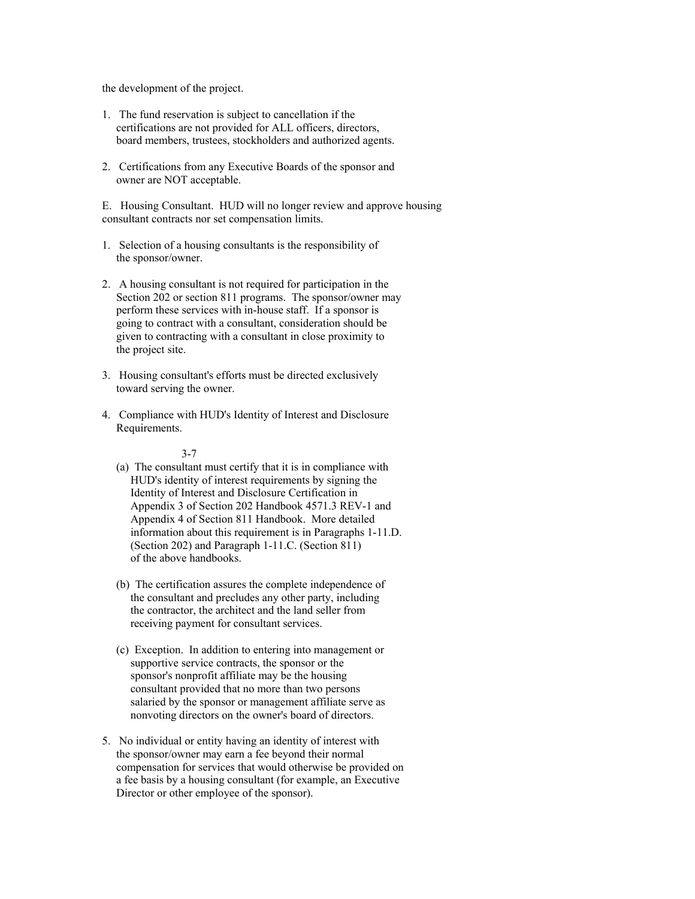the development of the project.

1. The fund reservation is subject to cancellation if the certifications are not provided for ALL officers, directors, board members, trustees, stockholders and authorized agents.

2. Certifications from any Executive Boards of the sponsor and owner are NOT acceptable.

E. Housing Consultant. HUD will no longer review and approve housing consultant contracts nor set compensation limits.

1. Selection of a housing consultants is the responsibility of the sponsor/owner.

2. A housing consultant is not required for participation in the Section 202 or section 811 programs. The sponsor/owner may perform these services with in-house staff. If a sponsor is going to contract with a consultant, consideration should be given to contracting with a consultant in close proximity to the project site.

3. Housing consultant's efforts must be directed exclusively toward serving the owner.

4. Compliance with HUD's Identity of Interest and Disclosure Requirements.

   (a) The consultant must certify that it is in compliance with HUD's identity of interest requirements by signing the Identity of Interest and Disclosure Certification in Appendix 3 of Section 202 Handbook 4571.3 REV-1 and Appendix 4 of Section 811 Handbook. More detailed information about this requirement is in Paragraphs 1-11.D. (Section 202) and Paragraph 1-11.C. (Section 811) of the above handbooks.

   (b) The certification assures the complete independence of the consultant and precludes any other party, including the contractor, the architect and the land seller from receiving payment for consultant services.

   (c) Exception. In addition to entering into management or supportive service contracts, the sponsor or the sponsor's nonprofit affiliate may be the housing consultant provided that no more than two persons salaried by the sponsor or management affiliate serve as nonvoting directors on the owner's board of directors.

5. No individual or entity having an identity of interest with the sponsor/owner may earn a fee beyond their normal compensation for services that would otherwise be provided on a fee basis by a housing consultant (for example, an Executive Director or other employee of the sponsor).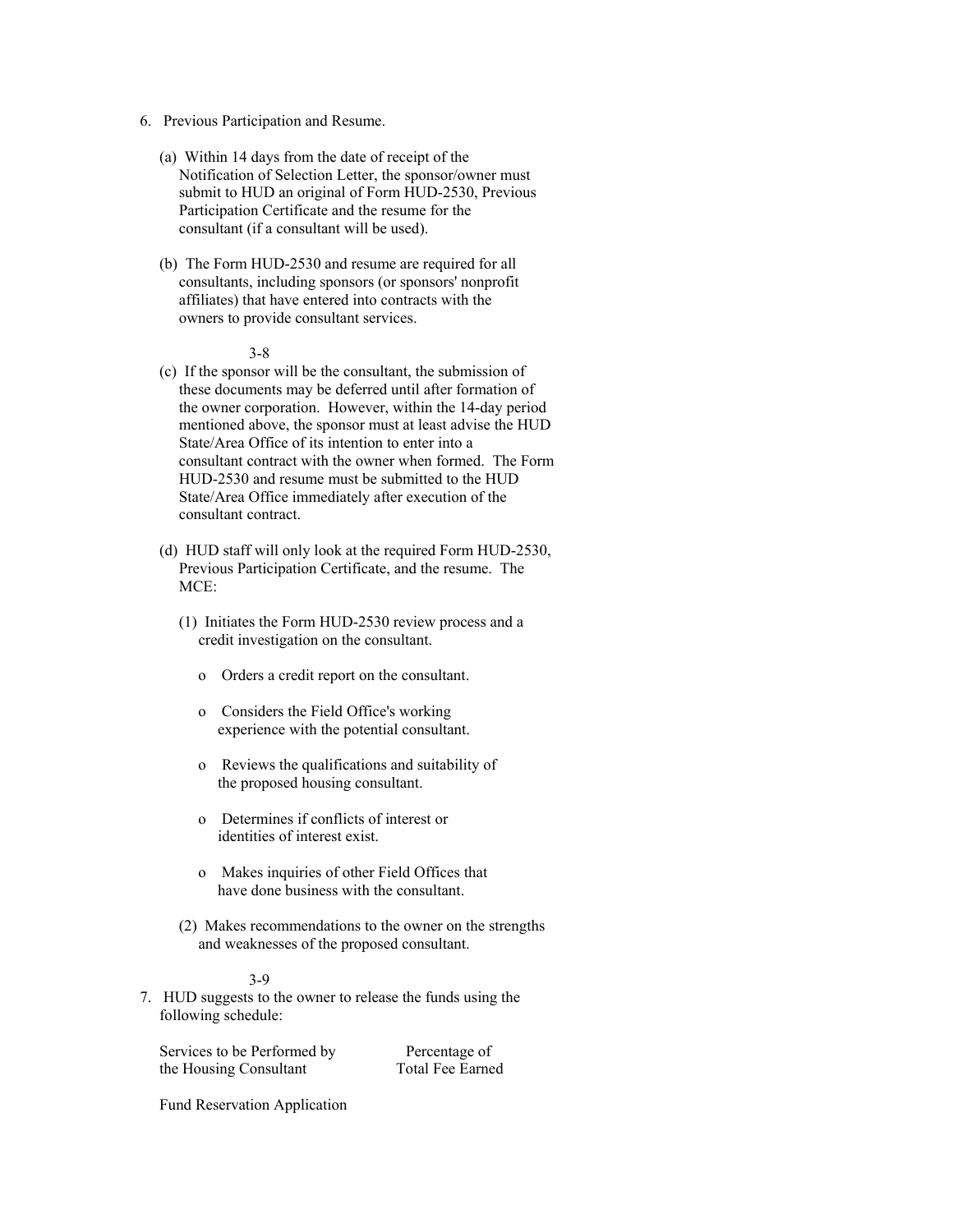6. Previous Participation and Resume.

   (a) Within 14 days from the date of receipt of the Notification of Selection Letter, the sponsor/owner must submit to HUD an original of Form HUD-2530, Previous Participation Certificate and the resume for the consultant (if a consultant will be used).

   (b) The Form HUD-2530 and resume are required for all consultants, including sponsors (or sponsors' nonprofit affiliates) that have entered into contracts with the owners to provide consultant services.

   (c) If the sponsor will be the consultant, the submission of these documents may be deferred until after formation of the owner corporation. However, within the 14-day period mentioned above, the sponsor must at least advise the HUD State/Area Office of its intention to enter into a consultant contract with the owner when formed. The Form HUD-2530 and resume must be submitted to the HUD State/Area Office immediately after execution of the consultant contract.

   (d) HUD staff will only look at the required Form HUD-2530, Previous Participation Certificate, and the resume. The MCE:

      (1) Initiates the Form HUD-2530 review process and a credit investigation on the consultant.

         o Orders a credit report on the consultant.

         o Considers the Field Office's working experience with the potential consultant.

         o Reviews the qualifications and suitability of the proposed housing consultant.

         o Determines if conflicts of interest or identities of interest exist.

         o Makes inquiries of other Field Offices that have done business with the consultant.

      (2) Makes recommendations to the owner on the strengths and weaknesses of the proposed consultant.

7. HUD suggests to the owner to release the funds using the following schedule:

| Services to be Performed by the Housing Consultant | Percentage of Total Fee Earned |
|---|---|
| Fund Reservation Application | |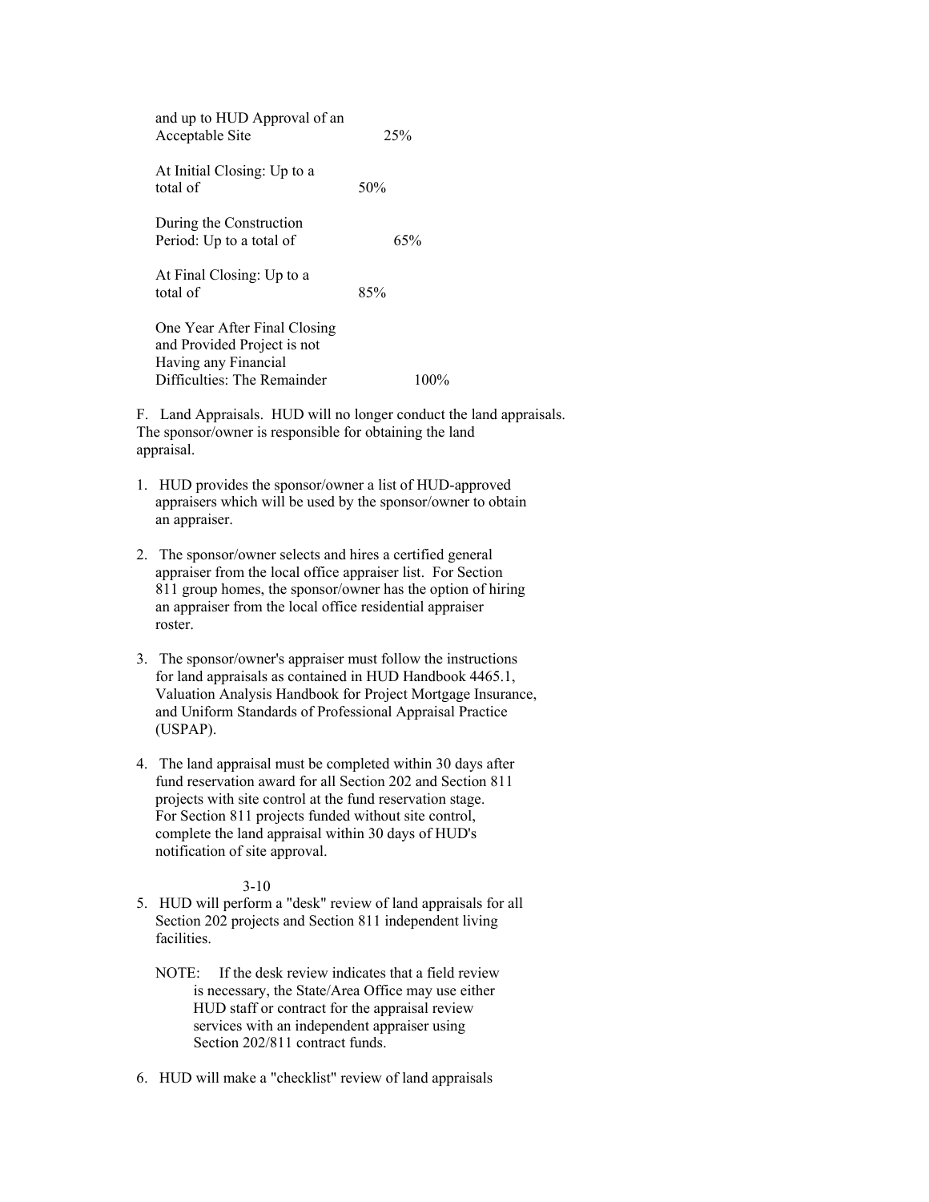| | |
|---|---|
| and up to HUD Approval of an Acceptable Site | 25% |
| At Initial Closing: Up to a total of | 50% |
| During the Construction Period: Up to a total of | 65% |
| At Final Closing: Up to a total of | 85% |
| One Year After Final Closing and Provided Project is not Having any Financial Difficulties: The Remainder | 100% |

F. Land Appraisals. HUD will no longer conduct the land appraisals. The sponsor/owner is responsible for obtaining the land appraisal.

1. HUD provides the sponsor/owner a list of HUD-approved appraisers which will be used by the sponsor/owner to obtain an appraiser.

2. The sponsor/owner selects and hires a certified general appraiser from the local office appraiser list. For Section 811 group homes, the sponsor/owner has the option of hiring an appraiser from the local office residential appraiser roster.

3. The sponsor/owner's appraiser must follow the instructions for land appraisals as contained in HUD Handbook 4465.1, Valuation Analysis Handbook for Project Mortgage Insurance, and Uniform Standards of Professional Appraisal Practice (USPAP).

4. The land appraisal must be completed within 30 days after fund reservation award for all Section 202 and Section 811 projects with site control at the fund reservation stage. For Section 811 projects funded without site control, complete the land appraisal within 30 days of HUD's notification of site approval.

5. HUD will perform a "desk" review of land appraisals for all Section 202 projects and Section 811 independent living facilities.

   NOTE: If the desk review indicates that a field review is necessary, the State/Area Office may use either HUD staff or contract for the appraisal review services with an independent appraiser using Section 202/811 contract funds.

6. HUD will make a "checklist" review of land appraisals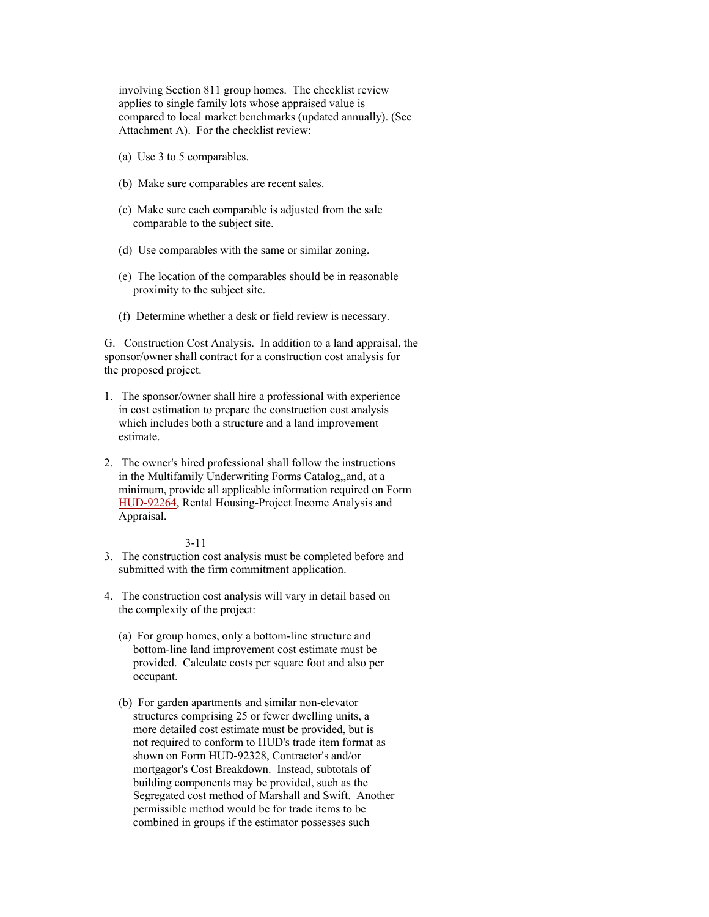involving Section 811 group homes. The checklist review applies to single family lots whose appraised value is compared to local market benchmarks (updated annually). (See Attachment A). For the checklist review:

(a) Use 3 to 5 comparables.

(b) Make sure comparables are recent sales.

(c) Make sure each comparable is adjusted from the sale comparable to the subject site.

(d) Use comparables with the same or similar zoning.

(e) The location of the comparables should be in reasonable proximity to the subject site.

(f) Determine whether a desk or field review is necessary.

G. Construction Cost Analysis. In addition to a land appraisal, the sponsor/owner shall contract for a construction cost analysis for the proposed project.

1. The sponsor/owner shall hire a professional with experience in cost estimation to prepare the construction cost analysis which includes both a structure and a land improvement estimate.

2. The owner's hired professional shall follow the instructions in the Multifamily Underwriting Forms Catalog,,and, at a minimum, provide all applicable information required on Form HUD-92264, Rental Housing-Project Income Analysis and Appraisal.

3. The construction cost analysis must be completed before and submitted with the firm commitment application.

4. The construction cost analysis will vary in detail based on the complexity of the project:

   (a) For group homes, only a bottom-line structure and bottom-line land improvement cost estimate must be provided. Calculate costs per square foot and also per occupant.

   (b) For garden apartments and similar non-elevator structures comprising 25 or fewer dwelling units, a more detailed cost estimate must be provided, but is not required to conform to HUD's trade item format as shown on Form HUD-92328, Contractor's and/or mortgagor's Cost Breakdown. Instead, subtotals of building components may be provided, such as the Segregated cost method of Marshall and Swift. Another permissible method would be for trade items to be combined in groups if the estimator possesses such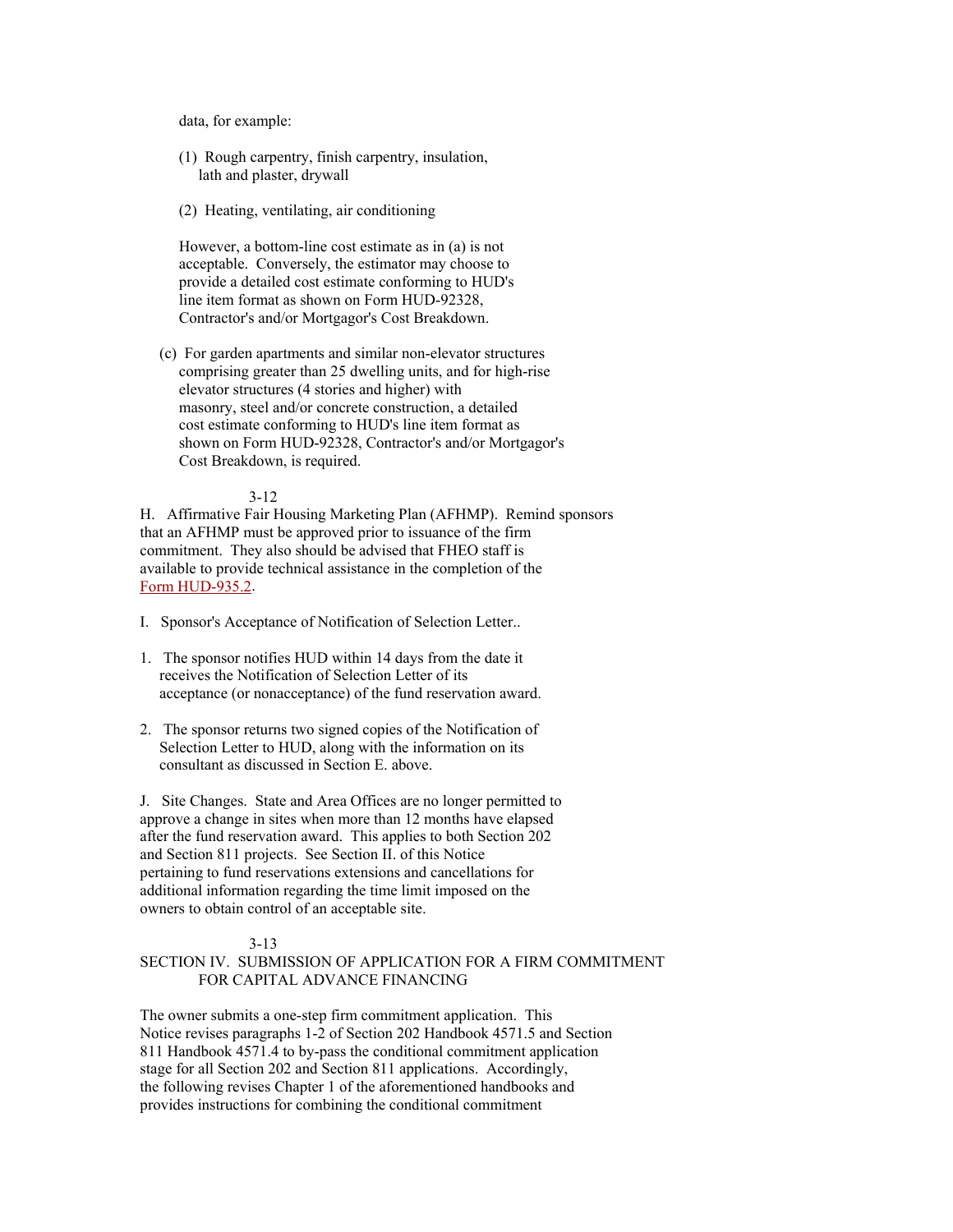data, for example:

(1) Rough carpentry, finish carpentry, insulation, lath and plaster, drywall

(2) Heating, ventilating, air conditioning

However, a bottom-line cost estimate as in (a) is not acceptable. Conversely, the estimator may choose to provide a detailed cost estimate conforming to HUD's line item format as shown on Form HUD-92328, Contractor's and/or Mortgagor's Cost Breakdown.

(c) For garden apartments and similar non-elevator structures comprising greater than 25 dwelling units, and for high-rise elevator structures (4 stories and higher) with masonry, steel and/or concrete construction, a detailed cost estimate conforming to HUD's line item format as shown on Form HUD-92328, Contractor's and/or Mortgagor's Cost Breakdown, is required.

H. Affirmative Fair Housing Marketing Plan (AFHMP). Remind sponsors that an AFHMP must be approved prior to issuance of the firm commitment. They also should be advised that FHEO staff is available to provide technical assistance in the completion of the Form HUD-935.2.

I. Sponsor's Acceptance of Notification of Selection Letter..

1. The sponsor notifies HUD within 14 days from the date it receives the Notification of Selection Letter of its acceptance (or nonacceptance) of the fund reservation award.

2. The sponsor returns two signed copies of the Notification of Selection Letter to HUD, along with the information on its consultant as discussed in Section E. above.

J. Site Changes. State and Area Offices are no longer permitted to approve a change in sites when more than 12 months have elapsed after the fund reservation award. This applies to both Section 202 and Section 811 projects. See Section II. of this Notice pertaining to fund reservations extensions and cancellations for additional information regarding the time limit imposed on the owners to obtain control of an acceptable site.

## SECTION IV. SUBMISSION OF APPLICATION FOR A FIRM COMMITMENT FOR CAPITAL ADVANCE FINANCING

The owner submits a one-step firm commitment application. This Notice revises paragraphs 1-2 of Section 202 Handbook 4571.5 and Section 811 Handbook 4571.4 to by-pass the conditional commitment application stage for all Section 202 and Section 811 applications. Accordingly, the following revises Chapter 1 of the aforementioned handbooks and provides instructions for combining the conditional commitment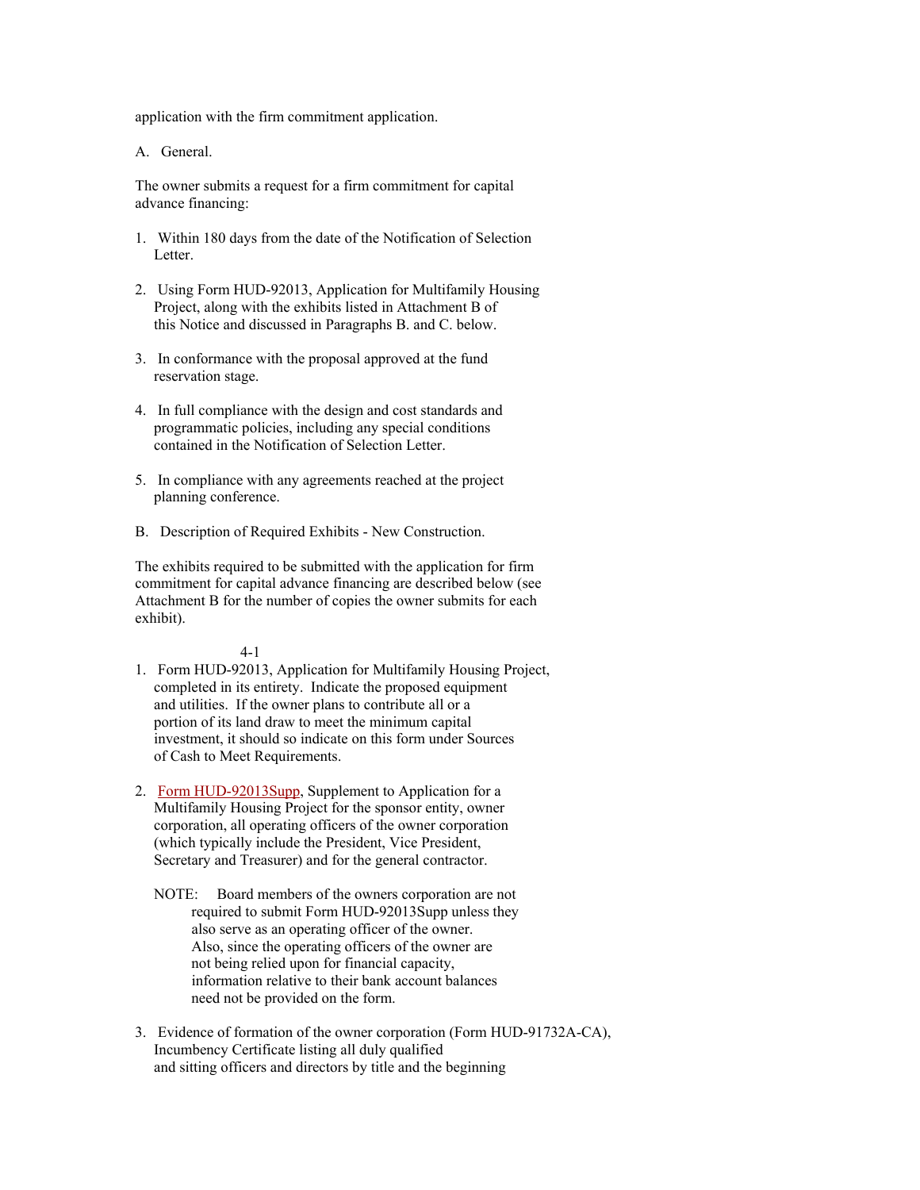application with the firm commitment application.

A. General.

The owner submits a request for a firm commitment for capital advance financing:

1. Within 180 days from the date of the Notification of Selection Letter.

2. Using Form HUD-92013, Application for Multifamily Housing Project, along with the exhibits listed in Attachment B of this Notice and discussed in Paragraphs B. and C. below.

3. In conformance with the proposal approved at the fund reservation stage.

4. In full compliance with the design and cost standards and programmatic policies, including any special conditions contained in the Notification of Selection Letter.

5. In compliance with any agreements reached at the project planning conference.

B. Description of Required Exhibits - New Construction.

The exhibits required to be submitted with the application for firm commitment for capital advance financing are described below (see Attachment B for the number of copies the owner submits for each exhibit).

1. Form HUD-92013, Application for Multifamily Housing Project, completed in its entirety. Indicate the proposed equipment and utilities. If the owner plans to contribute all or a portion of its land draw to meet the minimum capital investment, it should so indicate on this form under Sources of Cash to Meet Requirements.

2. Form HUD-92013Supp, Supplement to Application for a Multifamily Housing Project for the sponsor entity, owner corporation, all operating officers of the owner corporation (which typically include the President, Vice President, Secretary and Treasurer) and for the general contractor.

   NOTE: Board members of the owners corporation are not required to submit Form HUD-92013Supp unless they also serve as an operating officer of the owner. Also, since the operating officers of the owner are not being relied upon for financial capacity, information relative to their bank account balances need not be provided on the form.

3. Evidence of formation of the owner corporation (Form HUD-91732A-CA), Incumbency Certificate listing all duly qualified and sitting officers and directors by title and the beginning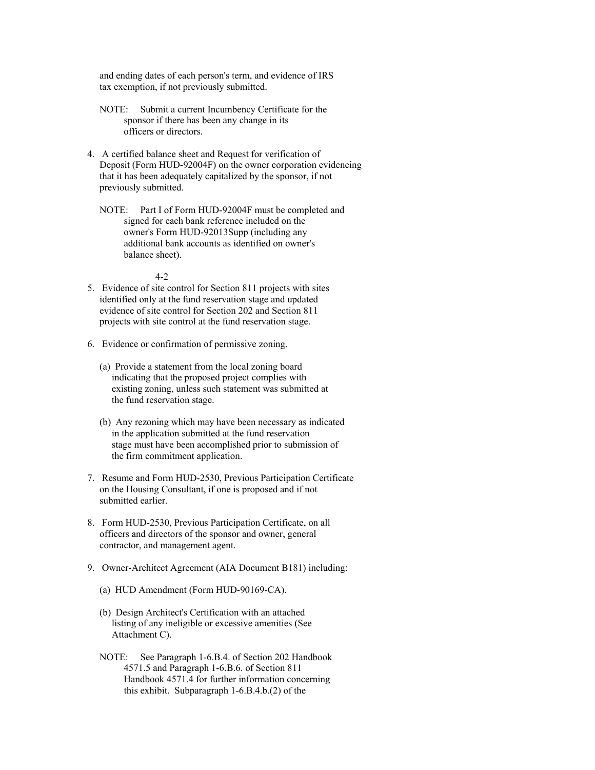and ending dates of each person's term, and evidence of IRS tax exemption, if not previously submitted.

NOTE: Submit a current Incumbency Certificate for the sponsor if there has been any change in its officers or directors.

4. A certified balance sheet and Request for verification of Deposit (Form HUD-92004F) on the owner corporation evidencing that it has been adequately capitalized by the sponsor, if not previously submitted.

   NOTE: Part I of Form HUD-92004F must be completed and signed for each bank reference included on the owner's Form HUD-92013Supp (including any additional bank accounts as identified on owner's balance sheet).

5. Evidence of site control for Section 811 projects with sites identified only at the fund reservation stage and updated evidence of site control for Section 202 and Section 811 projects with site control at the fund reservation stage.

6. Evidence or confirmation of permissive zoning.

   (a) Provide a statement from the local zoning board indicating that the proposed project complies with existing zoning, unless such statement was submitted at the fund reservation stage.

   (b) Any rezoning which may have been necessary as indicated in the application submitted at the fund reservation stage must have been accomplished prior to submission of the firm commitment application.

7. Resume and Form HUD-2530, Previous Participation Certificate on the Housing Consultant, if one is proposed and if not submitted earlier.

8. Form HUD-2530, Previous Participation Certificate, on all officers and directors of the sponsor and owner, general contractor, and management agent.

9. Owner-Architect Agreement (AIA Document B181) including:

   (a) HUD Amendment (Form HUD-90169-CA).

   (b) Design Architect's Certification with an attached listing of any ineligible or excessive amenities (See Attachment C).

   NOTE: See Paragraph 1-6.B.4. of Section 202 Handbook 4571.5 and Paragraph 1-6.B.6. of Section 811 Handbook 4571.4 for further information concerning this exhibit. Subparagraph 1-6.B.4.b.(2) of the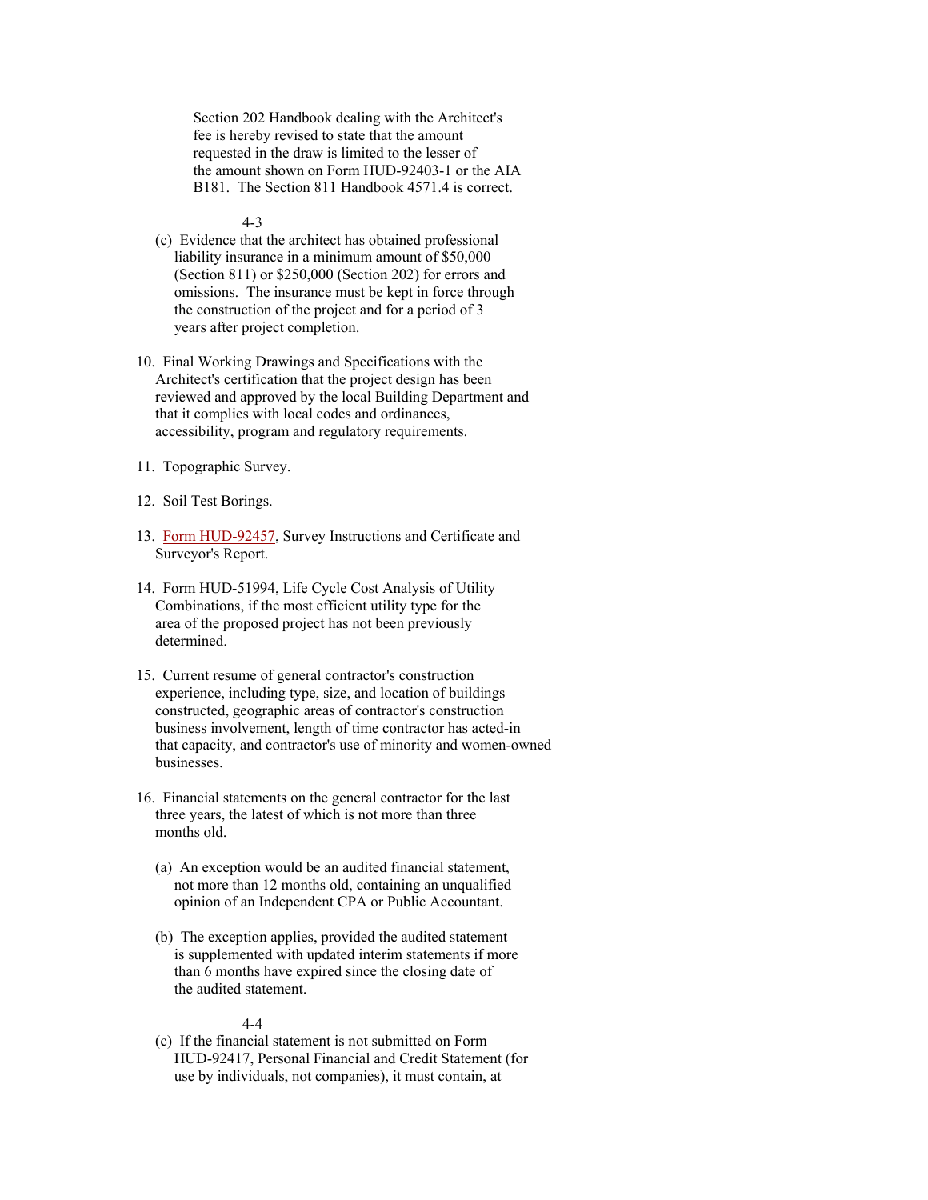Section 202 Handbook dealing with the Architect's fee is hereby revised to state that the amount requested in the draw is limited to the lesser of the amount shown on Form HUD-92403-1 or the AIA B181. The Section 811 Handbook 4571.4 is correct.

(c) Evidence that the architect has obtained professional liability insurance in a minimum amount of $50,000 (Section 811) or $250,000 (Section 202) for errors and omissions. The insurance must be kept in force through the construction of the project and for a period of 3 years after project completion.

10. Final Working Drawings and Specifications with the Architect's certification that the project design has been reviewed and approved by the local Building Department and that it complies with local codes and ordinances, accessibility, program and regulatory requirements.

11. Topographic Survey.

12. Soil Test Borings.

13. Form HUD-92457, Survey Instructions and Certificate and Surveyor's Report.

14. Form HUD-51994, Life Cycle Cost Analysis of Utility Combinations, if the most efficient utility type for the area of the proposed project has not been previously determined.

15. Current resume of general contractor's construction experience, including type, size, and location of buildings constructed, geographic areas of contractor's construction business involvement, length of time contractor has acted-in that capacity, and contractor's use of minority and women-owned businesses.

16. Financial statements on the general contractor for the last three years, the latest of which is not more than three months old.

    (a) An exception would be an audited financial statement, not more than 12 months old, containing an unqualified opinion of an Independent CPA or Public Accountant.

    (b) The exception applies, provided the audited statement is supplemented with updated interim statements if more than 6 months have expired since the closing date of the audited statement.

    (c) If the financial statement is not submitted on Form HUD-92417, Personal Financial and Credit Statement (for use by individuals, not companies), it must contain, at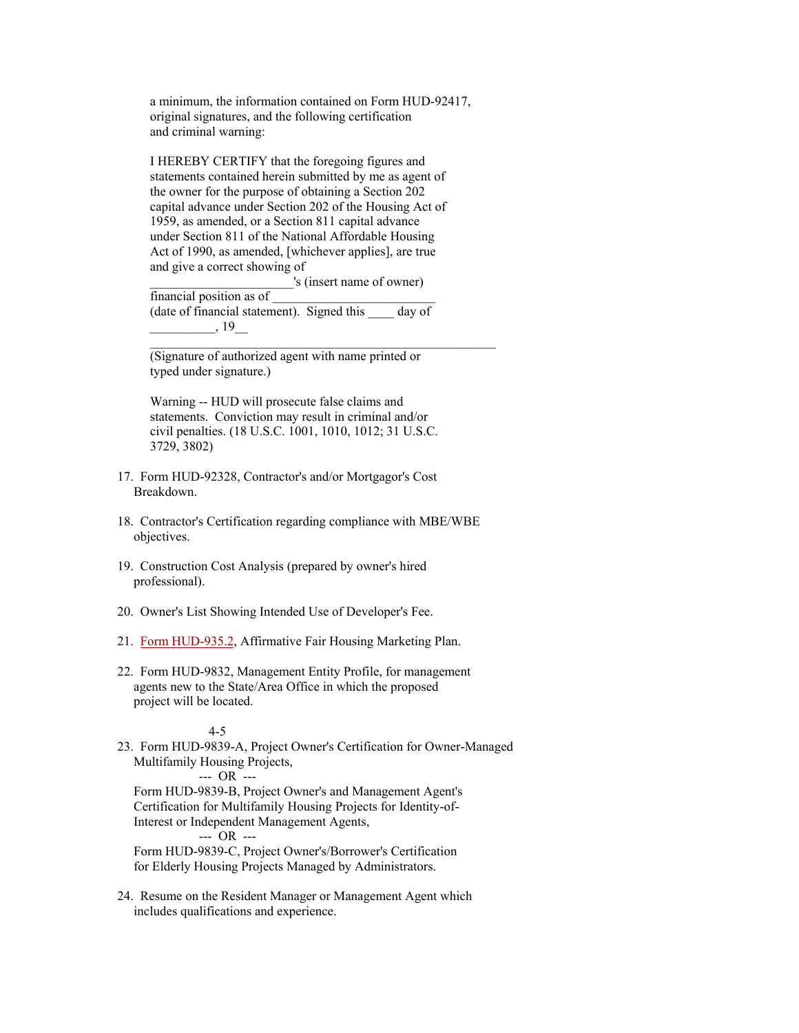a minimum, the information contained on Form HUD-92417, original signatures, and the following certification and criminal warning:

I HEREBY CERTIFY that the foregoing figures and statements contained herein submitted by me as agent of the owner for the purpose of obtaining a Section 202 capital advance under Section 202 of the Housing Act of 1959, as amended, or a Section 811 capital advance under Section 811 of the National Affordable Housing Act of 1990, as amended, [whichever applies], are true and give a correct showing of ______________________'s (insert name of owner) financial position as of _________________________ (date of financial statement). Signed this ____ day of __________, 19__

_____________________________________________________

(Signature of authorized agent with name printed or typed under signature.)

Warning -- HUD will prosecute false claims and statements. Conviction may result in criminal and/or civil penalties. (18 U.S.C. 1001, 1010, 1012; 31 U.S.C. 3729, 3802)

17. Form HUD-92328, Contractor's and/or Mortgagor's Cost Breakdown.

18. Contractor's Certification regarding compliance with MBE/WBE objectives.

19. Construction Cost Analysis (prepared by owner's hired professional).

20. Owner's List Showing Intended Use of Developer's Fee.

21. Form HUD-935.2, Affirmative Fair Housing Marketing Plan.

22. Form HUD-9832, Management Entity Profile, for management agents new to the State/Area Office in which the proposed project will be located.

23. Form HUD-9839-A, Project Owner's Certification for Owner-Managed Multifamily Housing Projects,

--- OR ---

Form HUD-9839-B, Project Owner's and Management Agent's Certification for Multifamily Housing Projects for Identity-of-Interest or Independent Management Agents,

--- OR ---

Form HUD-9839-C, Project Owner's/Borrower's Certification for Elderly Housing Projects Managed by Administrators.

24. Resume on the Resident Manager or Management Agent which includes qualifications and experience.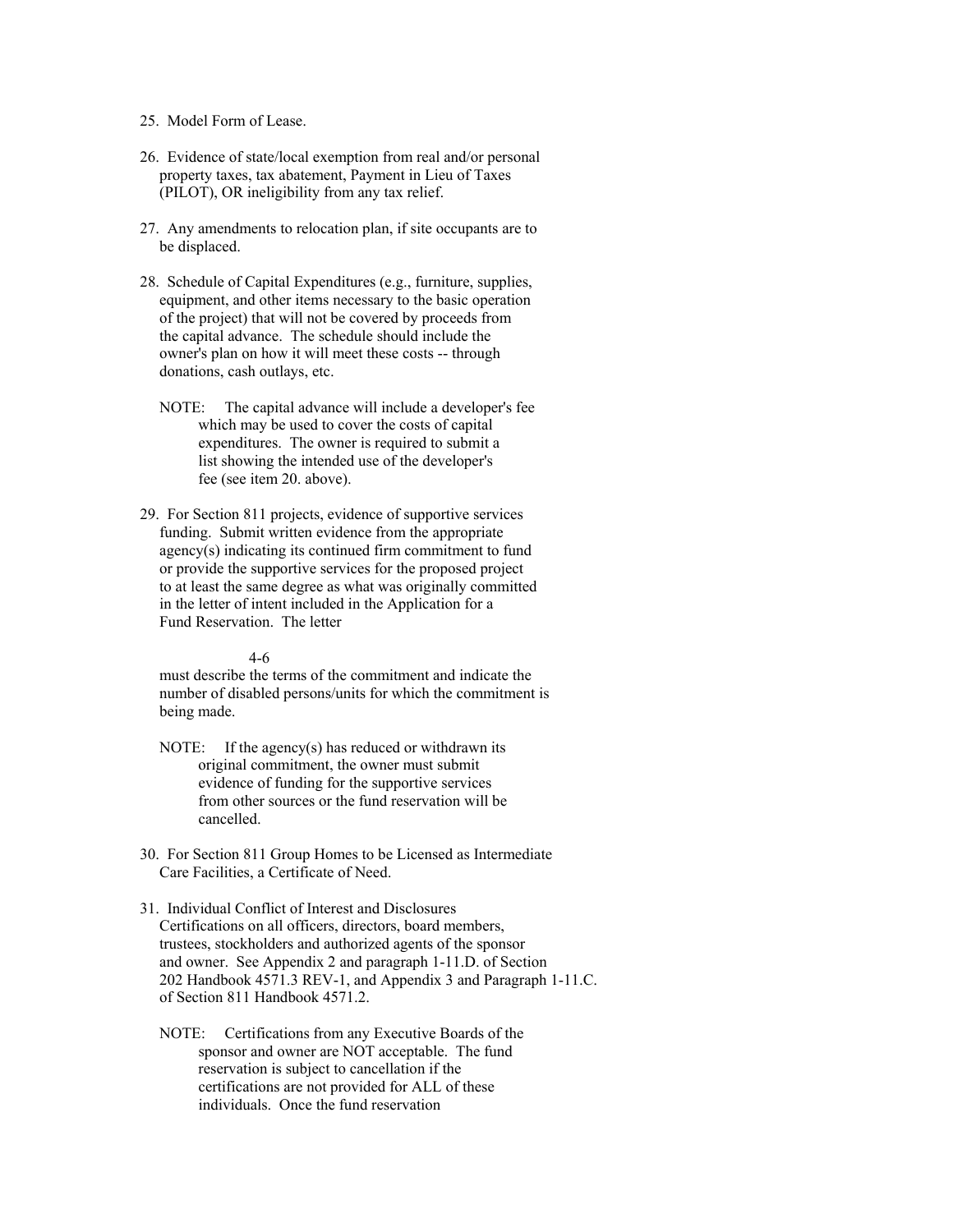25. Model Form of Lease.

26. Evidence of state/local exemption from real and/or personal property taxes, tax abatement, Payment in Lieu of Taxes (PILOT), OR ineligibility from any tax relief.

27. Any amendments to relocation plan, if site occupants are to be displaced.

28. Schedule of Capital Expenditures (e.g., furniture, supplies, equipment, and other items necessary to the basic operation of the project) that will not be covered by proceeds from the capital advance. The schedule should include the owner's plan on how it will meet these costs -- through donations, cash outlays, etc.

    NOTE: The capital advance will include a developer's fee which may be used to cover the costs of capital expenditures. The owner is required to submit a list showing the intended use of the developer's fee (see item 20. above).

29. For Section 811 projects, evidence of supportive services funding. Submit written evidence from the appropriate agency(s) indicating its continued firm commitment to fund or provide the supportive services for the proposed project to at least the same degree as what was originally committed in the letter of intent included in the Application for a Fund Reservation. The letter must describe the terms of the commitment and indicate the number of disabled persons/units for which the commitment is being made.

    NOTE: If the agency(s) has reduced or withdrawn its original commitment, the owner must submit evidence of funding for the supportive services from other sources or the fund reservation will be cancelled.

30. For Section 811 Group Homes to be Licensed as Intermediate Care Facilities, a Certificate of Need.

31. Individual Conflict of Interest and Disclosures Certifications on all officers, directors, board members, trustees, stockholders and authorized agents of the sponsor and owner. See Appendix 2 and paragraph 1-11.D. of Section 202 Handbook 4571.3 REV-1, and Appendix 3 and Paragraph 1-11.C. of Section 811 Handbook 4571.2.

    NOTE: Certifications from any Executive Boards of the sponsor and owner are NOT acceptable. The fund reservation is subject to cancellation if the certifications are not provided for ALL of these individuals. Once the fund reservation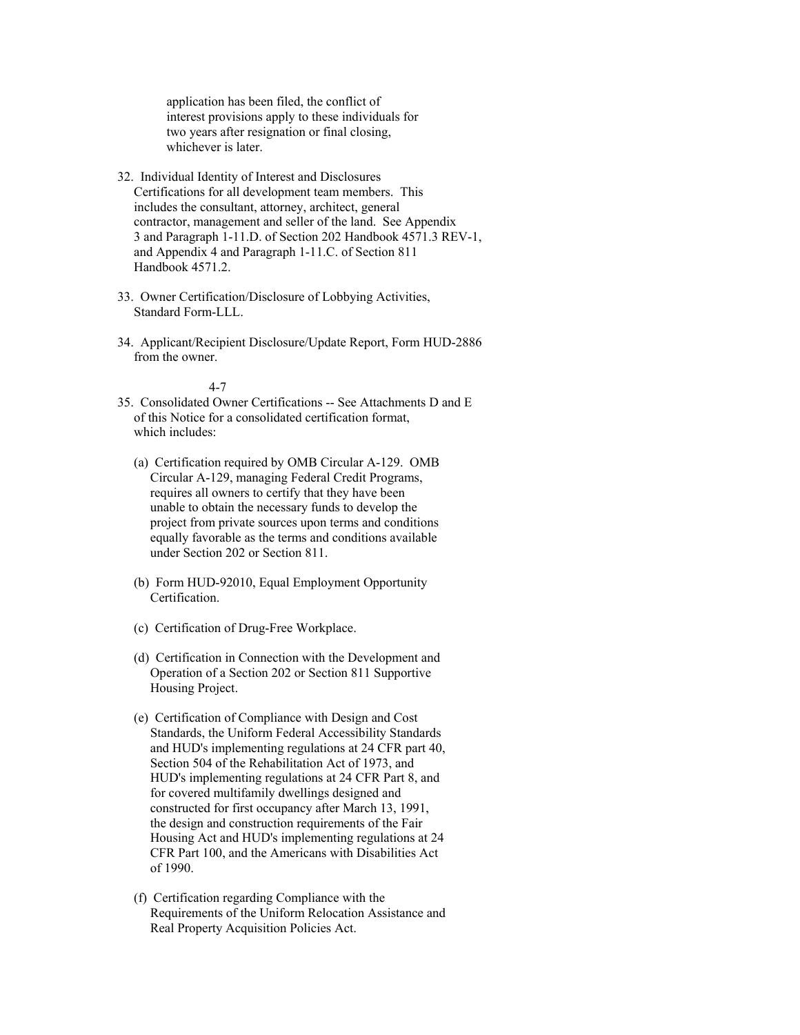application has been filed, the conflict of interest provisions apply to these individuals for two years after resignation or final closing, whichever is later.

32. Individual Identity of Interest and Disclosures Certifications for all development team members. This includes the consultant, attorney, architect, general contractor, management and seller of the land. See Appendix 3 and Paragraph 1-11.D. of Section 202 Handbook 4571.3 REV-1, and Appendix 4 and Paragraph 1-11.C. of Section 811 Handbook 4571.2.

33. Owner Certification/Disclosure of Lobbying Activities, Standard Form-LLL.

34. Applicant/Recipient Disclosure/Update Report, Form HUD-2886 from the owner.

35. Consolidated Owner Certifications -- See Attachments D and E of this Notice for a consolidated certification format, which includes:

    (a) Certification required by OMB Circular A-129. OMB Circular A-129, managing Federal Credit Programs, requires all owners to certify that they have been unable to obtain the necessary funds to develop the project from private sources upon terms and conditions equally favorable as the terms and conditions available under Section 202 or Section 811.

    (b) Form HUD-92010, Equal Employment Opportunity Certification.

    (c) Certification of Drug-Free Workplace.

    (d) Certification in Connection with the Development and Operation of a Section 202 or Section 811 Supportive Housing Project.

    (e) Certification of Compliance with Design and Cost Standards, the Uniform Federal Accessibility Standards and HUD's implementing regulations at 24 CFR part 40, Section 504 of the Rehabilitation Act of 1973, and HUD's implementing regulations at 24 CFR Part 8, and for covered multifamily dwellings designed and constructed for first occupancy after March 13, 1991, the design and construction requirements of the Fair Housing Act and HUD's implementing regulations at 24 CFR Part 100, and the Americans with Disabilities Act of 1990.

    (f) Certification regarding Compliance with the Requirements of the Uniform Relocation Assistance and Real Property Acquisition Policies Act.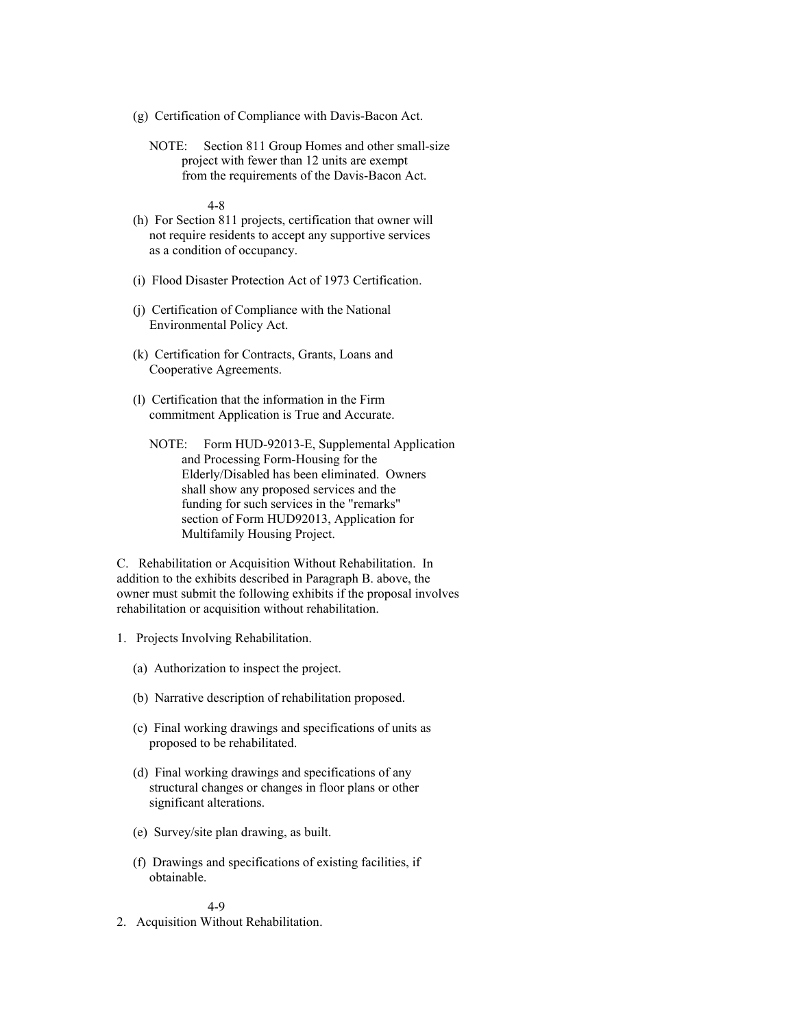(g) Certification of Compliance with Davis-Bacon Act.

NOTE: Section 811 Group Homes and other small-size project with fewer than 12 units are exempt from the requirements of the Davis-Bacon Act.

(h) For Section 811 projects, certification that owner will not require residents to accept any supportive services as a condition of occupancy.

(i) Flood Disaster Protection Act of 1973 Certification.

(j) Certification of Compliance with the National Environmental Policy Act.

(k) Certification for Contracts, Grants, Loans and Cooperative Agreements.

(l) Certification that the information in the Firm commitment Application is True and Accurate.

NOTE: Form HUD-92013-E, Supplemental Application and Processing Form-Housing for the Elderly/Disabled has been eliminated. Owners shall show any proposed services and the funding for such services in the "remarks" section of Form HUD92013, Application for Multifamily Housing Project.

C. Rehabilitation or Acquisition Without Rehabilitation. In addition to the exhibits described in Paragraph B. above, the owner must submit the following exhibits if the proposal involves rehabilitation or acquisition without rehabilitation.

1. Projects Involving Rehabilitation.

(a) Authorization to inspect the project.

(b) Narrative description of rehabilitation proposed.

(c) Final working drawings and specifications of units as proposed to be rehabilitated.

(d) Final working drawings and specifications of any structural changes or changes in floor plans or other significant alterations.

(e) Survey/site plan drawing, as built.

(f) Drawings and specifications of existing facilities, if obtainable.

2. Acquisition Without Rehabilitation.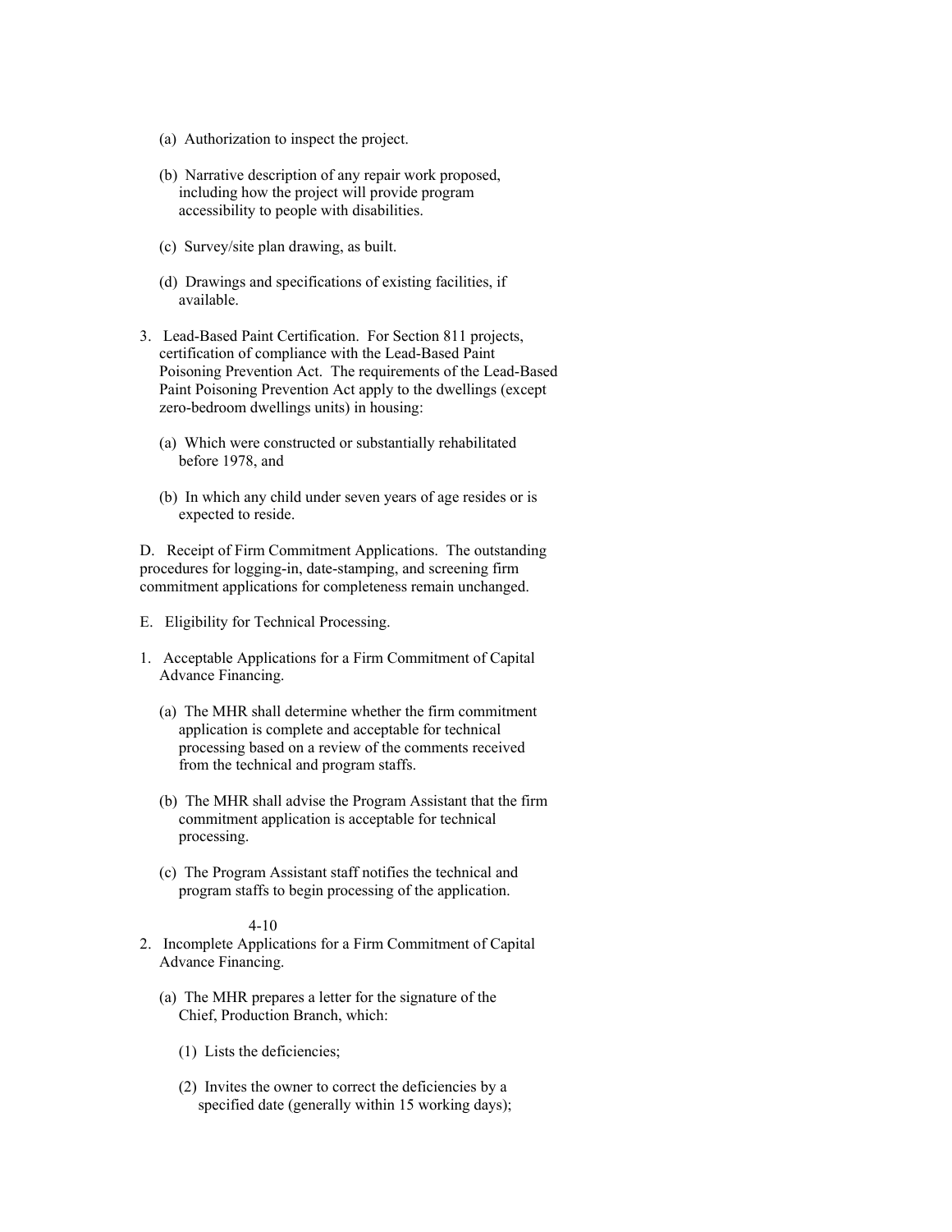(a) Authorization to inspect the project.

(b) Narrative description of any repair work proposed, including how the project will provide program accessibility to people with disabilities.

(c) Survey/site plan drawing, as built.

(d) Drawings and specifications of existing facilities, if available.

3. Lead-Based Paint Certification. For Section 811 projects, certification of compliance with the Lead-Based Paint Poisoning Prevention Act. The requirements of the Lead-Based Paint Poisoning Prevention Act apply to the dwellings (except zero-bedroom dwellings units) in housing:

   (a) Which were constructed or substantially rehabilitated before 1978, and

   (b) In which any child under seven years of age resides or is expected to reside.

D. Receipt of Firm Commitment Applications. The outstanding procedures for logging-in, date-stamping, and screening firm commitment applications for completeness remain unchanged.

E. Eligibility for Technical Processing.

1. Acceptable Applications for a Firm Commitment of Capital Advance Financing.

   (a) The MHR shall determine whether the firm commitment application is complete and acceptable for technical processing based on a review of the comments received from the technical and program staffs.

   (b) The MHR shall advise the Program Assistant that the firm commitment application is acceptable for technical processing.

   (c) The Program Assistant staff notifies the technical and program staffs to begin processing of the application.

2. Incomplete Applications for a Firm Commitment of Capital Advance Financing.

   (a) The MHR prepares a letter for the signature of the Chief, Production Branch, which:

      (1) Lists the deficiencies;

      (2) Invites the owner to correct the deficiencies by a specified date (generally within 15 working days);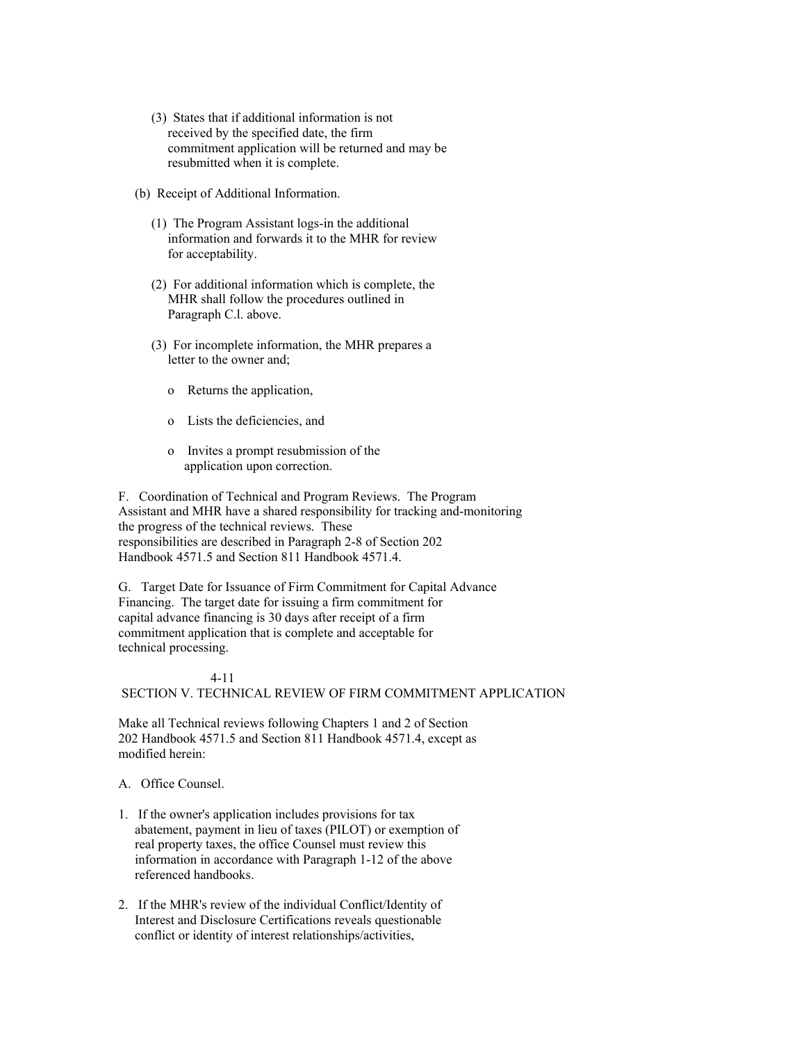(3) States that if additional information is not received by the specified date, the firm commitment application will be returned and may be resubmitted when it is complete.

(b) Receipt of Additional Information.

(1) The Program Assistant logs-in the additional information and forwards it to the MHR for review for acceptability.

(2) For additional information which is complete, the MHR shall follow the procedures outlined in Paragraph C.l. above.

(3) For incomplete information, the MHR prepares a letter to the owner and;

- o Returns the application,
- o Lists the deficiencies, and
- o Invites a prompt resubmission of the application upon correction.

F. Coordination of Technical and Program Reviews. The Program Assistant and MHR have a shared responsibility for tracking and-monitoring the progress of the technical reviews. These responsibilities are described in Paragraph 2-8 of Section 202 Handbook 4571.5 and Section 811 Handbook 4571.4.

G. Target Date for Issuance of Firm Commitment for Capital Advance Financing. The target date for issuing a firm commitment for capital advance financing is 30 days after receipt of a firm commitment application that is complete and acceptable for technical processing.

4-11

## SECTION V. TECHNICAL REVIEW OF FIRM COMMITMENT APPLICATION

Make all Technical reviews following Chapters 1 and 2 of Section 202 Handbook 4571.5 and Section 811 Handbook 4571.4, except as modified herein:

A. Office Counsel.

1. If the owner's application includes provisions for tax abatement, payment in lieu of taxes (PILOT) or exemption of real property taxes, the office Counsel must review this information in accordance with Paragraph 1-12 of the above referenced handbooks.

2. If the MHR's review of the individual Conflict/Identity of Interest and Disclosure Certifications reveals questionable conflict or identity of interest relationships/activities,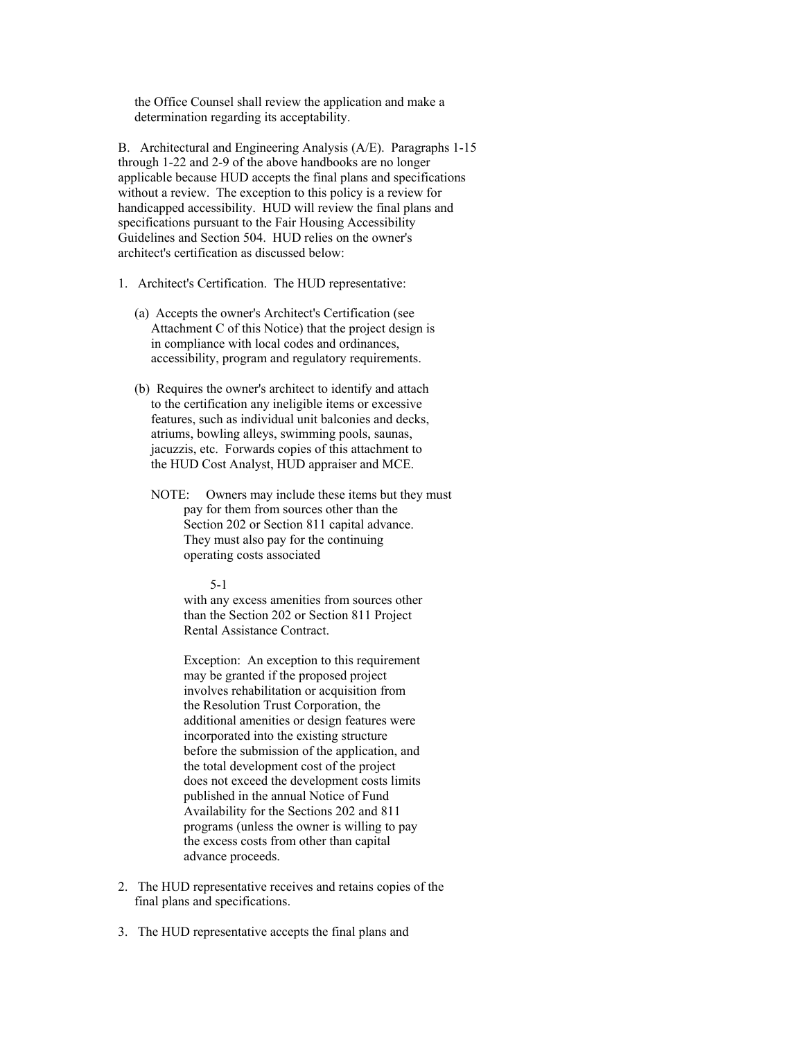the Office Counsel shall review the application and make a determination regarding its acceptability.

B. Architectural and Engineering Analysis (A/E). Paragraphs 1-15 through 1-22 and 2-9 of the above handbooks are no longer applicable because HUD accepts the final plans and specifications without a review. The exception to this policy is a review for handicapped accessibility. HUD will review the final plans and specifications pursuant to the Fair Housing Accessibility Guidelines and Section 504. HUD relies on the owner's architect's certification as discussed below:

1. Architect's Certification. The HUD representative:

   (a) Accepts the owner's Architect's Certification (see Attachment C of this Notice) that the project design is in compliance with local codes and ordinances, accessibility, program and regulatory requirements.

   (b) Requires the owner's architect to identify and attach to the certification any ineligible items or excessive features, such as individual unit balconies and decks, atriums, bowling alleys, swimming pools, saunas, jacuzzis, etc. Forwards copies of this attachment to the HUD Cost Analyst, HUD appraiser and MCE.

   NOTE: Owners may include these items but they must pay for them from sources other than the Section 202 or Section 811 capital advance. They must also pay for the continuing operating costs associated with any excess amenities from sources other than the Section 202 or Section 811 Project Rental Assistance Contract.

   Exception: An exception to this requirement may be granted if the proposed project involves rehabilitation or acquisition from the Resolution Trust Corporation, the additional amenities or design features were incorporated into the existing structure before the submission of the application, and the total development cost of the project does not exceed the development costs limits published in the annual Notice of Fund Availability for the Sections 202 and 811 programs (unless the owner is willing to pay the excess costs from other than capital advance proceeds.

2. The HUD representative receives and retains copies of the final plans and specifications.

3. The HUD representative accepts the final plans and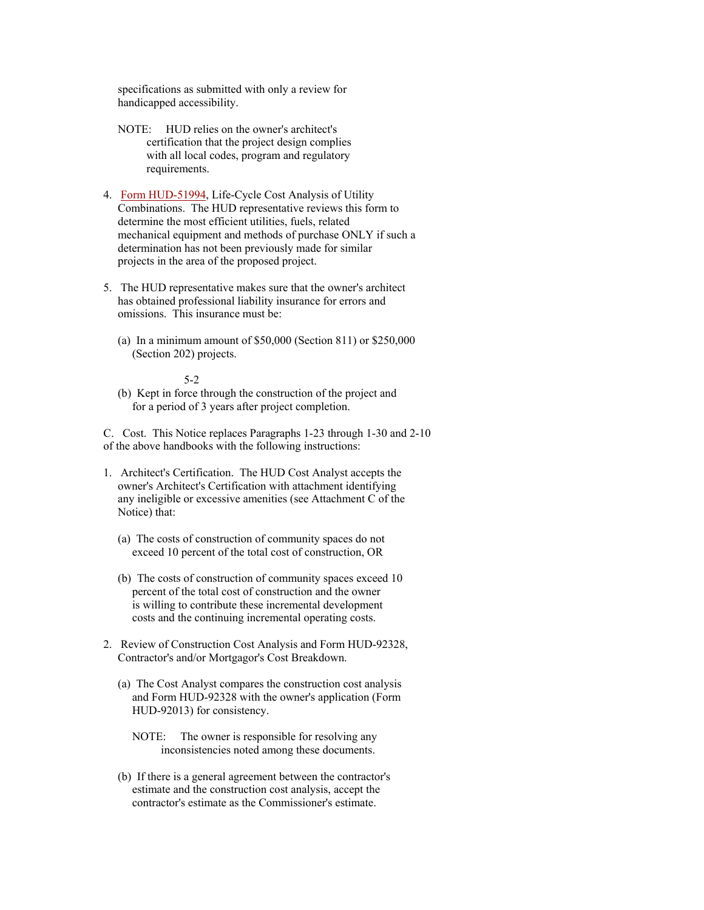specifications as submitted with only a review for handicapped accessibility.

NOTE: HUD relies on the owner's architect's certification that the project design complies with all local codes, program and regulatory requirements.

4. Form HUD-51994, Life-Cycle Cost Analysis of Utility Combinations. The HUD representative reviews this form to determine the most efficient utilities, fuels, related mechanical equipment and methods of purchase ONLY if such a determination has not been previously made for similar projects in the area of the proposed project.

5. The HUD representative makes sure that the owner's architect has obtained professional liability insurance for errors and omissions. This insurance must be:

   (a) In a minimum amount of $50,000 (Section 811) or $250,000 (Section 202) projects.

   (b) Kept in force through the construction of the project and for a period of 3 years after project completion.

C. Cost. This Notice replaces Paragraphs 1-23 through 1-30 and 2-10 of the above handbooks with the following instructions:

1. Architect's Certification. The HUD Cost Analyst accepts the owner's Architect's Certification with attachment identifying any ineligible or excessive amenities (see Attachment C of the Notice) that:

   (a) The costs of construction of community spaces do not exceed 10 percent of the total cost of construction, OR

   (b) The costs of construction of community spaces exceed 10 percent of the total cost of construction and the owner is willing to contribute these incremental development costs and the continuing incremental operating costs.

2. Review of Construction Cost Analysis and Form HUD-92328, Contractor's and/or Mortgagor's Cost Breakdown.

   (a) The Cost Analyst compares the construction cost analysis and Form HUD-92328 with the owner's application (Form HUD-92013) for consistency.

   NOTE: The owner is responsible for resolving any inconsistencies noted among these documents.

   (b) If there is a general agreement between the contractor's estimate and the construction cost analysis, accept the contractor's estimate as the Commissioner's estimate.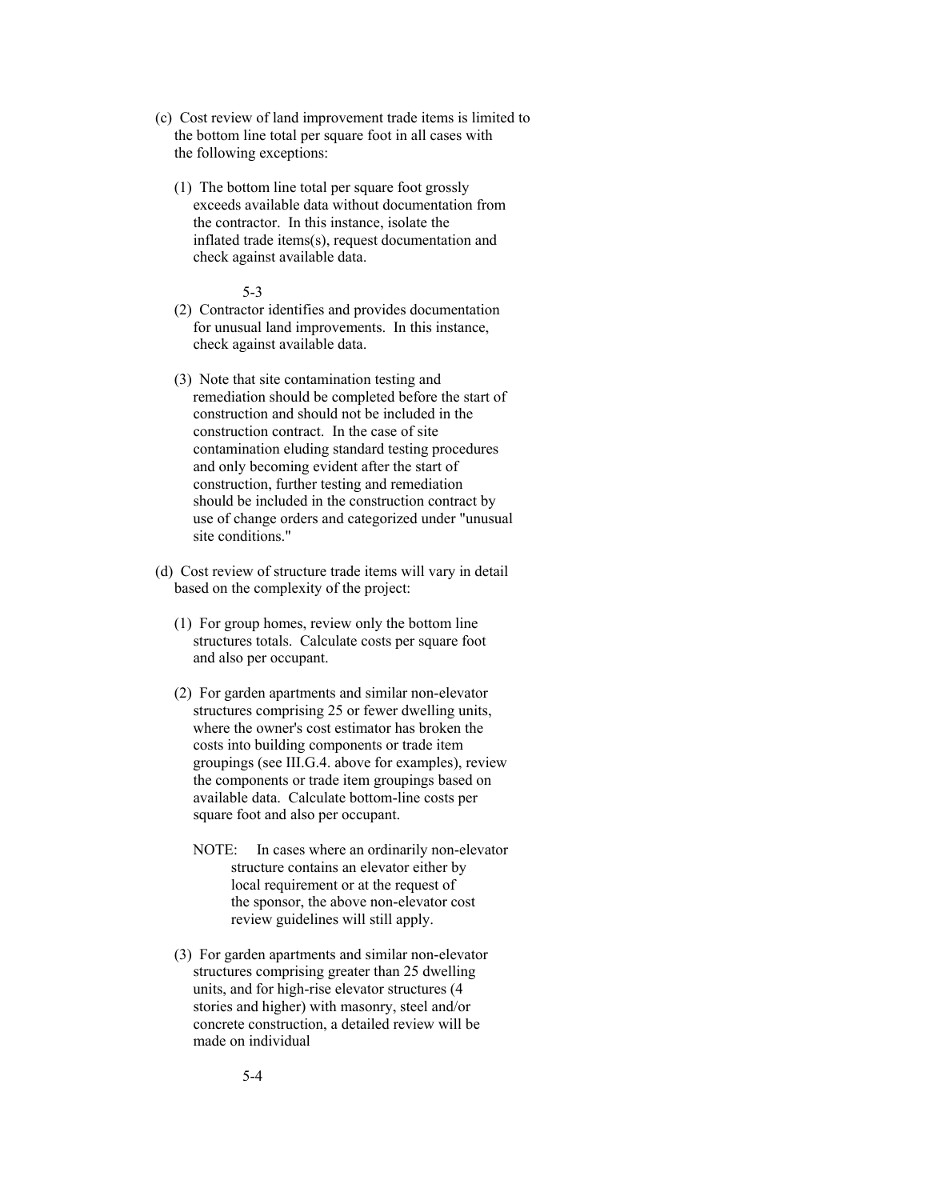(c) Cost review of land improvement trade items is limited to the bottom line total per square foot in all cases with the following exceptions:

(1) The bottom line total per square foot grossly exceeds available data without documentation from the contractor. In this instance, isolate the inflated trade items(s), request documentation and check against available data.

(2) Contractor identifies and provides documentation for unusual land improvements. In this instance, check against available data.

(3) Note that site contamination testing and remediation should be completed before the start of construction and should not be included in the construction contract. In the case of site contamination eluding standard testing procedures and only becoming evident after the start of construction, further testing and remediation should be included in the construction contract by use of change orders and categorized under "unusual site conditions."

(d) Cost review of structure trade items will vary in detail based on the complexity of the project:

(1) For group homes, review only the bottom line structures totals. Calculate costs per square foot and also per occupant.

(2) For garden apartments and similar non-elevator structures comprising 25 or fewer dwelling units, where the owner's cost estimator has broken the costs into building components or trade item groupings (see III.G.4. above for examples), review the components or trade item groupings based on available data. Calculate bottom-line costs per square foot and also per occupant.

NOTE: In cases where an ordinarily non-elevator structure contains an elevator either by local requirement or at the request of the sponsor, the above non-elevator cost review guidelines will still apply.

(3) For garden apartments and similar non-elevator structures comprising greater than 25 dwelling units, and for high-rise elevator structures (4 stories and higher) with masonry, steel and/or concrete construction, a detailed review will be made on individual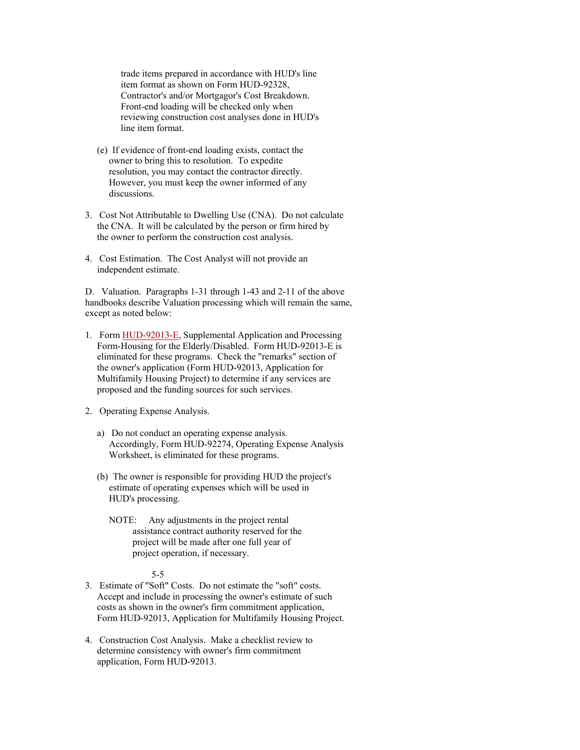trade items prepared in accordance with HUD's line item format as shown on Form HUD-92328, Contractor's and/or Mortgagor's Cost Breakdown. Front-end loading will be checked only when reviewing construction cost analyses done in HUD's line item format.

(e) If evidence of front-end loading exists, contact the owner to bring this to resolution. To expedite resolution, you may contact the contractor directly. However, you must keep the owner informed of any discussions.

3. Cost Not Attributable to Dwelling Use (CNA). Do not calculate the CNA. It will be calculated by the person or firm hired by the owner to perform the construction cost analysis.

4. Cost Estimation. The Cost Analyst will not provide an independent estimate.

D. Valuation. Paragraphs 1-31 through 1-43 and 2-11 of the above handbooks describe Valuation processing which will remain the same, except as noted below:

1. Form HUD-92013-E, Supplemental Application and Processing Form-Housing for the Elderly/Disabled. Form HUD-92013-E is eliminated for these programs. Check the "remarks" section of the owner's application (Form HUD-92013, Application for Multifamily Housing Project) to determine if any services are proposed and the funding sources for such services.

2. Operating Expense Analysis.

   a) Do not conduct an operating expense analysis. Accordingly, Form HUD-92274, Operating Expense Analysis Worksheet, is eliminated for these programs.

   (b) The owner is responsible for providing HUD the project's estimate of operating expenses which will be used in HUD's processing.

   NOTE: Any adjustments in the project rental assistance contract authority reserved for the project will be made after one full year of project operation, if necessary.

3. Estimate of "Soft" Costs. Do not estimate the "soft" costs. Accept and include in processing the owner's estimate of such costs as shown in the owner's firm commitment application, Form HUD-92013, Application for Multifamily Housing Project.

4. Construction Cost Analysis. Make a checklist review to determine consistency with owner's firm commitment application, Form HUD-92013.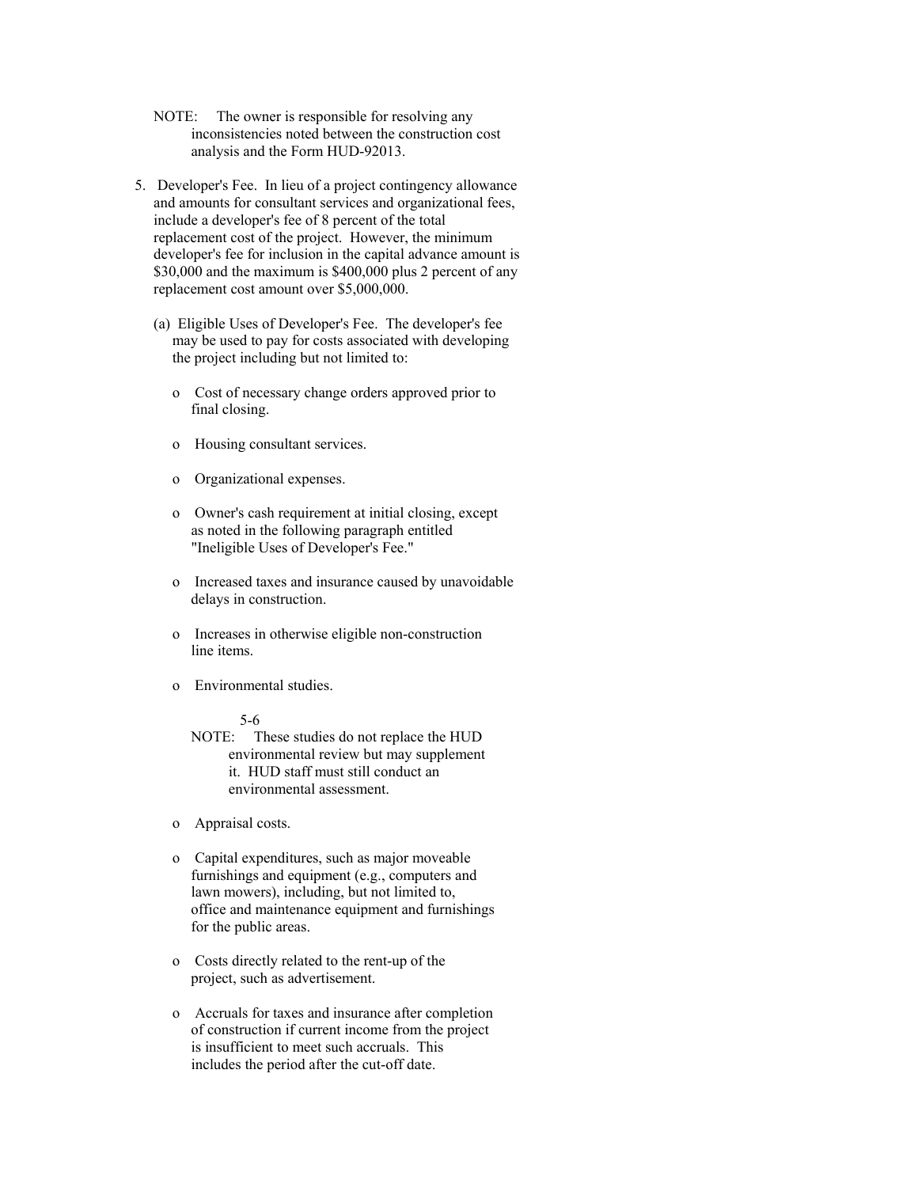NOTE: The owner is responsible for resolving any inconsistencies noted between the construction cost analysis and the Form HUD-92013.

5. Developer's Fee. In lieu of a project contingency allowance and amounts for consultant services and organizational fees, include a developer's fee of 8 percent of the total replacement cost of the project. However, the minimum developer's fee for inclusion in the capital advance amount is $30,000 and the maximum is $400,000 plus 2 percent of any replacement cost amount over $5,000,000.

   (a) Eligible Uses of Developer's Fee. The developer's fee may be used to pay for costs associated with developing the project including but not limited to:

      - Cost of necessary change orders approved prior to final closing.

      - Housing consultant services.

      - Organizational expenses.

      - Owner's cash requirement at initial closing, except as noted in the following paragraph entitled "Ineligible Uses of Developer's Fee."

      - Increased taxes and insurance caused by unavoidable delays in construction.

      - Increases in otherwise eligible non-construction line items.

      - Environmental studies.

        NOTE: These studies do not replace the HUD environmental review but may supplement it. HUD staff must still conduct an environmental assessment.

      - Appraisal costs.

      - Capital expenditures, such as major moveable furnishings and equipment (e.g., computers and lawn mowers), including, but not limited to, office and maintenance equipment and furnishings for the public areas.

      - Costs directly related to the rent-up of the project, such as advertisement.

      - Accruals for taxes and insurance after completion of construction if current income from the project is insufficient to meet such accruals. This includes the period after the cut-off date.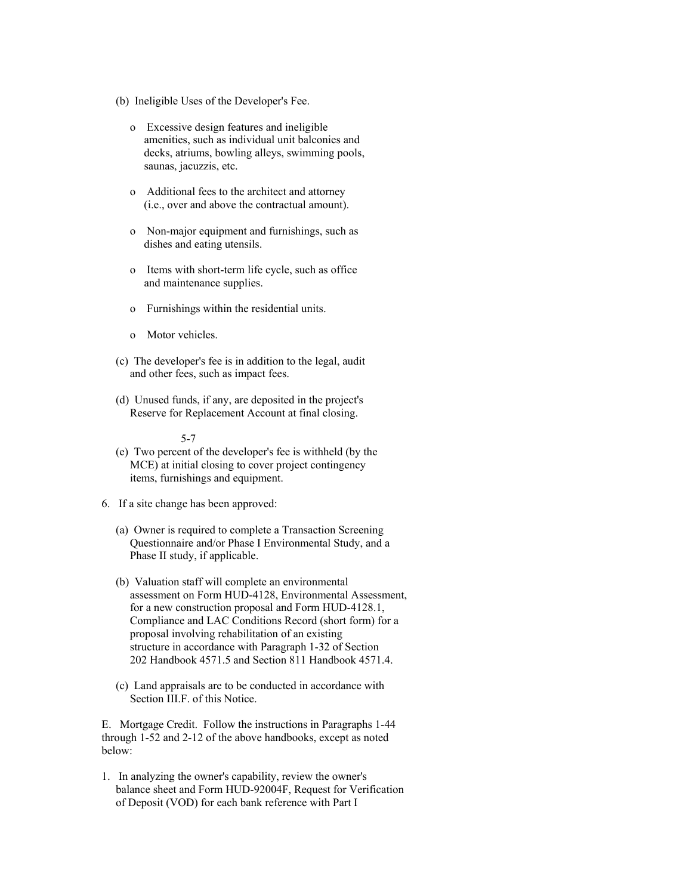(b) Ineligible Uses of the Developer's Fee.

- Excessive design features and ineligible amenities, such as individual unit balconies and decks, atriums, bowling alleys, swimming pools, saunas, jacuzzis, etc.
- Additional fees to the architect and attorney (i.e., over and above the contractual amount).
- Non-major equipment and furnishings, such as dishes and eating utensils.
- Items with short-term life cycle, such as office and maintenance supplies.
- Furnishings within the residential units.
- Motor vehicles.

(c) The developer's fee is in addition to the legal, audit and other fees, such as impact fees.

(d) Unused funds, if any, are deposited in the project's Reserve for Replacement Account at final closing.

(e) Two percent of the developer's fee is withheld (by the MCE) at initial closing to cover project contingency items, furnishings and equipment.

6. If a site change has been approved:

   (a) Owner is required to complete a Transaction Screening Questionnaire and/or Phase I Environmental Study, and a Phase II study, if applicable.

   (b) Valuation staff will complete an environmental assessment on Form HUD-4128, Environmental Assessment, for a new construction proposal and Form HUD-4128.1, Compliance and LAC Conditions Record (short form) for a proposal involving rehabilitation of an existing structure in accordance with Paragraph 1-32 of Section 202 Handbook 4571.5 and Section 811 Handbook 4571.4.

   (c) Land appraisals are to be conducted in accordance with Section III.F. of this Notice.

E. Mortgage Credit. Follow the instructions in Paragraphs 1-44 through 1-52 and 2-12 of the above handbooks, except as noted below:

1. In analyzing the owner's capability, review the owner's balance sheet and Form HUD-92004F, Request for Verification of Deposit (VOD) for each bank reference with Part I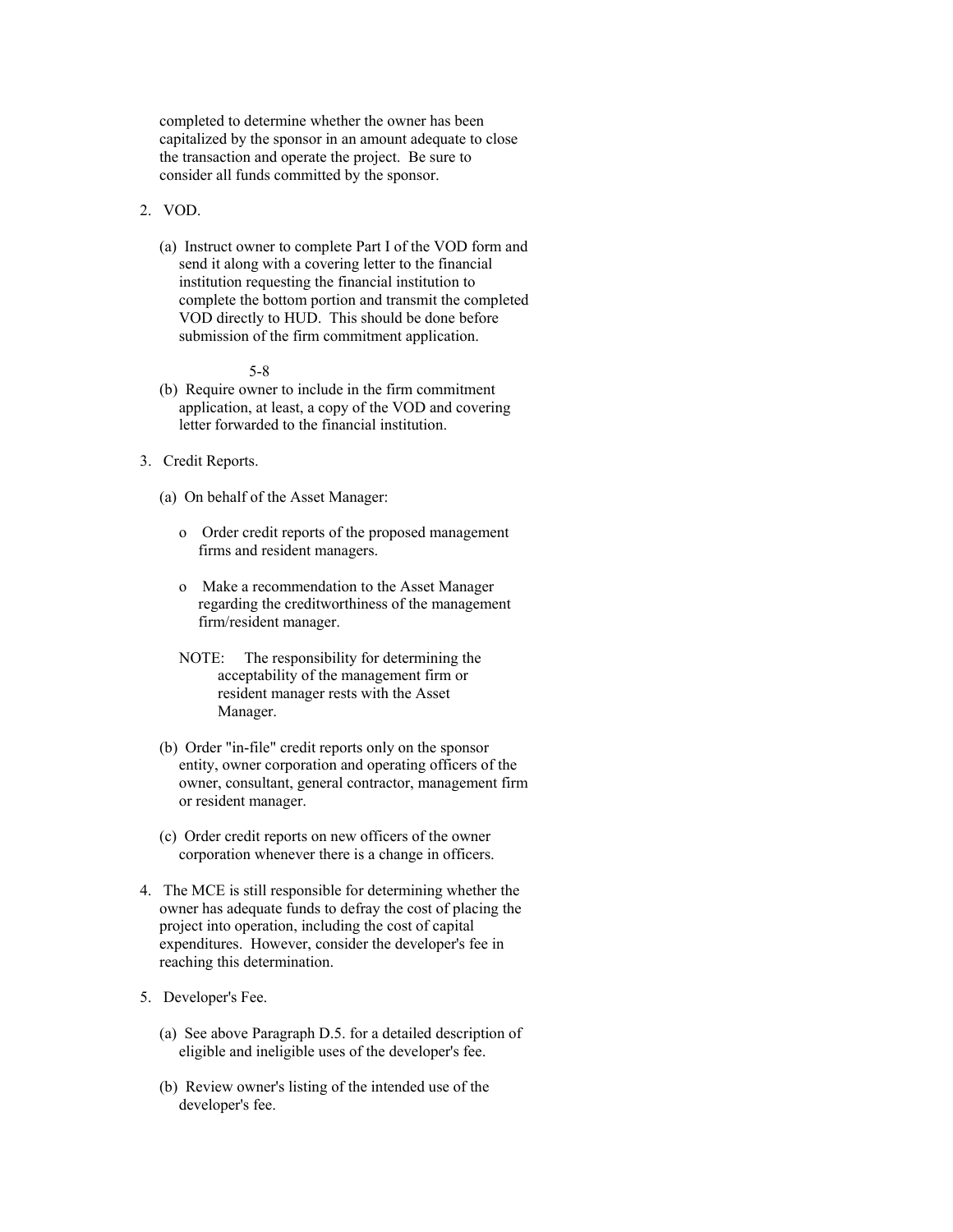completed to determine whether the owner has been capitalized by the sponsor in an amount adequate to close the transaction and operate the project. Be sure to consider all funds committed by the sponsor.

2. VOD.

   (a) Instruct owner to complete Part I of the VOD form and send it along with a covering letter to the financial institution requesting the financial institution to complete the bottom portion and transmit the completed VOD directly to HUD. This should be done before submission of the firm commitment application.

   (b) Require owner to include in the firm commitment application, at least, a copy of the VOD and covering letter forwarded to the financial institution.

3. Credit Reports.

   (a) On behalf of the Asset Manager:

      - Order credit reports of the proposed management firms and resident managers.

      - Make a recommendation to the Asset Manager regarding the creditworthiness of the management firm/resident manager.

      NOTE: The responsibility for determining the acceptability of the management firm or resident manager rests with the Asset Manager.

   (b) Order "in-file" credit reports only on the sponsor entity, owner corporation and operating officers of the owner, consultant, general contractor, management firm or resident manager.

   (c) Order credit reports on new officers of the owner corporation whenever there is a change in officers.

4. The MCE is still responsible for determining whether the owner has adequate funds to defray the cost of placing the project into operation, including the cost of capital expenditures. However, consider the developer's fee in reaching this determination.

5. Developer's Fee.

   (a) See above Paragraph D.5. for a detailed description of eligible and ineligible uses of the developer's fee.

   (b) Review owner's listing of the intended use of the developer's fee.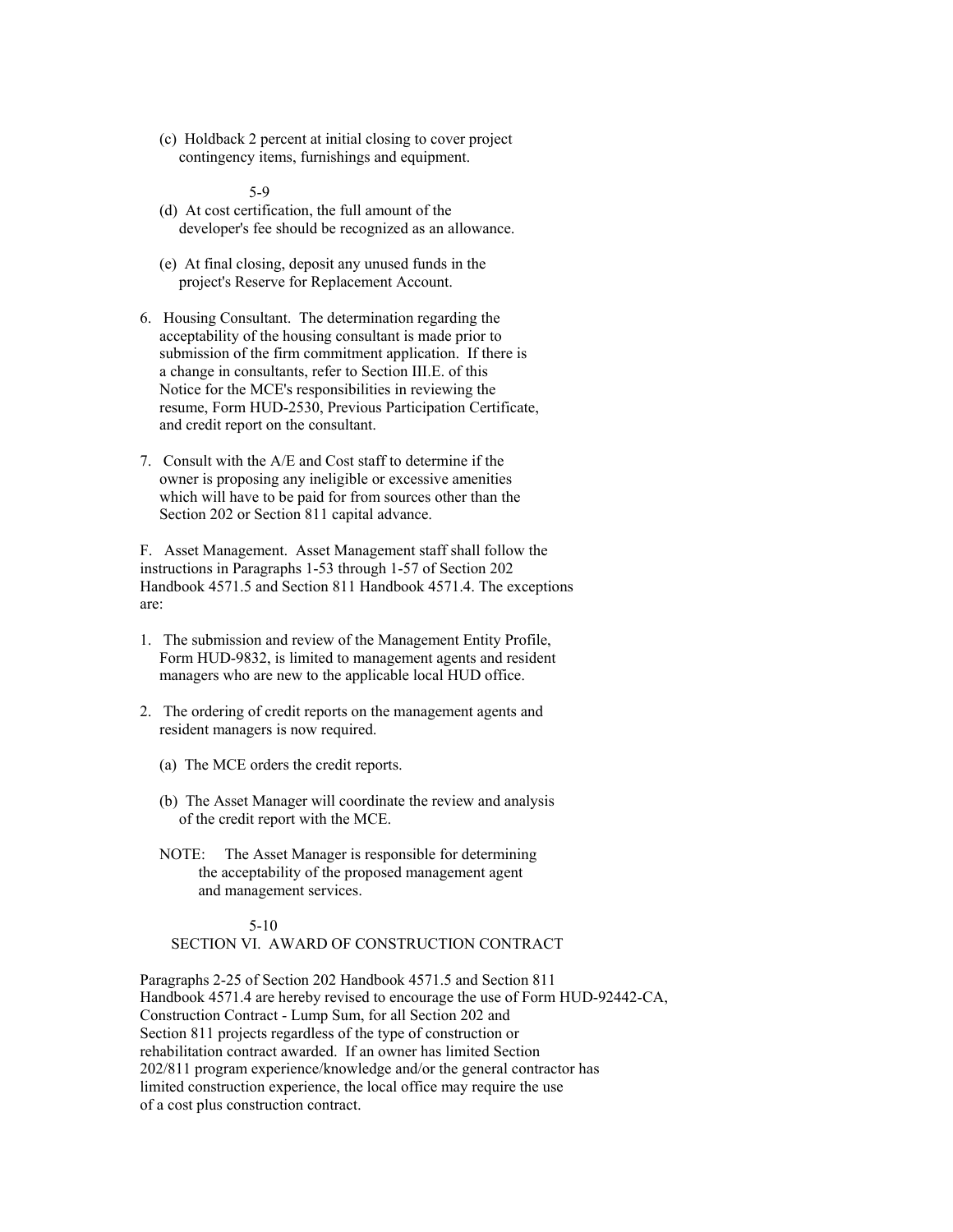(c) Holdback 2 percent at initial closing to cover project contingency items, furnishings and equipment.

(d) At cost certification, the full amount of the developer's fee should be recognized as an allowance.

(e) At final closing, deposit any unused funds in the project's Reserve for Replacement Account.

6. Housing Consultant. The determination regarding the acceptability of the housing consultant is made prior to submission of the firm commitment application. If there is a change in consultants, refer to Section III.E. of this Notice for the MCE's responsibilities in reviewing the resume, Form HUD-2530, Previous Participation Certificate, and credit report on the consultant.

7. Consult with the A/E and Cost staff to determine if the owner is proposing any ineligible or excessive amenities which will have to be paid for from sources other than the Section 202 or Section 811 capital advance.

F. Asset Management. Asset Management staff shall follow the instructions in Paragraphs 1-53 through 1-57 of Section 202 Handbook 4571.5 and Section 811 Handbook 4571.4. The exceptions are:

1. The submission and review of the Management Entity Profile, Form HUD-9832, is limited to management agents and resident managers who are new to the applicable local HUD office.

2. The ordering of credit reports on the management agents and resident managers is now required.

   (a) The MCE orders the credit reports.

   (b) The Asset Manager will coordinate the review and analysis of the credit report with the MCE.

   NOTE: The Asset Manager is responsible for determining the acceptability of the proposed management agent and management services.

## SECTION VI. AWARD OF CONSTRUCTION CONTRACT

Paragraphs 2-25 of Section 202 Handbook 4571.5 and Section 811 Handbook 4571.4 are hereby revised to encourage the use of Form HUD-92442-CA, Construction Contract - Lump Sum, for all Section 202 and Section 811 projects regardless of the type of construction or rehabilitation contract awarded. If an owner has limited Section 202/811 program experience/knowledge and/or the general contractor has limited construction experience, the local office may require the use of a cost plus construction contract.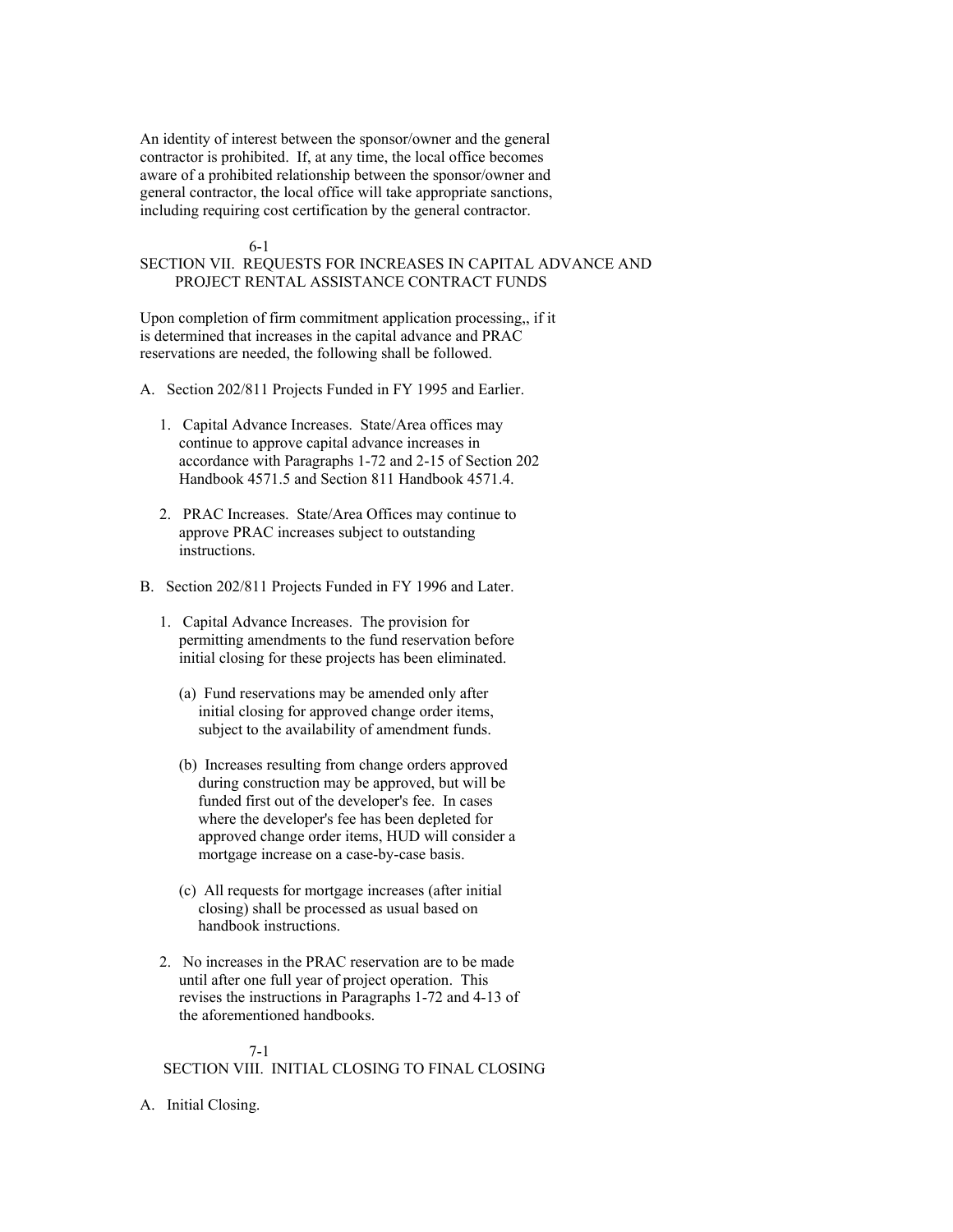An identity of interest between the sponsor/owner and the general contractor is prohibited. If, at any time, the local office becomes aware of a prohibited relationship between the sponsor/owner and general contractor, the local office will take appropriate sanctions, including requiring cost certification by the general contractor.

## SECTION VII. REQUESTS FOR INCREASES IN CAPITAL ADVANCE AND PROJECT RENTAL ASSISTANCE CONTRACT FUNDS

Upon completion of firm commitment application processing,, if it is determined that increases in the capital advance and PRAC reservations are needed, the following shall be followed.

A. Section 202/811 Projects Funded in FY 1995 and Earlier.

1. Capital Advance Increases. State/Area offices may continue to approve capital advance increases in accordance with Paragraphs 1-72 and 2-15 of Section 202 Handbook 4571.5 and Section 811 Handbook 4571.4.

2. PRAC Increases. State/Area Offices may continue to approve PRAC increases subject to outstanding instructions.

B. Section 202/811 Projects Funded in FY 1996 and Later.

1. Capital Advance Increases. The provision for permitting amendments to the fund reservation before initial closing for these projects has been eliminated.

   (a) Fund reservations may be amended only after initial closing for approved change order items, subject to the availability of amendment funds.

   (b) Increases resulting from change orders approved during construction may be approved, but will be funded first out of the developer's fee. In cases where the developer's fee has been depleted for approved change order items, HUD will consider a mortgage increase on a case-by-case basis.

   (c) All requests for mortgage increases (after initial closing) shall be processed as usual based on handbook instructions.

2. No increases in the PRAC reservation are to be made until after one full year of project operation. This revises the instructions in Paragraphs 1-72 and 4-13 of the aforementioned handbooks.

## SECTION VIII. INITIAL CLOSING TO FINAL CLOSING

A. Initial Closing.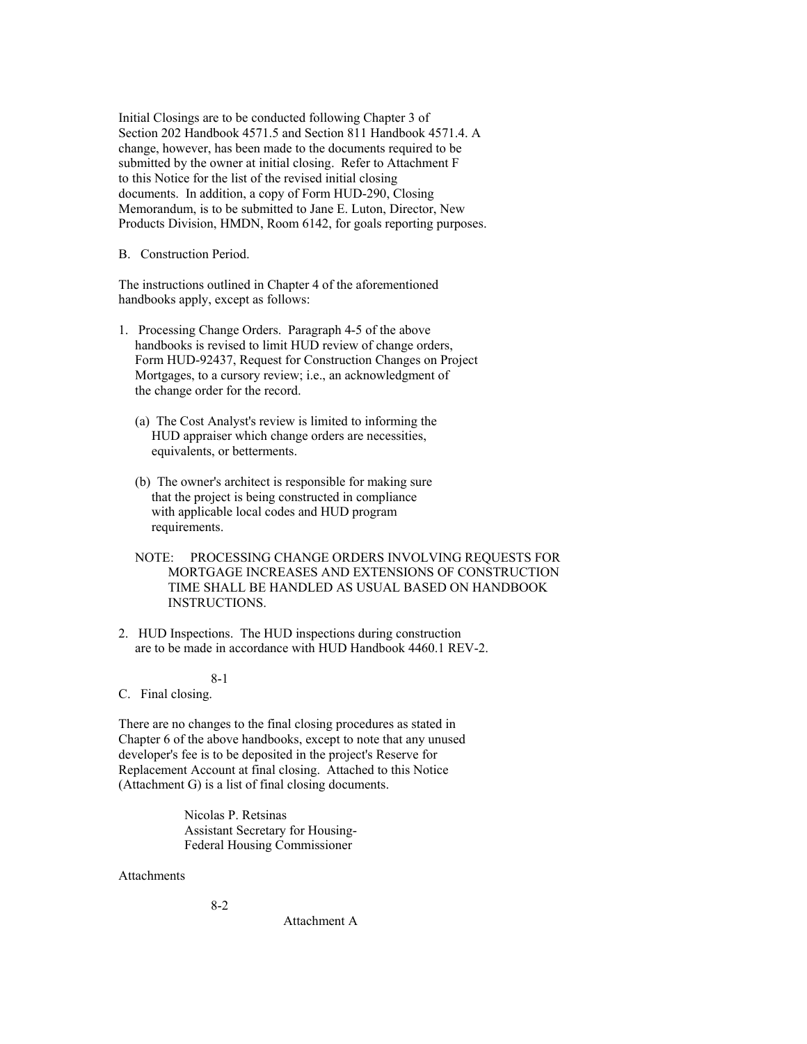Initial Closings are to be conducted following Chapter 3 of Section 202 Handbook 4571.5 and Section 811 Handbook 4571.4. A change, however, has been made to the documents required to be submitted by the owner at initial closing. Refer to Attachment F to this Notice for the list of the revised initial closing documents. In addition, a copy of Form HUD-290, Closing Memorandum, is to be submitted to Jane E. Luton, Director, New Products Division, HMDN, Room 6142, for goals reporting purposes.

B. Construction Period.

The instructions outlined in Chapter 4 of the aforementioned handbooks apply, except as follows:

1. Processing Change Orders. Paragraph 4-5 of the above handbooks is revised to limit HUD review of change orders, Form HUD-92437, Request for Construction Changes on Project Mortgages, to a cursory review; i.e., an acknowledgment of the change order for the record.

   (a) The Cost Analyst's review is limited to informing the HUD appraiser which change orders are necessities, equivalents, or betterments.

   (b) The owner's architect is responsible for making sure that the project is being constructed in compliance with applicable local codes and HUD program requirements.

   NOTE: PROCESSING CHANGE ORDERS INVOLVING REQUESTS FOR MORTGAGE INCREASES AND EXTENSIONS OF CONSTRUCTION TIME SHALL BE HANDLED AS USUAL BASED ON HANDBOOK INSTRUCTIONS.

2. HUD Inspections. The HUD inspections during construction are to be made in accordance with HUD Handbook 4460.1 REV-2.

C. Final closing.

There are no changes to the final closing procedures as stated in Chapter 6 of the above handbooks, except to note that any unused developer's fee is to be deposited in the project's Reserve for Replacement Account at final closing. Attached to this Notice (Attachment G) is a list of final closing documents.

Nicolas P. Retsinas
Assistant Secretary for Housing-
Federal Housing Commissioner

Attachments

Attachment A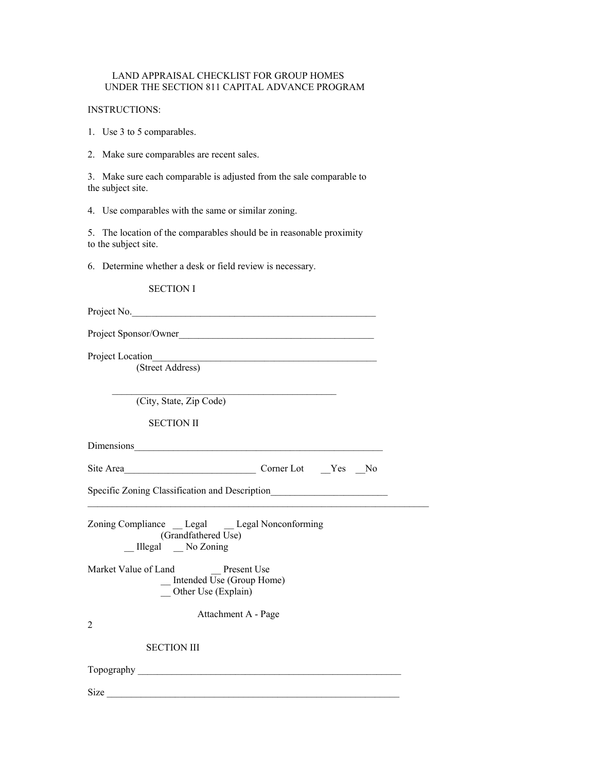# LAND APPRAISAL CHECKLIST FOR GROUP HOMES UNDER THE SECTION 811 CAPITAL ADVANCE PROGRAM

INSTRUCTIONS:

1. Use 3 to 5 comparables.

2. Make sure comparables are recent sales.

3. Make sure each comparable is adjusted from the sale comparable to the subject site.

4. Use comparables with the same or similar zoning.

5. The location of the comparables should be in reasonable proximity to the subject site.

6. Determine whether a desk or field review is necessary.

## SECTION I

Project No.___________________________________________________

Project Sponsor/Owner_________________________________________

Project Location_______________________________________________
(Street Address)

_______________________________________________
(City, State, Zip Code)

## SECTION II

Dimensions____________________________________________________

Site Area__________________________ Corner Lot __Yes __No

Specific Zoning Classification and Description________________________
_______________________________________________________________________

Zoning Compliance __ Legal __ Legal Nonconforming
(Grandfathered Use)
__ Illegal __ No Zoning

Market Value of Land __ Present Use
__ Intended Use (Group Home)
__ Other Use (Explain)

Attachment A - Page
2

## SECTION III

Topography ______________________________________________________

Size ____________________________________________________________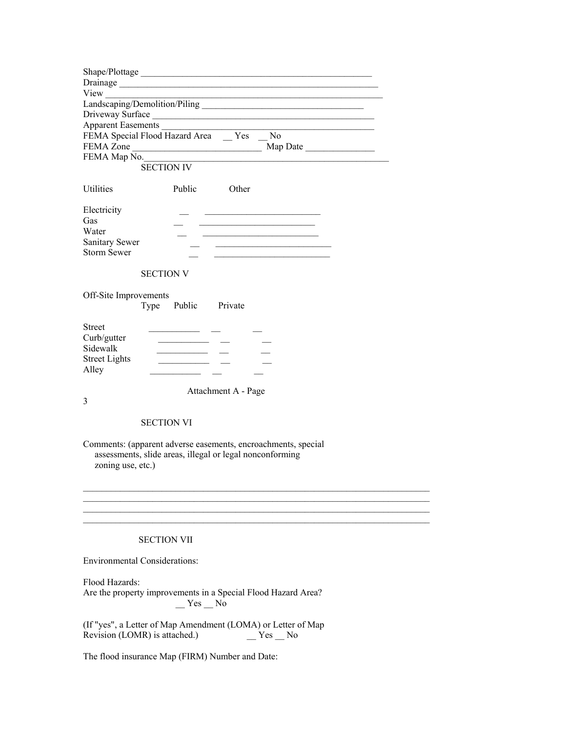Shape/Plottage ____________________________________________________

Drainage ___________________________________________________________

View _______________________________________________________________

Landscaping/Demolition/Piling ____________________________________

Driveway Surface ___________________________________________________

Apparent Easements _________________________________________________

FEMA Special Flood Hazard Area __ Yes __ No

FEMA Zone ____________________________ Map Date _______________

FEMA Map No.________________________________________________________

SECTION IV

| Utilities | Public | Other |
|---|---|---|
| Electricity | __ | _________________________ |
| Gas | __ | _________________________ |
| Water | __ | _________________________ |
| Sanitary Sewer | __ | _________________________ |
| Storm Sewer | __ | _________________________ |

SECTION V

Off-Site Improvements

| | Type | Public | Private |
|---|---|---|---|
| Street | ___________ | __ | __ |
| Curb/gutter | ___________ | __ | __ |
| Sidewalk | ___________ | __ | __ |
| Street Lights | ___________ | __ | __ |
| Alley | ___________ | __ | __ |

Attachment A - Page 3

SECTION VI

Comments: (apparent adverse easements, encroachments, special assessments, slide areas, illegal or legal nonconforming zoning use, etc.)

___________________________________________________________________________

___________________________________________________________________________

___________________________________________________________________________

___________________________________________________________________________

SECTION VII

Environmental Considerations:

Flood Hazards:
Are the property improvements in a Special Flood Hazard Area?
__ Yes __ No

(If "yes", a Letter of Map Amendment (LOMA) or Letter of Map Revision (LOMR) is attached.) __ Yes __ No

The flood insurance Map (FIRM) Number and Date: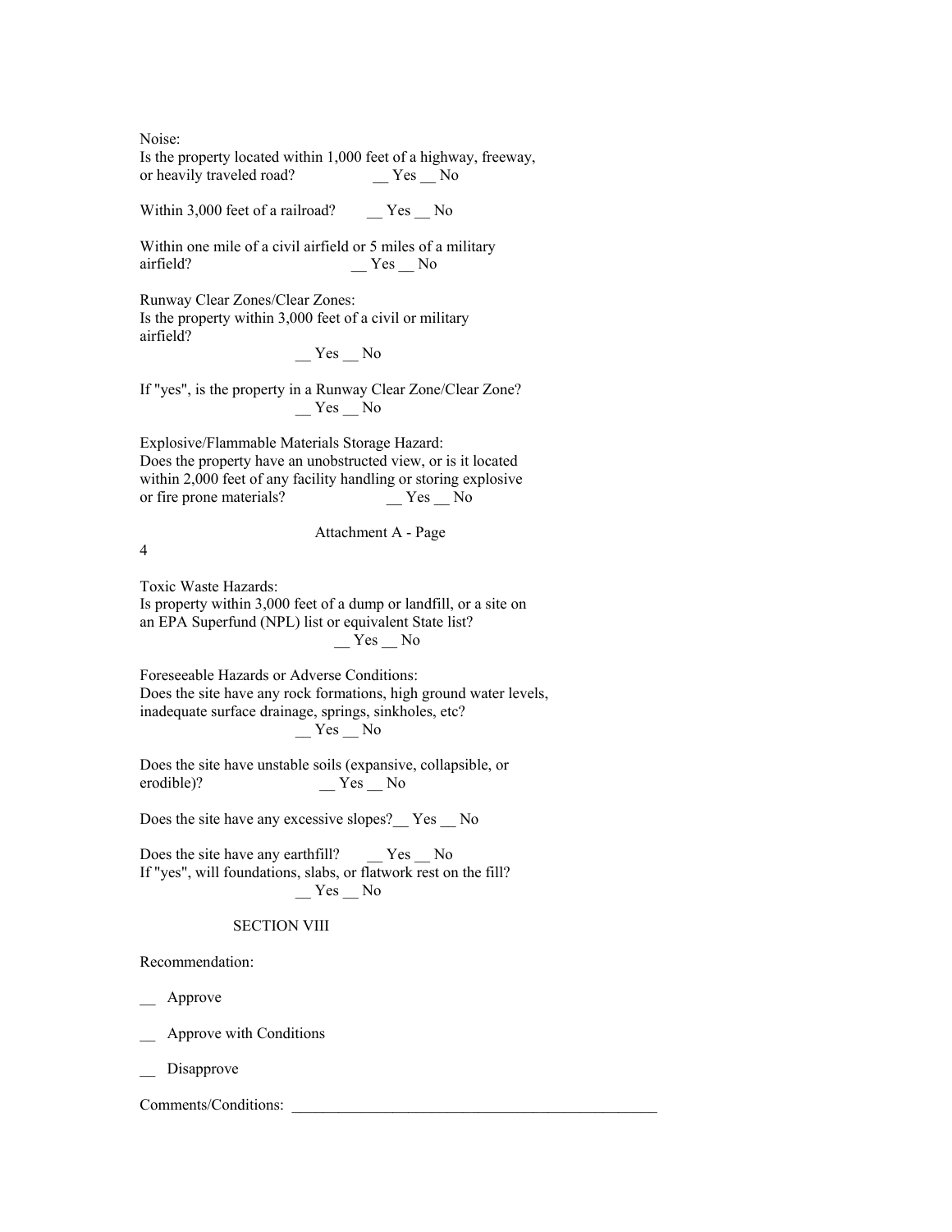Noise:
Is the property located within 1,000 feet of a highway, freeway, or heavily traveled road? __ Yes __ No

Within 3,000 feet of a railroad? __ Yes __ No

Within one mile of a civil airfield or 5 miles of a military airfield? __ Yes __ No

Runway Clear Zones/Clear Zones:
Is the property within 3,000 feet of a civil or military airfield?
__ Yes __ No

If "yes", is the property in a Runway Clear Zone/Clear Zone?
__ Yes __ No

Explosive/Flammable Materials Storage Hazard:
Does the property have an unobstructed view, or is it located within 2,000 feet of any facility handling or storing explosive or fire prone materials? __ Yes __ No

Attachment A - Page 4

Toxic Waste Hazards:
Is property within 3,000 feet of a dump or landfill, or a site on an EPA Superfund (NPL) list or equivalent State list?
__ Yes __ No

Foreseeable Hazards or Adverse Conditions:
Does the site have any rock formations, high ground water levels, inadequate surface drainage, springs, sinkholes, etc?
__ Yes __ No

Does the site have unstable soils (expansive, collapsible, or erodible)? __ Yes __ No

Does the site have any excessive slopes?__ Yes __ No

Does the site have any earthfill? __ Yes __ No
If "yes", will foundations, slabs, or flatwork rest on the fill?
__ Yes __ No

## SECTION VIII

Recommendation:

__ Approve

__ Approve with Conditions

__ Disapprove

Comments/Conditions: ________________________________________________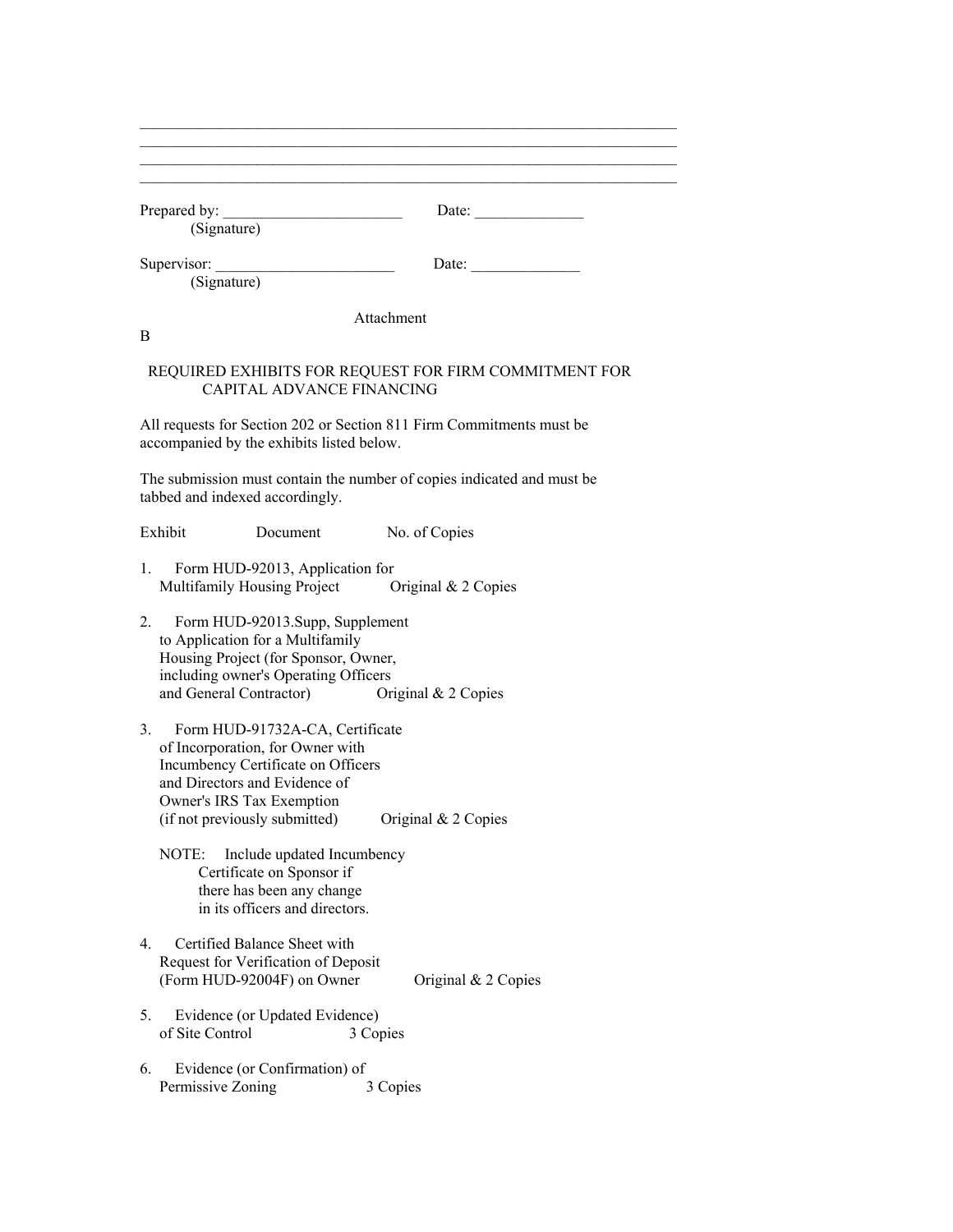\_\_\_\_\_\_\_\_\_\_\_\_\_\_\_\_\_\_\_\_\_\_\_\_\_\_\_\_\_\_\_\_\_\_\_\_\_\_\_\_\_\_\_\_\_\_\_\_\_\_\_\_\_\_\_\_\_\_\_\_\_\_\_\_\_\_\_\_
\_\_\_\_\_\_\_\_\_\_\_\_\_\_\_\_\_\_\_\_\_\_\_\_\_\_\_\_\_\_\_\_\_\_\_\_\_\_\_\_\_\_\_\_\_\_\_\_\_\_\_\_\_\_\_\_\_\_\_\_\_\_\_\_\_\_\_\_
\_\_\_\_\_\_\_\_\_\_\_\_\_\_\_\_\_\_\_\_\_\_\_\_\_\_\_\_\_\_\_\_\_\_\_\_\_\_\_\_\_\_\_\_\_\_\_\_\_\_\_\_\_\_\_\_\_\_\_\_\_\_\_\_\_\_\_\_
\_\_\_\_\_\_\_\_\_\_\_\_\_\_\_\_\_\_\_\_\_\_\_\_\_\_\_\_\_\_\_\_\_\_\_\_\_\_\_\_\_\_\_\_\_\_\_\_\_\_\_\_\_\_\_\_\_\_\_\_\_\_\_\_\_\_\_\_

Prepared by: \_\_\_\_\_\_\_\_\_\_\_\_\_\_\_\_\_\_\_\_\_\_\_ Date: \_\_\_\_\_\_\_\_\_\_\_\_\_\_
(Signature)

Supervisor: \_\_\_\_\_\_\_\_\_\_\_\_\_\_\_\_\_\_\_\_\_\_\_ Date: \_\_\_\_\_\_\_\_\_\_\_\_\_\_
(Signature)

Attachment B

## REQUIRED EXHIBITS FOR REQUEST FOR FIRM COMMITMENT FOR CAPITAL ADVANCE FINANCING

All requests for Section 202 or Section 811 Firm Commitments must be accompanied by the exhibits listed below.

The submission must contain the number of copies indicated and must be tabbed and indexed accordingly.

| Exhibit | Document | No. of Copies |
|---|---|---|
| 1. | Form HUD-92013, Application for Multifamily Housing Project | Original & 2 Copies |
| 2. | Form HUD-92013.Supp, Supplement to Application for a Multifamily Housing Project (for Sponsor, Owner, including owner's Operating Officers and General Contractor) | Original & 2 Copies |
| 3. | Form HUD-91732A-CA, Certificate of Incorporation, for Owner with Incumbency Certificate on Officers and Directors and Evidence of Owner's IRS Tax Exemption (if not previously submitted)<br><br>NOTE: Include updated Incumbency Certificate on Sponsor if there has been any change in its officers and directors. | Original & 2 Copies |
| 4. | Certified Balance Sheet with Request for Verification of Deposit (Form HUD-92004F) on Owner | Original & 2 Copies |
| 5. | Evidence (or Updated Evidence) of Site Control | 3 Copies |
| 6. | Evidence (or Confirmation) of Permissive Zoning | 3 Copies |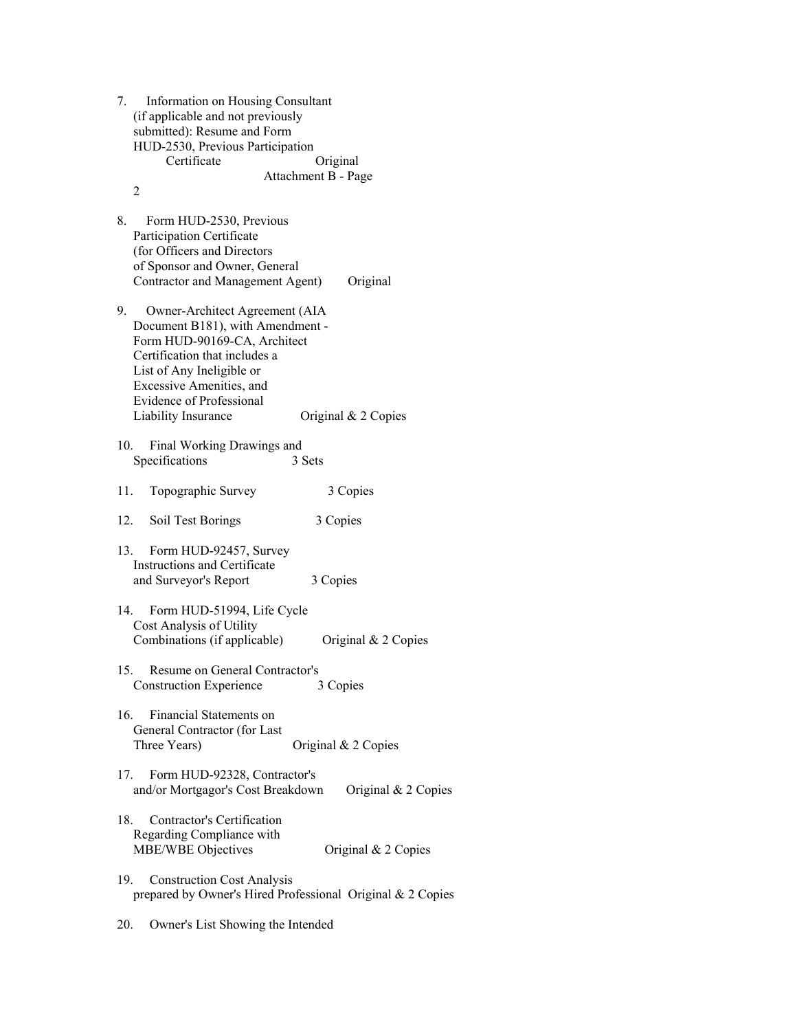7. Information on Housing Consultant (if applicable and not previously submitted): Resume and Form HUD-2530, Previous Participation Certificate — Original

8. Form HUD-2530, Previous Participation Certificate (for Officers and Directors of Sponsor and Owner, General Contractor and Management Agent) — Original

9. Owner-Architect Agreement (AIA Document B181), with Amendment - Form HUD-90169-CA, Architect Certification that includes a List of Any Ineligible or Excessive Amenities, and Evidence of Professional Liability Insurance — Original & 2 Copies

10. Final Working Drawings and Specifications — 3 Sets

11. Topographic Survey — 3 Copies

12. Soil Test Borings — 3 Copies

13. Form HUD-92457, Survey Instructions and Certificate and Surveyor's Report — 3 Copies

14. Form HUD-51994, Life Cycle Cost Analysis of Utility Combinations (if applicable) — Original & 2 Copies

15. Resume on General Contractor's Construction Experience — 3 Copies

16. Financial Statements on General Contractor (for Last Three Years) — Original & 2 Copies

17. Form HUD-92328, Contractor's and/or Mortgagor's Cost Breakdown — Original & 2 Copies

18. Contractor's Certification Regarding Compliance with MBE/WBE Objectives — Original & 2 Copies

19. Construction Cost Analysis prepared by Owner's Hired Professional — Original & 2 Copies

20. Owner's List Showing the Intended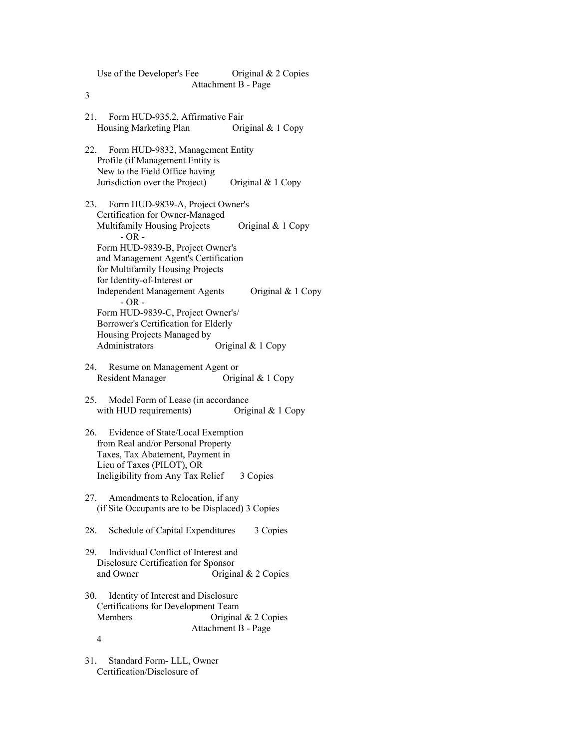Use of the Developer's Fee — Original & 2 Copies

21. Form HUD-935.2, Affirmative Fair Housing Marketing Plan — Original & 1 Copy

22. Form HUD-9832, Management Entity Profile (if Management Entity is New to the Field Office having Jurisdiction over the Project) — Original & 1 Copy

23. Form HUD-9839-A, Project Owner's Certification for Owner-Managed Multifamily Housing Projects — Original & 1 Copy

    \- OR -

    Form HUD-9839-B, Project Owner's and Management Agent's Certification for Multifamily Housing Projects for Identity-of-Interest or Independent Management Agents — Original & 1 Copy

    \- OR -

    Form HUD-9839-C, Project Owner's/ Borrower's Certification for Elderly Housing Projects Managed by Administrators — Original & 1 Copy

24. Resume on Management Agent or Resident Manager — Original & 1 Copy

25. Model Form of Lease (in accordance with HUD requirements) — Original & 1 Copy

26. Evidence of State/Local Exemption from Real and/or Personal Property Taxes, Tax Abatement, Payment in Lieu of Taxes (PILOT), OR Ineligibility from Any Tax Relief — 3 Copies

27. Amendments to Relocation, if any (if Site Occupants are to be Displaced) — 3 Copies

28. Schedule of Capital Expenditures — 3 Copies

29. Individual Conflict of Interest and Disclosure Certification for Sponsor and Owner — Original & 2 Copies

30. Identity of Interest and Disclosure Certifications for Development Team Members — Original & 2 Copies

31. Standard Form- LLL, Owner Certification/Disclosure of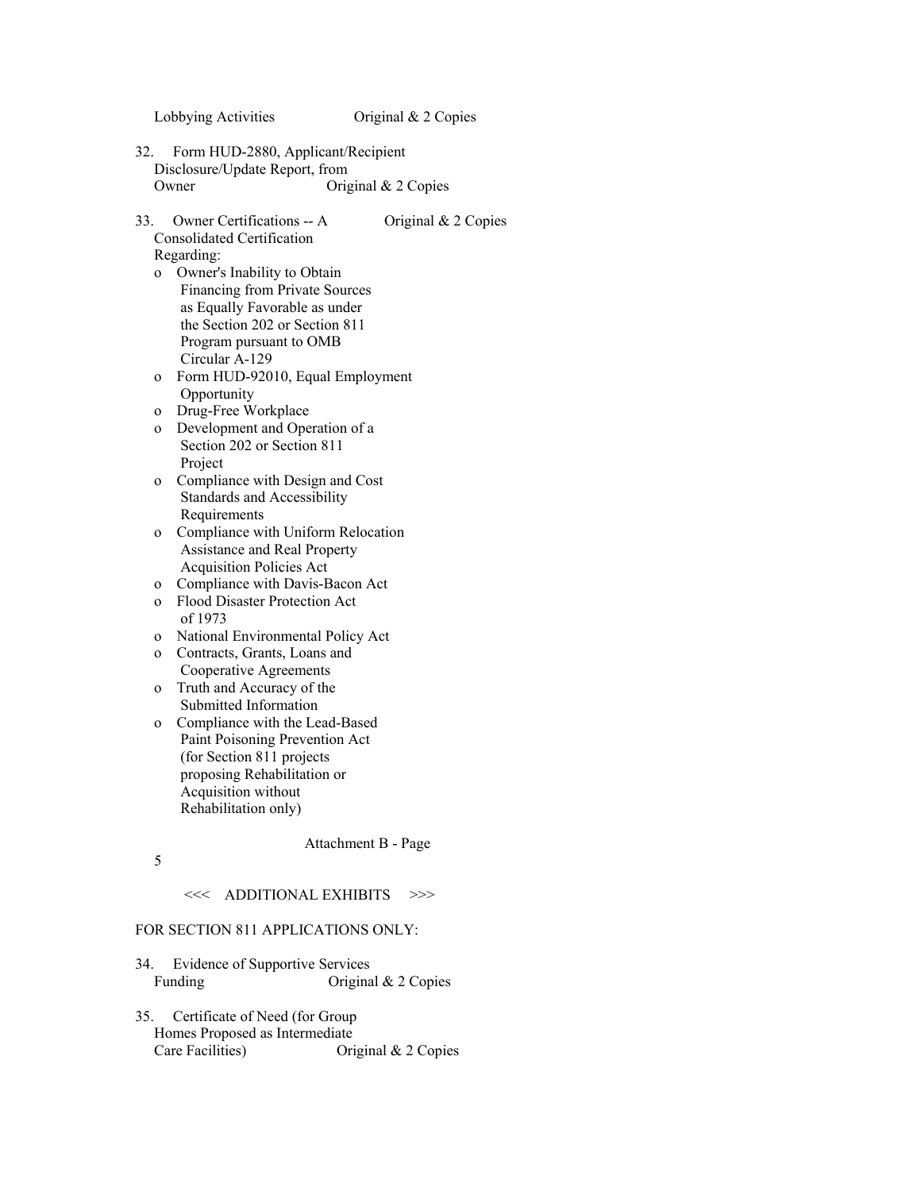Lobbying Activities Original & 2 Copies

32. Form HUD-2880, Applicant/Recipient Disclosure/Update Report, from Owner Original & 2 Copies

33. Owner Certifications -- A Consolidated Certification Regarding: Original & 2 Copies
   - o Owner's Inability to Obtain Financing from Private Sources as Equally Favorable as under the Section 202 or Section 811 Program pursuant to OMB Circular A-129
   - o Form HUD-92010, Equal Employment Opportunity
   - o Drug-Free Workplace
   - o Development and Operation of a Section 202 or Section 811 Project
   - o Compliance with Design and Cost Standards and Accessibility Requirements
   - o Compliance with Uniform Relocation Assistance and Real Property Acquisition Policies Act
   - o Compliance with Davis-Bacon Act
   - o Flood Disaster Protection Act of 1973
   - o National Environmental Policy Act
   - o Contracts, Grants, Loans and Cooperative Agreements
   - o Truth and Accuracy of the Submitted Information
   - o Compliance with the Lead-Based Paint Poisoning Prevention Act (for Section 811 projects proposing Rehabilitation or Acquisition without Rehabilitation only)

<<< ADDITIONAL EXHIBITS >>>

FOR SECTION 811 APPLICATIONS ONLY:

34. Evidence of Supportive Services Funding Original & 2 Copies

35. Certificate of Need (for Group Homes Proposed as Intermediate Care Facilities) Original & 2 Copies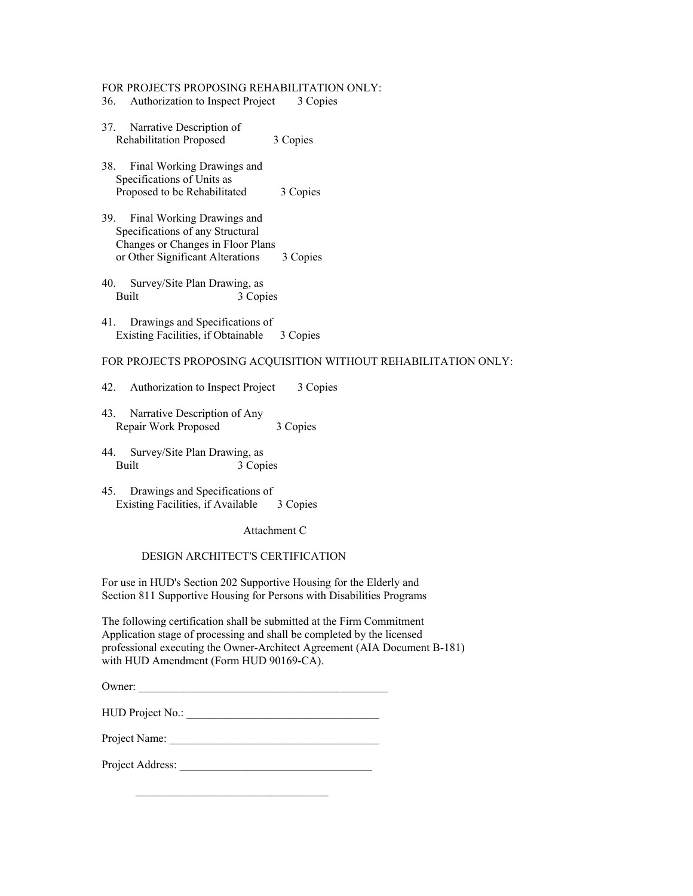FOR PROJECTS PROPOSING REHABILITATION ONLY:

36. Authorization to Inspect Project 3 Copies

37. Narrative Description of Rehabilitation Proposed 3 Copies

38. Final Working Drawings and Specifications of Units as Proposed to be Rehabilitated 3 Copies

39. Final Working Drawings and Specifications of any Structural Changes or Changes in Floor Plans or Other Significant Alterations 3 Copies

40. Survey/Site Plan Drawing, as Built 3 Copies

41. Drawings and Specifications of Existing Facilities, if Obtainable 3 Copies

FOR PROJECTS PROPOSING ACQUISITION WITHOUT REHABILITATION ONLY:

42. Authorization to Inspect Project 3 Copies

43. Narrative Description of Any Repair Work Proposed 3 Copies

44. Survey/Site Plan Drawing, as Built 3 Copies

45. Drawings and Specifications of Existing Facilities, if Available 3 Copies

Attachment C

## DESIGN ARCHITECT'S CERTIFICATION

For use in HUD's Section 202 Supportive Housing for the Elderly and Section 811 Supportive Housing for Persons with Disabilities Programs

The following certification shall be submitted at the Firm Commitment Application stage of processing and shall be completed by the licensed professional executing the Owner-Architect Agreement (AIA Document B-181) with HUD Amendment (Form HUD 90169-CA).

Owner: ___________________________________________

HUD Project No.: _________________________________

Project Name: ____________________________________

Project Address: _________________________________

_________________________________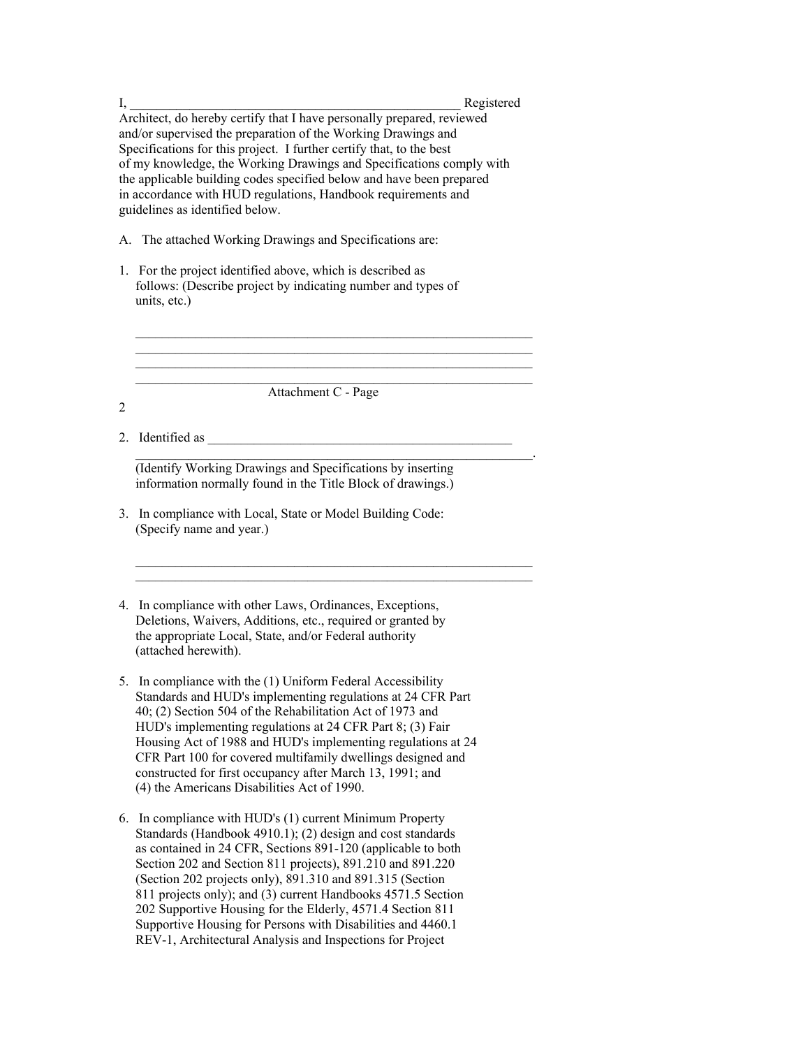I, ____________________________________________________ Registered Architect, do hereby certify that I have personally prepared, reviewed and/or supervised the preparation of the Working Drawings and Specifications for this project. I further certify that, to the best of my knowledge, the Working Drawings and Specifications comply with the applicable building codes specified below and have been prepared in accordance with HUD regulations, Handbook requirements and guidelines as identified below.

A. The attached Working Drawings and Specifications are:

1. For the project identified above, which is described as follows: (Describe project by indicating number and types of units, etc.)

   ______________________________________________________________
   ______________________________________________________________
   ______________________________________________________________
   ______________________________________________________________

2. Identified as ______________________________________________
   ______________________________________________________________.
   (Identify Working Drawings and Specifications by inserting information normally found in the Title Block of drawings.)

3. In compliance with Local, State or Model Building Code: (Specify name and year.)

   ______________________________________________________________
   ______________________________________________________________

4. In compliance with other Laws, Ordinances, Exceptions, Deletions, Waivers, Additions, etc., required or granted by the appropriate Local, State, and/or Federal authority (attached herewith).

5. In compliance with the (1) Uniform Federal Accessibility Standards and HUD's implementing regulations at 24 CFR Part 40; (2) Section 504 of the Rehabilitation Act of 1973 and HUD's implementing regulations at 24 CFR Part 8; (3) Fair Housing Act of 1988 and HUD's implementing regulations at 24 CFR Part 100 for covered multifamily dwellings designed and constructed for first occupancy after March 13, 1991; and (4) the Americans Disabilities Act of 1990.

6. In compliance with HUD's (1) current Minimum Property Standards (Handbook 4910.1); (2) design and cost standards as contained in 24 CFR, Sections 891-120 (applicable to both Section 202 and Section 811 projects), 891.210 and 891.220 (Section 202 projects only), 891.310 and 891.315 (Section 811 projects only); and (3) current Handbooks 4571.5 Section 202 Supportive Housing for the Elderly, 4571.4 Section 811 Supportive Housing for Persons with Disabilities and 4460.1 REV-1, Architectural Analysis and Inspections for Project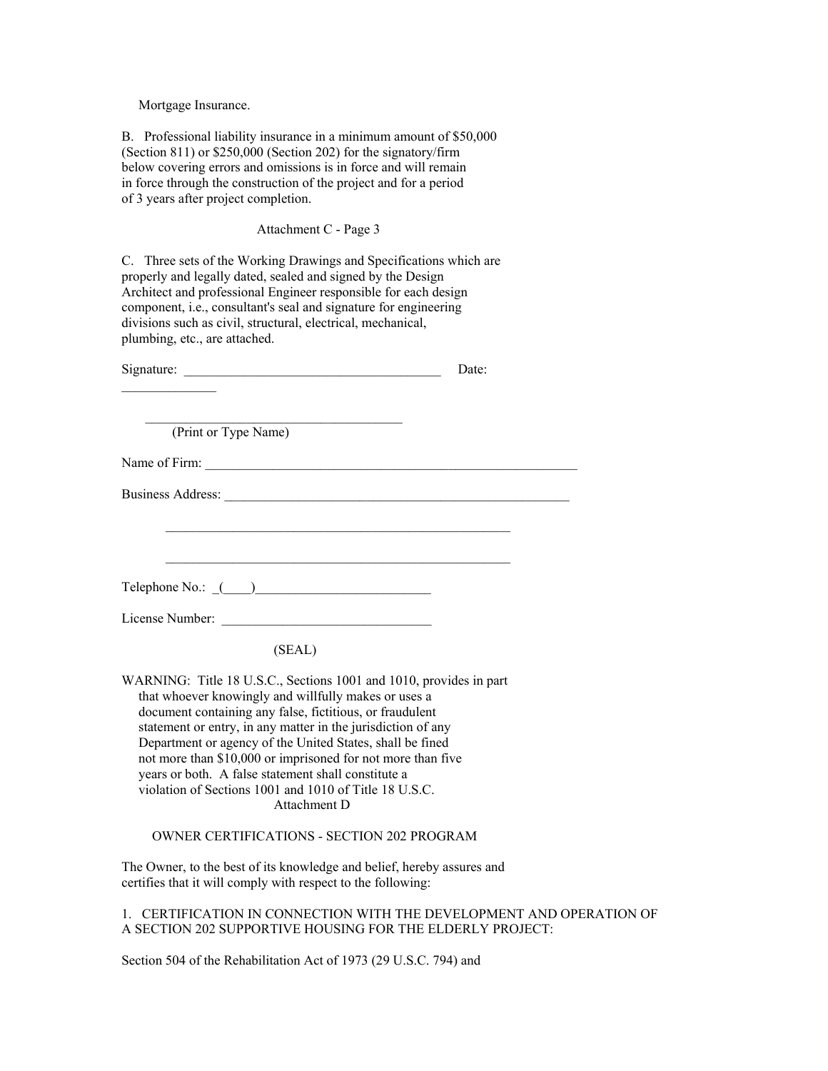Mortgage Insurance.

B. Professional liability insurance in a minimum amount of $50,000 (Section 811) or $250,000 (Section 202) for the signatory/firm below covering errors and omissions is in force and will remain in force through the construction of the project and for a period of 3 years after project completion.

Attachment C - Page 3

C. Three sets of the Working Drawings and Specifications which are properly and legally dated, sealed and signed by the Design Architect and professional Engineer responsible for each design component, i.e., consultant's seal and signature for engineering divisions such as civil, structural, electrical, mechanical, plumbing, etc., are attached.

Signature: ______________________________________ Date: ______________

______________________________________
(Print or Type Name)

Name of Firm: ________________________________________________________

Business Address: ____________________________________________________

____________________________________________________

____________________________________________________

Telephone No.: _(____)__________________________

License Number: _______________________________

(SEAL)

WARNING: Title 18 U.S.C., Sections 1001 and 1010, provides in part that whoever knowingly and willfully makes or uses a document containing any false, fictitious, or fraudulent statement or entry, in any matter in the jurisdiction of any Department or agency of the United States, shall be fined not more than $10,000 or imprisoned for not more than five years or both. A false statement shall constitute a violation of Sections 1001 and 1010 of Title 18 U.S.C.

Attachment D

## OWNER CERTIFICATIONS - SECTION 202 PROGRAM

The Owner, to the best of its knowledge and belief, hereby assures and certifies that it will comply with respect to the following:

1. CERTIFICATION IN CONNECTION WITH THE DEVELOPMENT AND OPERATION OF A SECTION 202 SUPPORTIVE HOUSING FOR THE ELDERLY PROJECT:

Section 504 of the Rehabilitation Act of 1973 (29 U.S.C. 794) and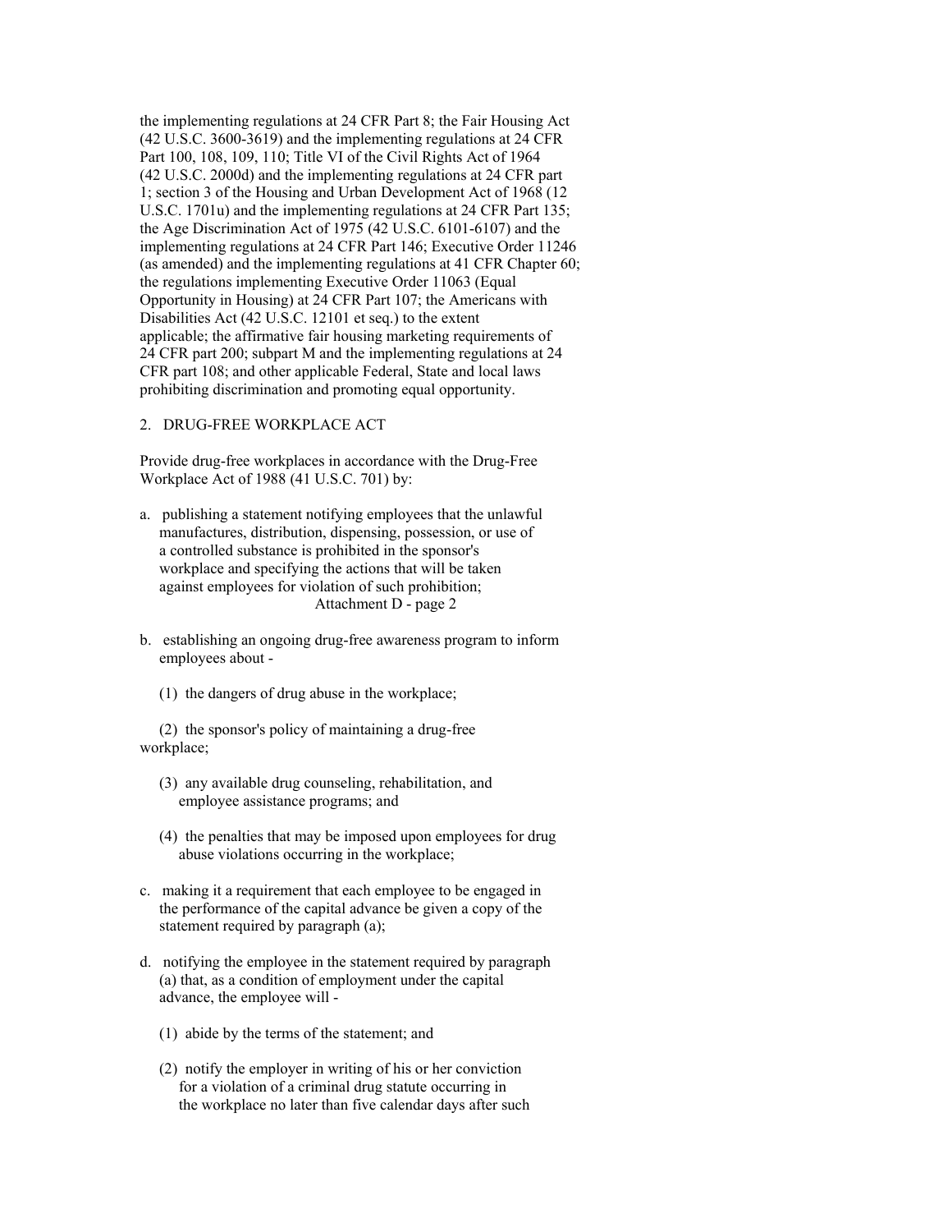the implementing regulations at 24 CFR Part 8; the Fair Housing Act (42 U.S.C. 3600-3619) and the implementing regulations at 24 CFR Part 100, 108, 109, 110; Title VI of the Civil Rights Act of 1964 (42 U.S.C. 2000d) and the implementing regulations at 24 CFR part 1; section 3 of the Housing and Urban Development Act of 1968 (12 U.S.C. 1701u) and the implementing regulations at 24 CFR Part 135; the Age Discrimination Act of 1975 (42 U.S.C. 6101-6107) and the implementing regulations at 24 CFR Part 146; Executive Order 11246 (as amended) and the implementing regulations at 41 CFR Chapter 60; the regulations implementing Executive Order 11063 (Equal Opportunity in Housing) at 24 CFR Part 107; the Americans with Disabilities Act (42 U.S.C. 12101 et seq.) to the extent applicable; the affirmative fair housing marketing requirements of 24 CFR part 200; subpart M and the implementing regulations at 24 CFR part 108; and other applicable Federal, State and local laws prohibiting discrimination and promoting equal opportunity.

2. DRUG-FREE WORKPLACE ACT

Provide drug-free workplaces in accordance with the Drug-Free Workplace Act of 1988 (41 U.S.C. 701) by:

a. publishing a statement notifying employees that the unlawful manufactures, distribution, dispensing, possession, or use of a controlled substance is prohibited in the sponsor's workplace and specifying the actions that will be taken against employees for violation of such prohibition;

b. establishing an ongoing drug-free awareness program to inform employees about -

   (1) the dangers of drug abuse in the workplace;

   (2) the sponsor's policy of maintaining a drug-free workplace;

   (3) any available drug counseling, rehabilitation, and employee assistance programs; and

   (4) the penalties that may be imposed upon employees for drug abuse violations occurring in the workplace;

c. making it a requirement that each employee to be engaged in the performance of the capital advance be given a copy of the statement required by paragraph (a);

d. notifying the employee in the statement required by paragraph (a) that, as a condition of employment under the capital advance, the employee will -

   (1) abide by the terms of the statement; and

   (2) notify the employer in writing of his or her conviction for a violation of a criminal drug statute occurring in the workplace no later than five calendar days after such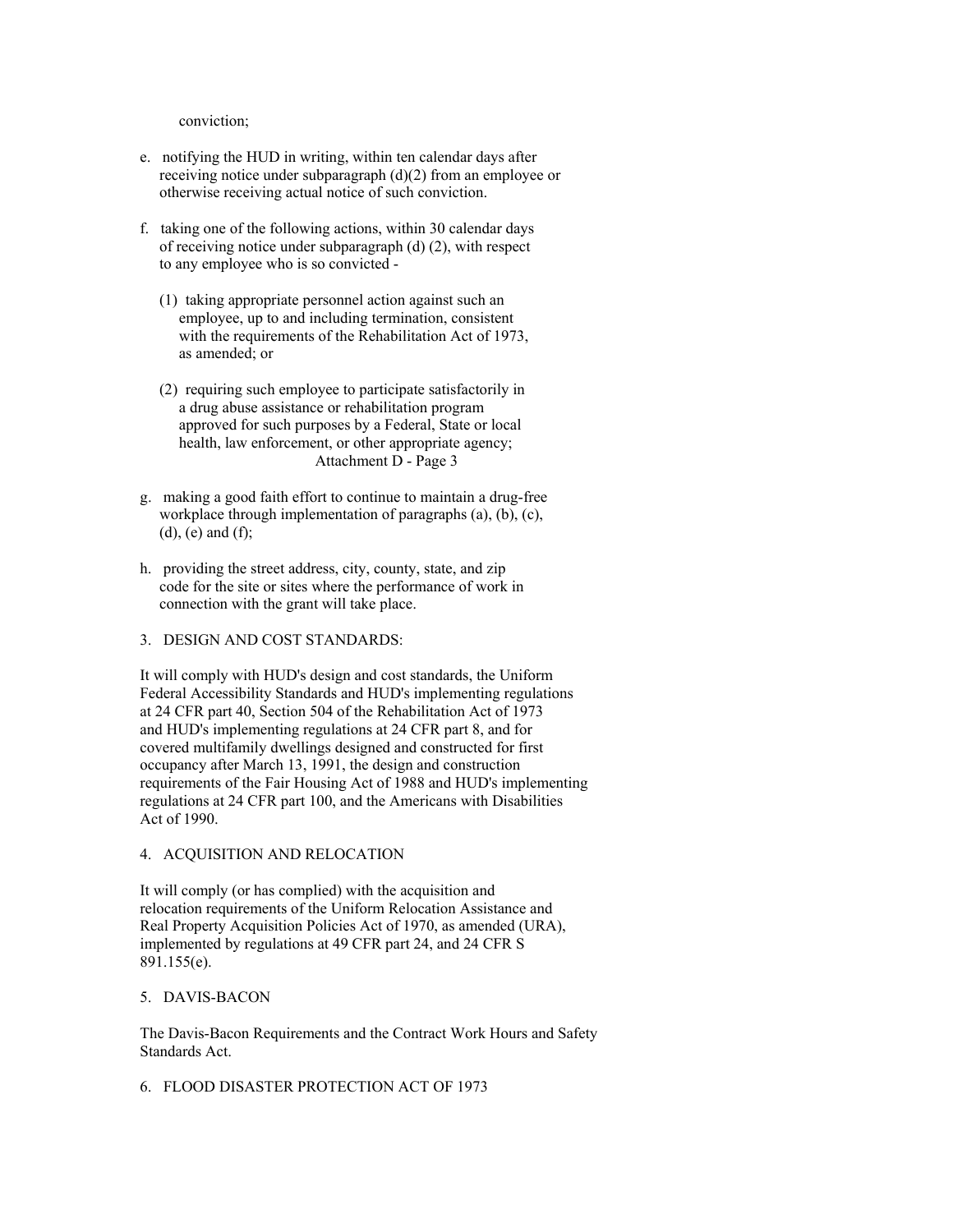conviction;

e. notifying the HUD in writing, within ten calendar days after receiving notice under subparagraph (d)(2) from an employee or otherwise receiving actual notice of such conviction.

f. taking one of the following actions, within 30 calendar days of receiving notice under subparagraph (d) (2), with respect to any employee who is so convicted -

   (1) taking appropriate personnel action against such an employee, up to and including termination, consistent with the requirements of the Rehabilitation Act of 1973, as amended; or

   (2) requiring such employee to participate satisfactorily in a drug abuse assistance or rehabilitation program approved for such purposes by a Federal, State or local health, law enforcement, or other appropriate agency;

Attachment D - Page 3

g. making a good faith effort to continue to maintain a drug-free workplace through implementation of paragraphs (a), (b), (c), (d), (e) and (f);

h. providing the street address, city, county, state, and zip code for the site or sites where the performance of work in connection with the grant will take place.

3. DESIGN AND COST STANDARDS:

It will comply with HUD's design and cost standards, the Uniform Federal Accessibility Standards and HUD's implementing regulations at 24 CFR part 40, Section 504 of the Rehabilitation Act of 1973 and HUD's implementing regulations at 24 CFR part 8, and for covered multifamily dwellings designed and constructed for first occupancy after March 13, 1991, the design and construction requirements of the Fair Housing Act of 1988 and HUD's implementing regulations at 24 CFR part 100, and the Americans with Disabilities Act of 1990.

4. ACQUISITION AND RELOCATION

It will comply (or has complied) with the acquisition and relocation requirements of the Uniform Relocation Assistance and Real Property Acquisition Policies Act of 1970, as amended (URA), implemented by regulations at 49 CFR part 24, and 24 CFR S 891.155(e).

5. DAVIS-BACON

The Davis-Bacon Requirements and the Contract Work Hours and Safety Standards Act.

6. FLOOD DISASTER PROTECTION ACT OF 1973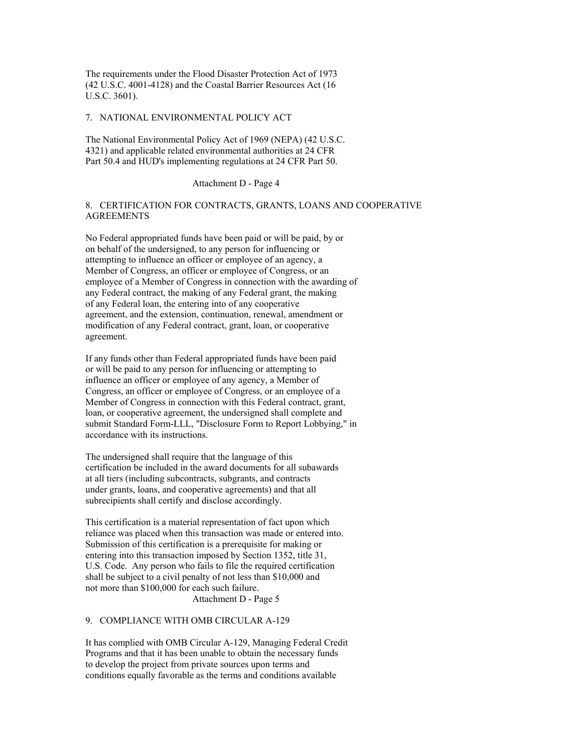The requirements under the Flood Disaster Protection Act of 1973 (42 U.S.C. 4001-4128) and the Coastal Barrier Resources Act (16 U.S.C. 3601).

## 7. NATIONAL ENVIRONMENTAL POLICY ACT

The National Environmental Policy Act of 1969 (NEPA) (42 U.S.C. 4321) and applicable related environmental authorities at 24 CFR Part 50.4 and HUD's implementing regulations at 24 CFR Part 50.

## 8. CERTIFICATION FOR CONTRACTS, GRANTS, LOANS AND COOPERATIVE AGREEMENTS

No Federal appropriated funds have been paid or will be paid, by or on behalf of the undersigned, to any person for influencing or attempting to influence an officer or employee of an agency, a Member of Congress, an officer or employee of Congress, or an employee of a Member of Congress in connection with the awarding of any Federal contract, the making of any Federal grant, the making of any Federal loan, the entering into of any cooperative agreement, and the extension, continuation, renewal, amendment or modification of any Federal contract, grant, loan, or cooperative agreement.

If any funds other than Federal appropriated funds have been paid or will be paid to any person for influencing or attempting to influence an officer or employee of any agency, a Member of Congress, an officer or employee of Congress, or an employee of a Member of Congress in connection with this Federal contract, grant, loan, or cooperative agreement, the undersigned shall complete and submit Standard Form-LLL, "Disclosure Form to Report Lobbying," in accordance with its instructions.

The undersigned shall require that the language of this certification be included in the award documents for all subawards at all tiers (including subcontracts, subgrants, and contracts under grants, loans, and cooperative agreements) and that all subrecipients shall certify and disclose accordingly.

This certification is a material representation of fact upon which reliance was placed when this transaction was made or entered into. Submission of this certification is a prerequisite for making or entering into this transaction imposed by Section 1352, title 31, U.S. Code. Any person who fails to file the required certification shall be subject to a civil penalty of not less than $10,000 and not more than $100,000 for each such failure.

## 9. COMPLIANCE WITH OMB CIRCULAR A-129

It has complied with OMB Circular A-129, Managing Federal Credit Programs and that it has been unable to obtain the necessary funds to develop the project from private sources upon terms and conditions equally favorable as the terms and conditions available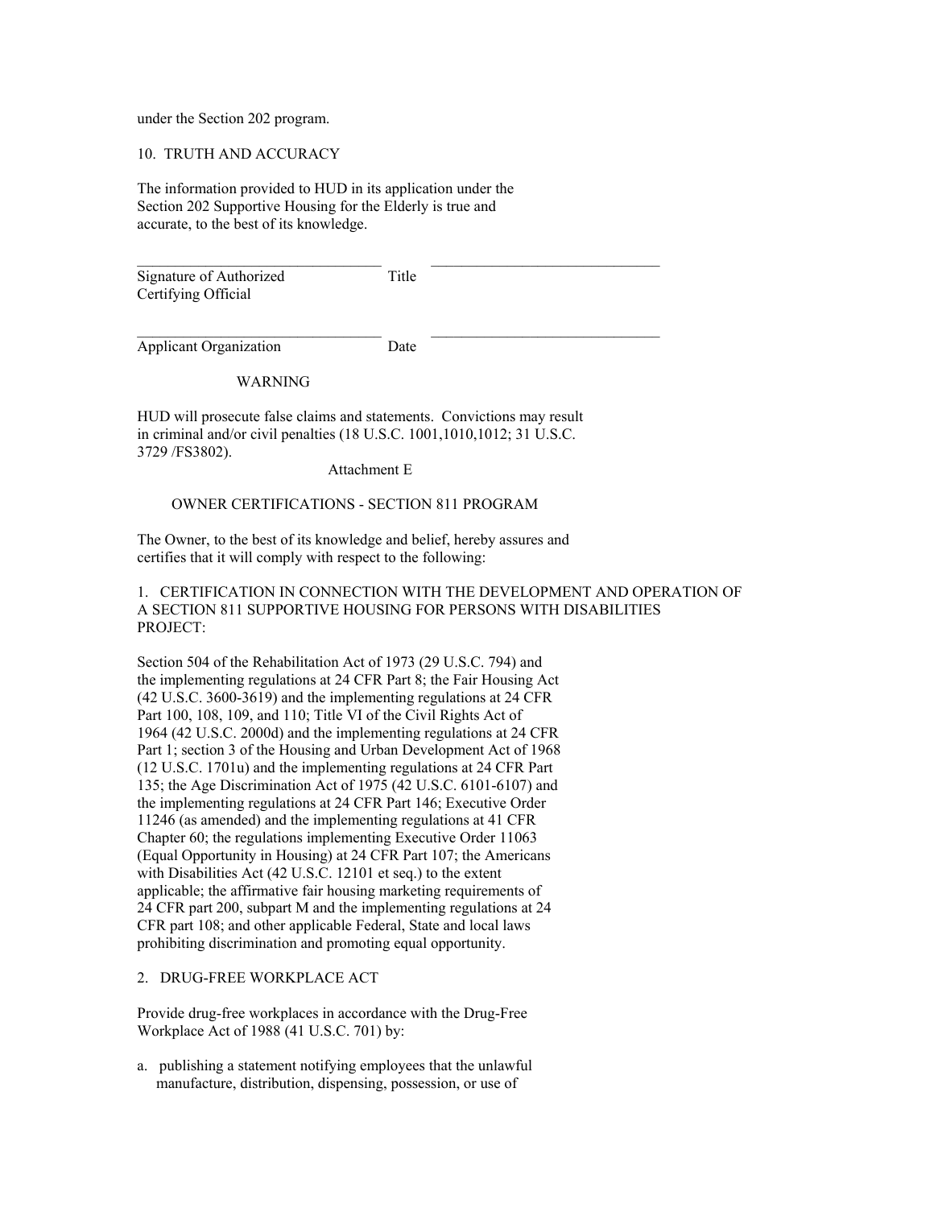under the Section 202 program.

10. TRUTH AND ACCURACY

The information provided to HUD in its application under the Section 202 Supportive Housing for the Elderly is true and accurate, to the best of its knowledge.

| | | |
|---|---|---|
| Signature of Authorized Certifying Official | Title | |
| Applicant Organization | Date | |

WARNING

HUD will prosecute false claims and statements. Convictions may result in criminal and/or civil penalties (18 U.S.C. 1001,1010,1012; 31 U.S.C. 3729 /FS3802).

Attachment E

## OWNER CERTIFICATIONS - SECTION 811 PROGRAM

The Owner, to the best of its knowledge and belief, hereby assures and certifies that it will comply with respect to the following:

1. CERTIFICATION IN CONNECTION WITH THE DEVELOPMENT AND OPERATION OF A SECTION 811 SUPPORTIVE HOUSING FOR PERSONS WITH DISABILITIES PROJECT:

Section 504 of the Rehabilitation Act of 1973 (29 U.S.C. 794) and the implementing regulations at 24 CFR Part 8; the Fair Housing Act (42 U.S.C. 3600-3619) and the implementing regulations at 24 CFR Part 100, 108, 109, and 110; Title VI of the Civil Rights Act of 1964 (42 U.S.C. 2000d) and the implementing regulations at 24 CFR Part 1; section 3 of the Housing and Urban Development Act of 1968 (12 U.S.C. 1701u) and the implementing regulations at 24 CFR Part 135; the Age Discrimination Act of 1975 (42 U.S.C. 6101-6107) and the implementing regulations at 24 CFR Part 146; Executive Order 11246 (as amended) and the implementing regulations at 41 CFR Chapter 60; the regulations implementing Executive Order 11063 (Equal Opportunity in Housing) at 24 CFR Part 107; the Americans with Disabilities Act (42 U.S.C. 12101 et seq.) to the extent applicable; the affirmative fair housing marketing requirements of 24 CFR part 200, subpart M and the implementing regulations at 24 CFR part 108; and other applicable Federal, State and local laws prohibiting discrimination and promoting equal opportunity.

2. DRUG-FREE WORKPLACE ACT

Provide drug-free workplaces in accordance with the Drug-Free Workplace Act of 1988 (41 U.S.C. 701) by:

a. publishing a statement notifying employees that the unlawful manufacture, distribution, dispensing, possession, or use of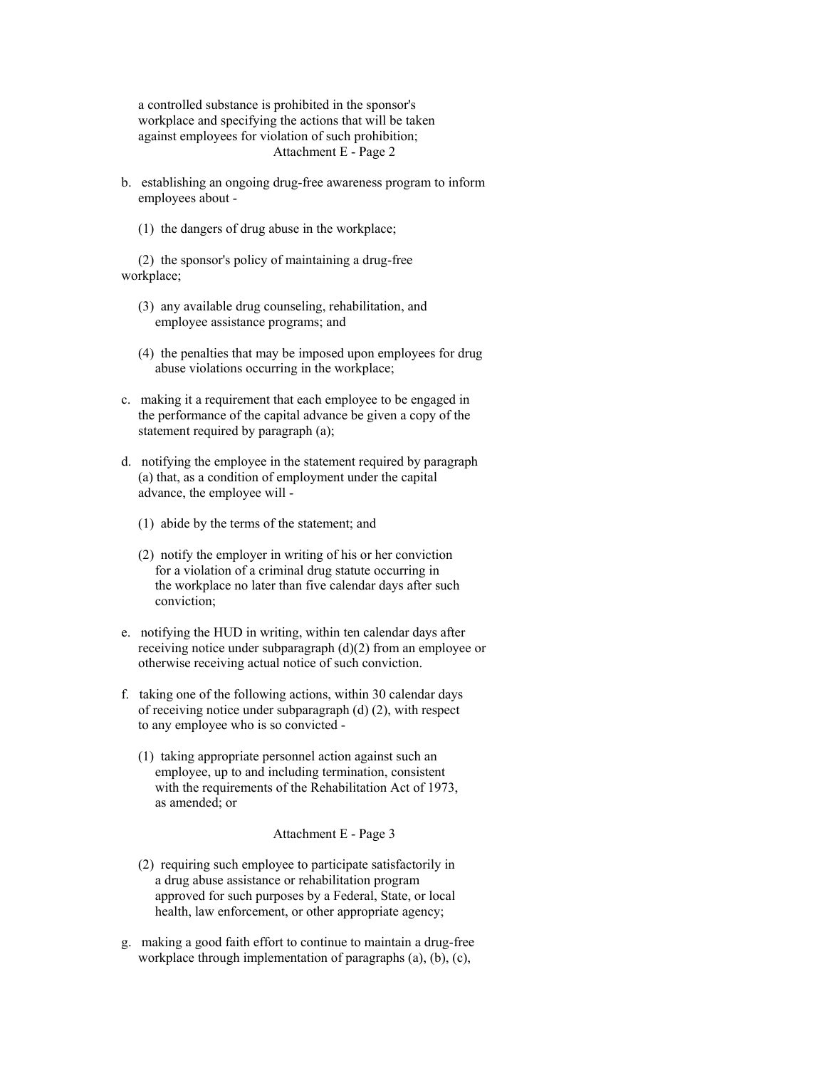a controlled substance is prohibited in the sponsor's workplace and specifying the actions that will be taken against employees for violation of such prohibition;

b. establishing an ongoing drug-free awareness program to inform employees about -

   (1) the dangers of drug abuse in the workplace;

   (2) the sponsor's policy of maintaining a drug-free workplace;

   (3) any available drug counseling, rehabilitation, and employee assistance programs; and

   (4) the penalties that may be imposed upon employees for drug abuse violations occurring in the workplace;

c. making it a requirement that each employee to be engaged in the performance of the capital advance be given a copy of the statement required by paragraph (a);

d. notifying the employee in the statement required by paragraph (a) that, as a condition of employment under the capital advance, the employee will -

   (1) abide by the terms of the statement; and

   (2) notify the employer in writing of his or her conviction for a violation of a criminal drug statute occurring in the workplace no later than five calendar days after such conviction;

e. notifying the HUD in writing, within ten calendar days after receiving notice under subparagraph (d)(2) from an employee or otherwise receiving actual notice of such conviction.

f. taking one of the following actions, within 30 calendar days of receiving notice under subparagraph (d) (2), with respect to any employee who is so convicted -

   (1) taking appropriate personnel action against such an employee, up to and including termination, consistent with the requirements of the Rehabilitation Act of 1973, as amended; or

   (2) requiring such employee to participate satisfactorily in a drug abuse assistance or rehabilitation program approved for such purposes by a Federal, State, or local health, law enforcement, or other appropriate agency;

g. making a good faith effort to continue to maintain a drug-free workplace through implementation of paragraphs (a), (b), (c),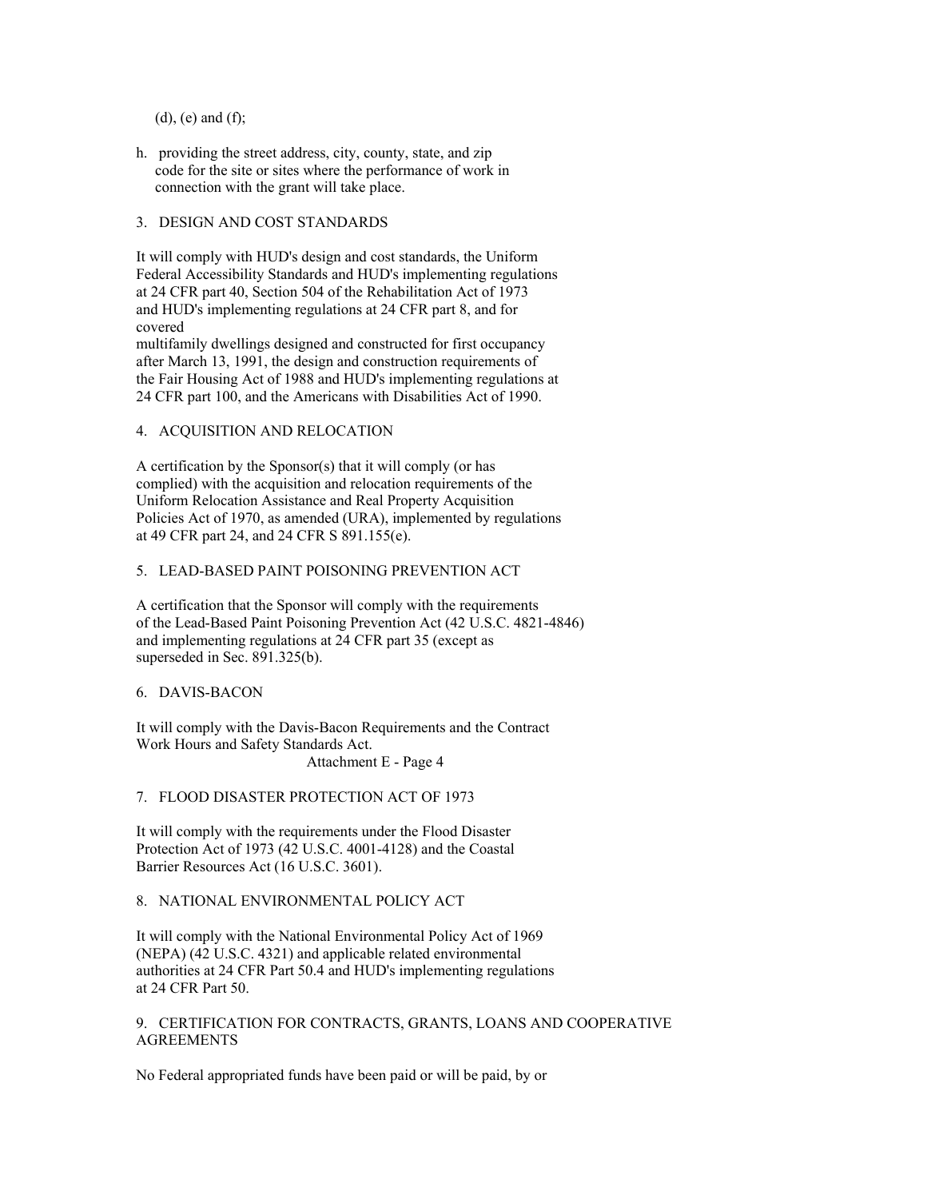(d), (e) and (f);

h. providing the street address, city, county, state, and zip code for the site or sites where the performance of work in connection with the grant will take place.

3. DESIGN AND COST STANDARDS

It will comply with HUD's design and cost standards, the Uniform Federal Accessibility Standards and HUD's implementing regulations at 24 CFR part 40, Section 504 of the Rehabilitation Act of 1973 and HUD's implementing regulations at 24 CFR part 8, and for covered
multifamily dwellings designed and constructed for first occupancy after March 13, 1991, the design and construction requirements of the Fair Housing Act of 1988 and HUD's implementing regulations at 24 CFR part 100, and the Americans with Disabilities Act of 1990.

4. ACQUISITION AND RELOCATION

A certification by the Sponsor(s) that it will comply (or has complied) with the acquisition and relocation requirements of the Uniform Relocation Assistance and Real Property Acquisition Policies Act of 1970, as amended (URA), implemented by regulations at 49 CFR part 24, and 24 CFR S 891.155(e).

5. LEAD-BASED PAINT POISONING PREVENTION ACT

A certification that the Sponsor will comply with the requirements of the Lead-Based Paint Poisoning Prevention Act (42 U.S.C. 4821-4846) and implementing regulations at 24 CFR part 35 (except as superseded in Sec. 891.325(b).

6. DAVIS-BACON

It will comply with the Davis-Bacon Requirements and the Contract Work Hours and Safety Standards Act.

Attachment E - Page 4

7. FLOOD DISASTER PROTECTION ACT OF 1973

It will comply with the requirements under the Flood Disaster Protection Act of 1973 (42 U.S.C. 4001-4128) and the Coastal Barrier Resources Act (16 U.S.C. 3601).

8. NATIONAL ENVIRONMENTAL POLICY ACT

It will comply with the National Environmental Policy Act of 1969 (NEPA) (42 U.S.C. 4321) and applicable related environmental authorities at 24 CFR Part 50.4 and HUD's implementing regulations at 24 CFR Part 50.

9. CERTIFICATION FOR CONTRACTS, GRANTS, LOANS AND COOPERATIVE AGREEMENTS

No Federal appropriated funds have been paid or will be paid, by or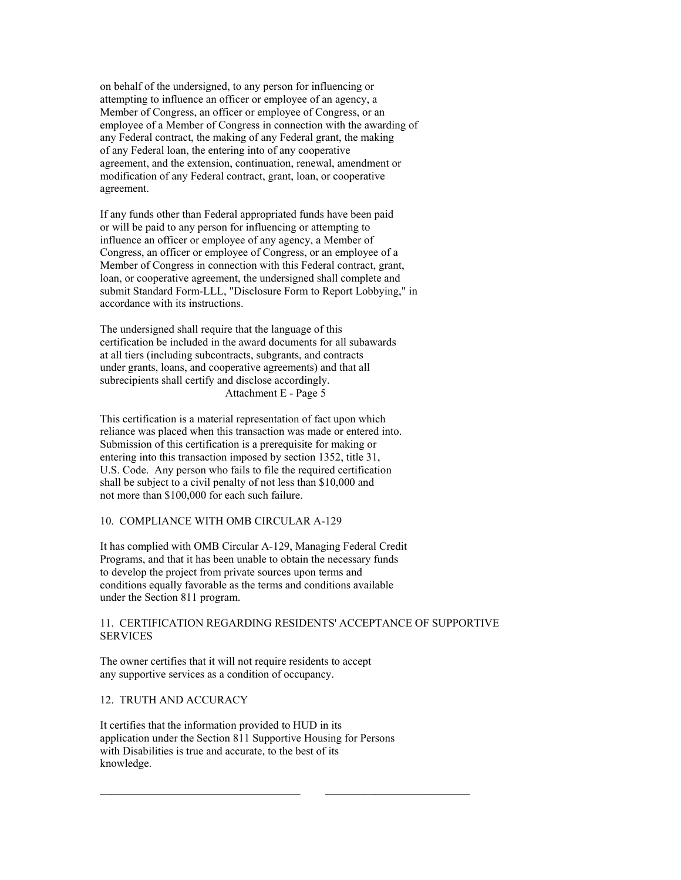on behalf of the undersigned, to any person for influencing or attempting to influence an officer or employee of an agency, a Member of Congress, an officer or employee of Congress, or an employee of a Member of Congress in connection with the awarding of any Federal contract, the making of any Federal grant, the making of any Federal loan, the entering into of any cooperative agreement, and the extension, continuation, renewal, amendment or modification of any Federal contract, grant, loan, or cooperative agreement.

If any funds other than Federal appropriated funds have been paid or will be paid to any person for influencing or attempting to influence an officer or employee of any agency, a Member of Congress, an officer or employee of Congress, or an employee of a Member of Congress in connection with this Federal contract, grant, loan, or cooperative agreement, the undersigned shall complete and submit Standard Form-LLL, "Disclosure Form to Report Lobbying," in accordance with its instructions.

The undersigned shall require that the language of this certification be included in the award documents for all subawards at all tiers (including subcontracts, subgrants, and contracts under grants, loans, and cooperative agreements) and that all subrecipients shall certify and disclose accordingly.

This certification is a material representation of fact upon which reliance was placed when this transaction was made or entered into. Submission of this certification is a prerequisite for making or entering into this transaction imposed by section 1352, title 31, U.S. Code. Any person who fails to file the required certification shall be subject to a civil penalty of not less than $10,000 and not more than $100,000 for each such failure.

10. COMPLIANCE WITH OMB CIRCULAR A-129

It has complied with OMB Circular A-129, Managing Federal Credit Programs, and that it has been unable to obtain the necessary funds to develop the project from private sources upon terms and conditions equally favorable as the terms and conditions available under the Section 811 program.

11. CERTIFICATION REGARDING RESIDENTS' ACCEPTANCE OF SUPPORTIVE SERVICES

The owner certifies that it will not require residents to accept any supportive services as a condition of occupancy.

12. TRUTH AND ACCURACY

It certifies that the information provided to HUD in its application under the Section 811 Supportive Housing for Persons with Disabilities is true and accurate, to the best of its knowledge.

\_\_\_\_\_\_\_\_\_\_\_\_\_\_\_\_\_\_\_\_\_\_\_\_\_\_\_\_\_\_\_\_\_\_\_\_ \_\_\_\_\_\_\_\_\_\_\_\_\_\_\_\_\_\_\_\_\_\_\_\_\_\_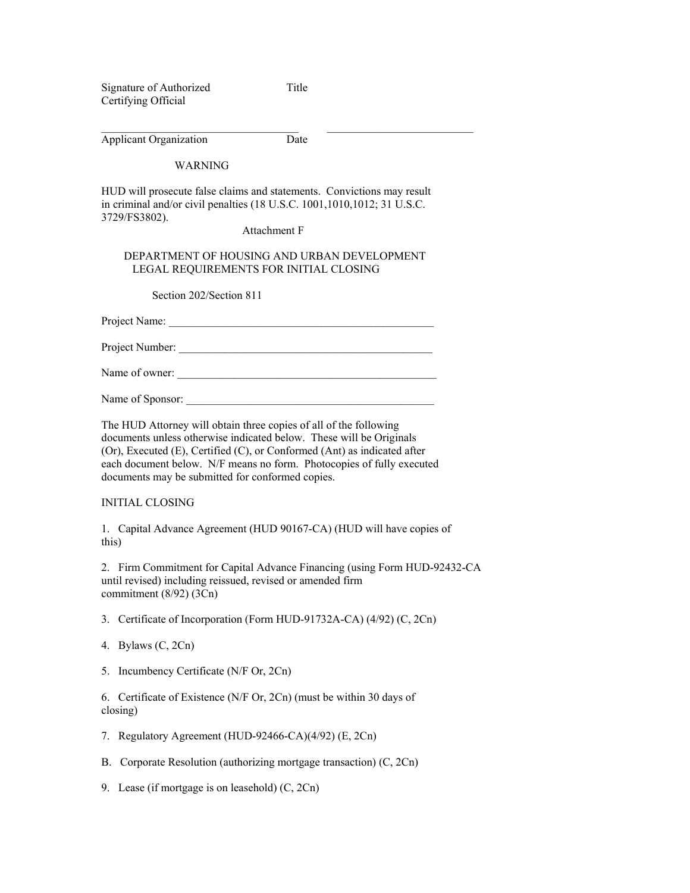Signature of Authorized Certifying Official &nbsp;&nbsp;&nbsp;&nbsp;&nbsp;&nbsp;&nbsp;&nbsp; Title

\_\_\_\_\_\_\_\_\_\_\_\_\_\_\_\_\_\_\_\_\_\_\_\_\_\_\_\_\_\_\_\_\_\_\_ &nbsp;&nbsp;&nbsp;&nbsp; \_\_\_\_\_\_\_\_\_\_\_\_\_\_\_\_\_\_\_\_\_\_\_\_\_\_

Applicant Organization &nbsp;&nbsp;&nbsp;&nbsp;&nbsp;&nbsp;&nbsp;&nbsp; Date

WARNING

HUD will prosecute false claims and statements. Convictions may result in criminal and/or civil penalties (18 U.S.C. 1001,1010,1012; 31 U.S.C. 3729/FS3802).

Attachment F

DEPARTMENT OF HOUSING AND URBAN DEVELOPMENT
LEGAL REQUIREMENTS FOR INITIAL CLOSING

Section 202/Section 811

Project Name: \_\_\_\_\_\_\_\_\_\_\_\_\_\_\_\_\_\_\_\_\_\_\_\_\_\_\_\_\_\_\_\_\_\_\_\_\_\_\_\_\_\_\_\_\_\_\_\_

Project Number: \_\_\_\_\_\_\_\_\_\_\_\_\_\_\_\_\_\_\_\_\_\_\_\_\_\_\_\_\_\_\_\_\_\_\_\_\_\_\_\_\_\_\_\_\_\_

Name of owner: \_\_\_\_\_\_\_\_\_\_\_\_\_\_\_\_\_\_\_\_\_\_\_\_\_\_\_\_\_\_\_\_\_\_\_\_\_\_\_\_\_\_\_\_\_\_\_

Name of Sponsor: \_\_\_\_\_\_\_\_\_\_\_\_\_\_\_\_\_\_\_\_\_\_\_\_\_\_\_\_\_\_\_\_\_\_\_\_\_\_\_\_\_\_\_\_\_

The HUD Attorney will obtain three copies of all of the following documents unless otherwise indicated below. These will be Originals (Or), Executed (E), Certified (C), or Conformed (Ant) as indicated after each document below. N/F means no form. Photocopies of fully executed documents may be submitted for conformed copies.

INITIAL CLOSING

1. Capital Advance Agreement (HUD 90167-CA) (HUD will have copies of this)

2. Firm Commitment for Capital Advance Financing (using Form HUD-92432-CA until revised) including reissued, revised or amended firm commitment (8/92) (3Cn)

3. Certificate of Incorporation (Form HUD-91732A-CA) (4/92) (C, 2Cn)

4. Bylaws (C, 2Cn)

5. Incumbency Certificate (N/F Or, 2Cn)

6. Certificate of Existence (N/F Or, 2Cn) (must be within 30 days of closing)

7. Regulatory Agreement (HUD-92466-CA)(4/92) (E, 2Cn)

B. Corporate Resolution (authorizing mortgage transaction) (C, 2Cn)

9. Lease (if mortgage is on leasehold) (C, 2Cn)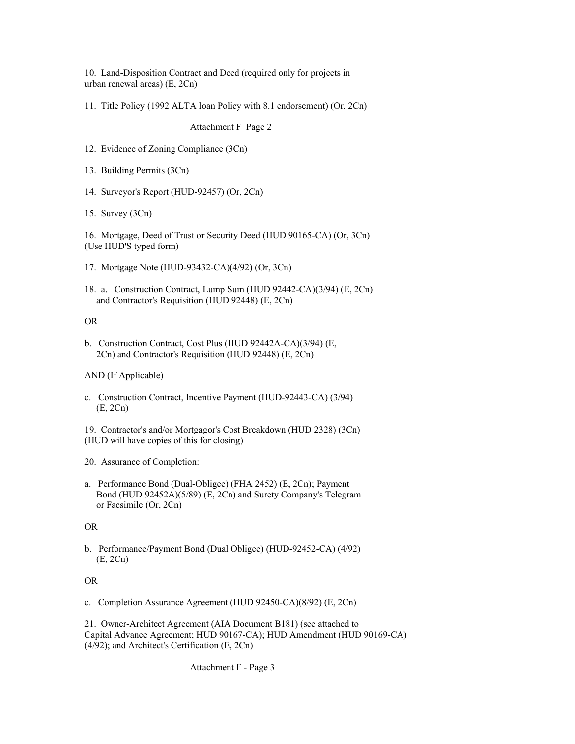10. Land-Disposition Contract and Deed (required only for projects in urban renewal areas) (E, 2Cn)

11. Title Policy (1992 ALTA loan Policy with 8.1 endorsement) (Or, 2Cn)

12. Evidence of Zoning Compliance (3Cn)

13. Building Permits (3Cn)

14. Surveyor's Report (HUD-92457) (Or, 2Cn)

15. Survey (3Cn)

16. Mortgage, Deed of Trust or Security Deed (HUD 90165-CA) (Or, 3Cn) (Use HUD'S typed form)

17. Mortgage Note (HUD-93432-CA)(4/92) (Or, 3Cn)

18. a. Construction Contract, Lump Sum (HUD 92442-CA)(3/94) (E, 2Cn) and Contractor's Requisition (HUD 92448) (E, 2Cn)

OR

b. Construction Contract, Cost Plus (HUD 92442A-CA)(3/94) (E, 2Cn) and Contractor's Requisition (HUD 92448) (E, 2Cn)

AND (If Applicable)

c. Construction Contract, Incentive Payment (HUD-92443-CA) (3/94) (E, 2Cn)

19. Contractor's and/or Mortgagor's Cost Breakdown (HUD 2328) (3Cn) (HUD will have copies of this for closing)

20. Assurance of Completion:

a. Performance Bond (Dual-Obligee) (FHA 2452) (E, 2Cn); Payment Bond (HUD 92452A)(5/89) (E, 2Cn) and Surety Company's Telegram or Facsimile (Or, 2Cn)

OR

b. Performance/Payment Bond (Dual Obligee) (HUD-92452-CA) (4/92) (E, 2Cn)

OR

c. Completion Assurance Agreement (HUD 92450-CA)(8/92) (E, 2Cn)

21. Owner-Architect Agreement (AIA Document B181) (see attached to Capital Advance Agreement; HUD 90167-CA); HUD Amendment (HUD 90169-CA) (4/92); and Architect's Certification (E, 2Cn)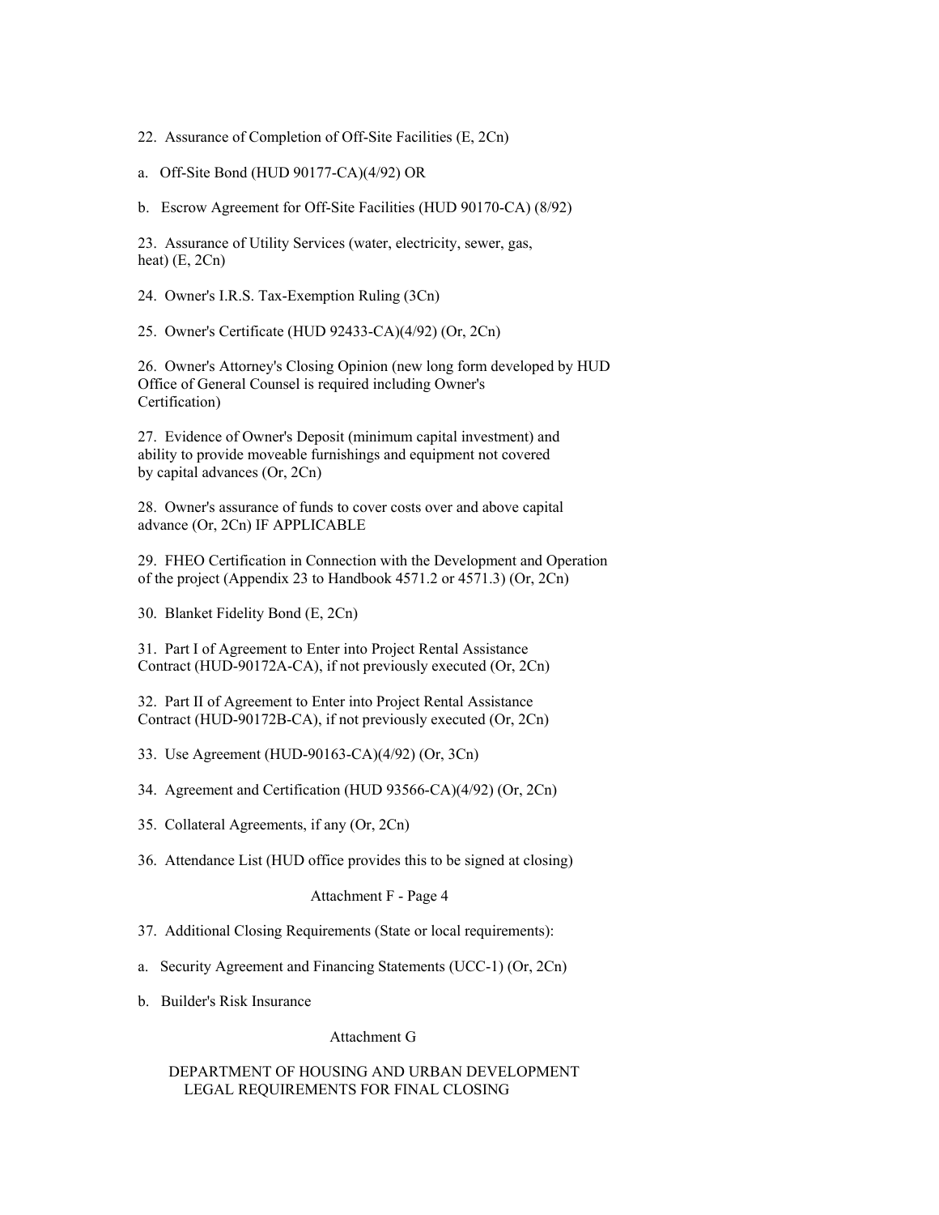22. Assurance of Completion of Off-Site Facilities (E, 2Cn)

a. Off-Site Bond (HUD 90177-CA)(4/92) OR

b. Escrow Agreement for Off-Site Facilities (HUD 90170-CA) (8/92)

23. Assurance of Utility Services (water, electricity, sewer, gas, heat) (E, 2Cn)

24. Owner's I.R.S. Tax-Exemption Ruling (3Cn)

25. Owner's Certificate (HUD 92433-CA)(4/92) (Or, 2Cn)

26. Owner's Attorney's Closing Opinion (new long form developed by HUD Office of General Counsel is required including Owner's Certification)

27. Evidence of Owner's Deposit (minimum capital investment) and ability to provide moveable furnishings and equipment not covered by capital advances (Or, 2Cn)

28. Owner's assurance of funds to cover costs over and above capital advance (Or, 2Cn) IF APPLICABLE

29. FHEO Certification in Connection with the Development and Operation of the project (Appendix 23 to Handbook 4571.2 or 4571.3) (Or, 2Cn)

30. Blanket Fidelity Bond (E, 2Cn)

31. Part I of Agreement to Enter into Project Rental Assistance Contract (HUD-90172A-CA), if not previously executed (Or, 2Cn)

32. Part II of Agreement to Enter into Project Rental Assistance Contract (HUD-90172B-CA), if not previously executed (Or, 2Cn)

33. Use Agreement (HUD-90163-CA)(4/92) (Or, 3Cn)

34. Agreement and Certification (HUD 93566-CA)(4/92) (Or, 2Cn)

35. Collateral Agreements, if any (Or, 2Cn)

36. Attendance List (HUD office provides this to be signed at closing)

Attachment F - Page 4

37. Additional Closing Requirements (State or local requirements):

a. Security Agreement and Financing Statements (UCC-1) (Or, 2Cn)

b. Builder's Risk Insurance

Attachment G

DEPARTMENT OF HOUSING AND URBAN DEVELOPMENT
LEGAL REQUIREMENTS FOR FINAL CLOSING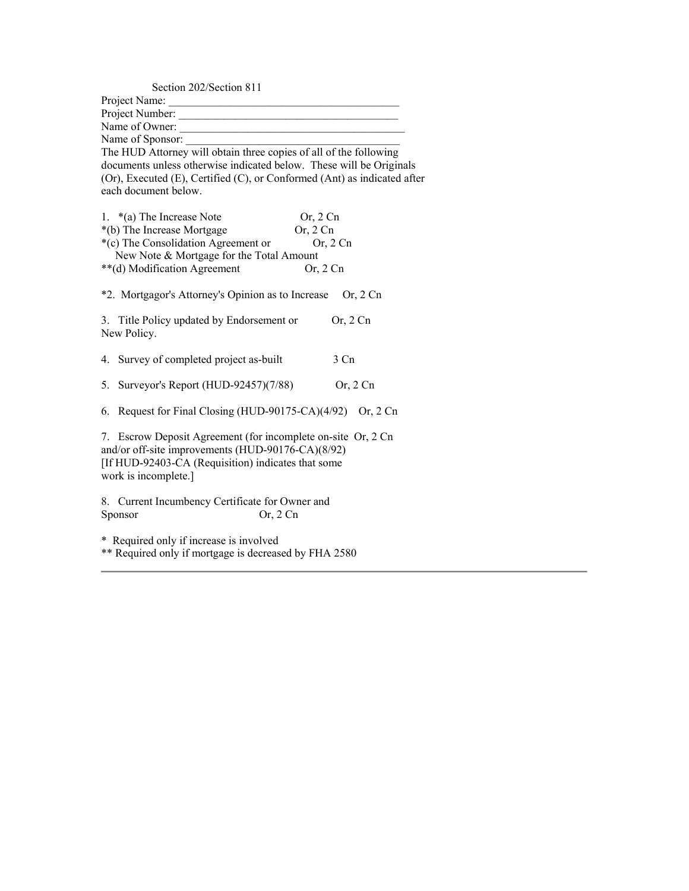Section 202/Section 811

Project Name: ________________________________________

Project Number: ______________________________________

Name of Owner: _______________________________________

Name of Sponsor: ______________________________________

The HUD Attorney will obtain three copies of all of the following documents unless otherwise indicated below. These will be Originals (Or), Executed (E), Certified (C), or Conformed (Ant) as indicated after each document below.

1. *(a) The Increase Note Or, 2 Cn
*(b) The Increase Mortgage Or, 2 Cn
*(c) The Consolidation Agreement or New Note & Mortgage for the Total Amount Or, 2 Cn
**(d) Modification Agreement Or, 2 Cn

*2. Mortgagor's Attorney's Opinion as to Increase Or, 2 Cn

3. Title Policy updated by Endorsement or New Policy. Or, 2 Cn

4. Survey of completed project as-built 3 Cn

5. Surveyor's Report (HUD-92457)(7/88) Or, 2 Cn

6. Request for Final Closing (HUD-90175-CA)(4/92) Or, 2 Cn

7. Escrow Deposit Agreement (for incomplete on-site and/or off-site improvements (HUD-90176-CA)(8/92) [If HUD-92403-CA (Requisition) indicates that some work is incomplete.] Or, 2 Cn

8. Current Incumbency Certificate for Owner and Sponsor Or, 2 Cn

* Required only if increase is involved
** Required only if mortgage is decreased by FHA 2580

---